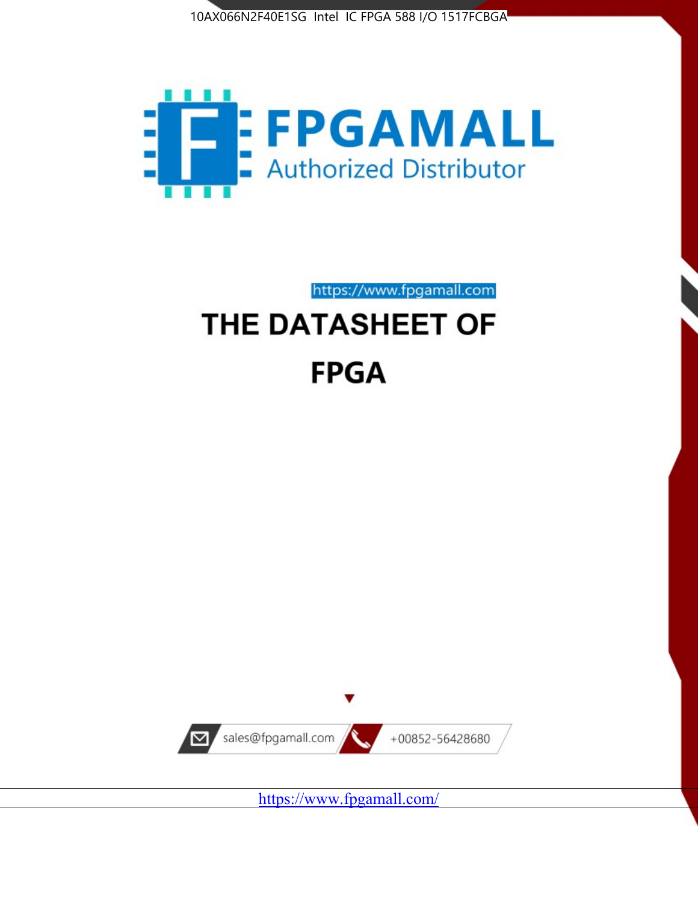10AX066N2F40E1SG Intel IC FPGA 588 I/O 1517FCBGA

FPGAMALL

Authorized Distributor

https://www.fpgamall.com

# THE DATASHEET OF

# FPGA

sales@fpgamall.com

+00852-56428680

https://www.fpgamall.com/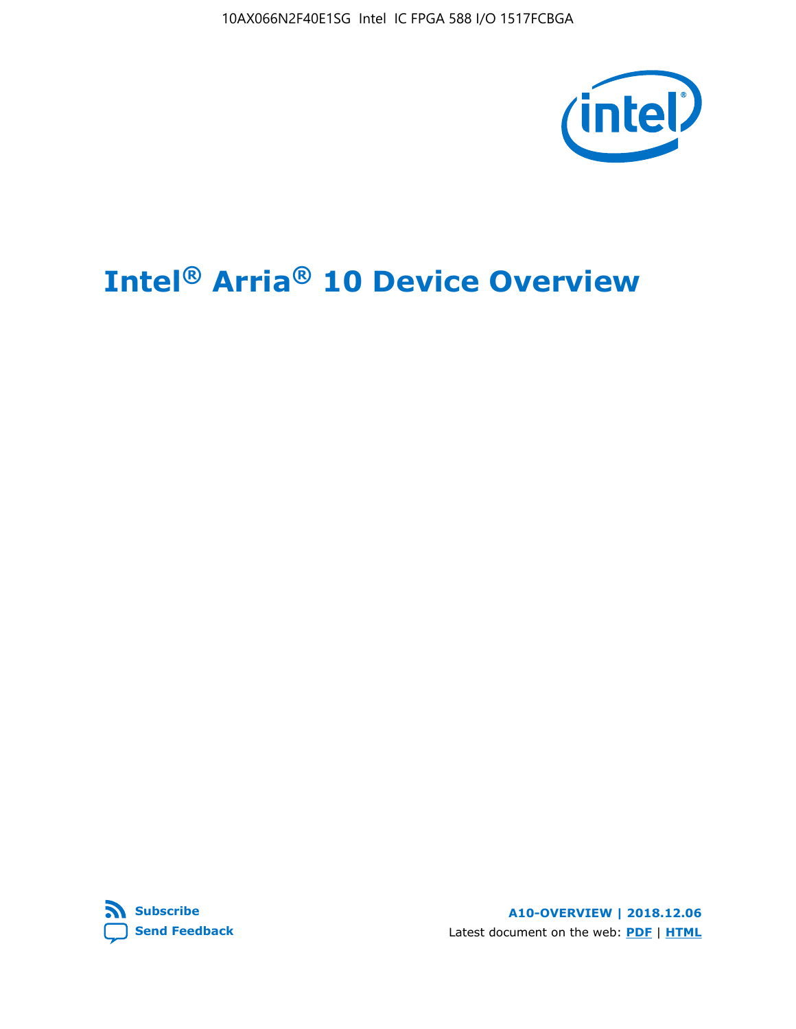10AX066N2F40E1SG Intel IC FPGA 588 I/O 1517FCBGA

# Intel® Arria® 10 Device Overview

Subscribe
Send Feedback

**A10-OVERVIEW | 2018.12.06**

Latest document on the web: **PDF** | **HTML**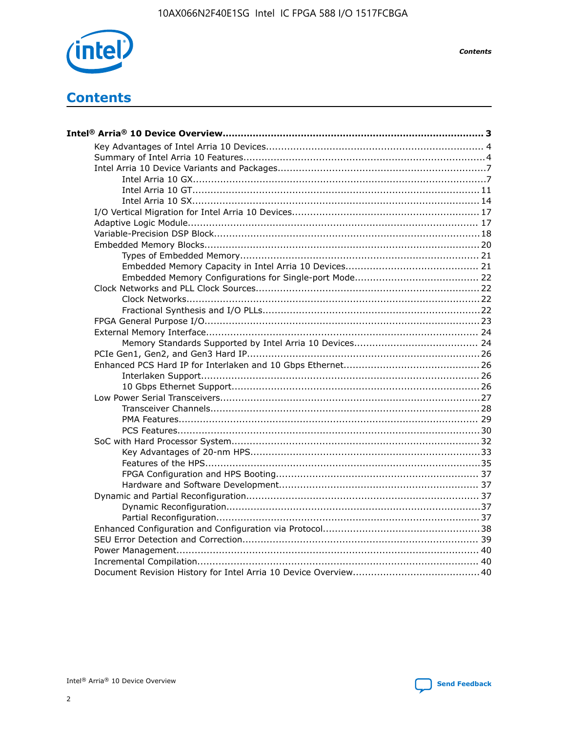# Contents

**Intel® Arria® 10 Device Overview....................................................................................... 3**

- Key Advantages of Intel Arria 10 Devices........................................................................ 4
- Summary of Intel Arria 10 Features................................................................................4
- Intel Arria 10 Device Variants and Packages.....................................................................7
    - Intel Arria 10 GX.................................................................................................7
    - Intel Arria 10 GT............................................................................................... 11
    - Intel Arria 10 SX............................................................................................... 14
- I/O Vertical Migration for Intel Arria 10 Devices.............................................................. 17
- Adaptive Logic Module................................................................................................ 17
- Variable-Precision DSP Block.......................................................................................18
- Embedded Memory Blocks...........................................................................................20
    - Types of Embedded Memory............................................................................... 21
    - Embedded Memory Capacity in Intel Arria 10 Devices............................................ 21
    - Embedded Memory Configurations for Single-port Mode......................................... 22
- Clock Networks and PLL Clock Sources.........................................................................22
    - Clock Networks.................................................................................................22
    - Fractional Synthesis and I/O PLLs........................................................................22
- FPGA General Purpose I/O..........................................................................................23
- External Memory Interface.......................................................................................... 24
    - Memory Standards Supported by Intel Arria 10 Devices......................................... 24
- PCIe Gen1, Gen2, and Gen3 Hard IP.............................................................................26
- Enhanced PCS Hard IP for Interlaken and 10 Gbps Ethernet.............................................26
    - Interlaken Support............................................................................................ 26
    - 10 Gbps Ethernet Support.................................................................................. 26
- Low Power Serial Transceivers.....................................................................................27
    - Transceiver Channels.........................................................................................28
    - PMA Features................................................................................................... 29
    - PCS Features....................................................................................................30
- SoC with Hard Processor System..................................................................................32
    - Key Advantages of 20-nm HPS............................................................................33
    - Features of the HPS...........................................................................................35
    - FPGA Configuration and HPS Booting................................................................... 37
    - Hardware and Software Development.................................................................. 37
- Dynamic and Partial Reconfiguration............................................................................37
    - Dynamic Reconfiguration....................................................................................37
    - Partial Reconfiguration.......................................................................................37
- Enhanced Configuration and Configuration via Protocol....................................................38
- SEU Error Detection and Correction.............................................................................. 39
- Power Management................................................................................................... 40
- Incremental Compilation............................................................................................. 40
- Document Revision History for Intel Arria 10 Device Overview..........................................40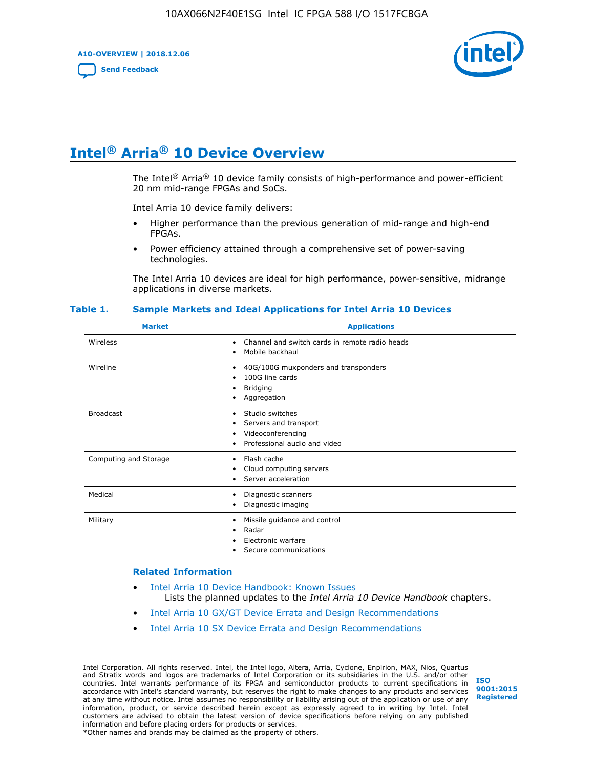# Intel® Arria® 10 Device Overview

The Intel® Arria® 10 device family consists of high-performance and power-efficient 20 nm mid-range FPGAs and SoCs.

Intel Arria 10 device family delivers:

- Higher performance than the previous generation of mid-range and high-end FPGAs.
- Power efficiency attained through a comprehensive set of power-saving technologies.

The Intel Arria 10 devices are ideal for high performance, power-sensitive, midrange applications in diverse markets.

**Table 1. Sample Markets and Ideal Applications for Intel Arria 10 Devices**

| Market | Applications |
|---|---|
| Wireless | • Channel and switch cards in remote radio heads<br>• Mobile backhaul |
| Wireline | • 40G/100G muxponders and transponders<br>• 100G line cards<br>• Bridging<br>• Aggregation |
| Broadcast | • Studio switches<br>• Servers and transport<br>• Videoconferencing<br>• Professional audio and video |
| Computing and Storage | • Flash cache<br>• Cloud computing servers<br>• Server acceleration |
| Medical | • Diagnostic scanners<br>• Diagnostic imaging |
| Military | • Missile guidance and control<br>• Radar<br>• Electronic warfare<br>• Secure communications |

### Related Information

- Intel Arria 10 Device Handbook: Known Issues
  Lists the planned updates to the *Intel Arria 10 Device Handbook* chapters.
- Intel Arria 10 GX/GT Device Errata and Design Recommendations
- Intel Arria 10 SX Device Errata and Design Recommendations

Intel Corporation. All rights reserved. Intel, the Intel logo, Altera, Arria, Cyclone, Enpirion, MAX, Nios, Quartus and Stratix words and logos are trademarks of Intel Corporation or its subsidiaries in the U.S. and/or other countries. Intel warrants performance of its FPGA and semiconductor products to current specifications in accordance with Intel's standard warranty, but reserves the right to make changes to any products and services at any time without notice. Intel assumes no responsibility or liability arising out of the application or use of any information, product, or service described herein except as expressly agreed to in writing by Intel. Intel customers are advised to obtain the latest version of device specifications before relying on any published information and before placing orders for products or services.
*Other names and brands may be claimed as the property of others.

ISO 9001:2015 Registered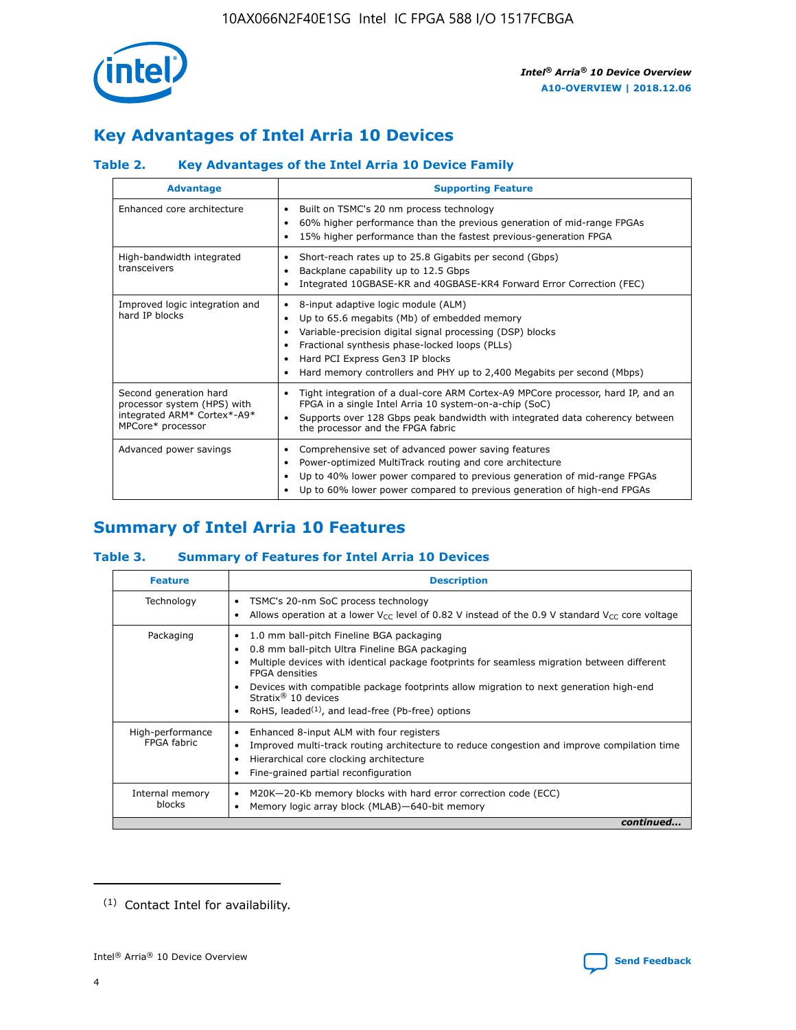## Key Advantages of Intel Arria 10 Devices

### Table 2. Key Advantages of the Intel Arria 10 Device Family

| Advantage | Supporting Feature |
|---|---|
| Enhanced core architecture | • Built on TSMC's 20 nm process technology<br>• 60% higher performance than the previous generation of mid-range FPGAs<br>• 15% higher performance than the fastest previous-generation FPGA |
| High-bandwidth integrated transceivers | • Short-reach rates up to 25.8 Gigabits per second (Gbps)<br>• Backplane capability up to 12.5 Gbps<br>• Integrated 10GBASE-KR and 40GBASE-KR4 Forward Error Correction (FEC) |
| Improved logic integration and hard IP blocks | • 8-input adaptive logic module (ALM)<br>• Up to 65.6 megabits (Mb) of embedded memory<br>• Variable-precision digital signal processing (DSP) blocks<br>• Fractional synthesis phase-locked loops (PLLs)<br>• Hard PCI Express Gen3 IP blocks<br>• Hard memory controllers and PHY up to 2,400 Megabits per second (Mbps) |
| Second generation hard processor system (HPS) with integrated ARM* Cortex*-A9* MPCore* processor | • Tight integration of a dual-core ARM Cortex-A9 MPCore processor, hard IP, and an FPGA in a single Intel Arria 10 system-on-a-chip (SoC)<br>• Supports over 128 Gbps peak bandwidth with integrated data coherency between the processor and the FPGA fabric |
| Advanced power savings | • Comprehensive set of advanced power saving features<br>• Power-optimized MultiTrack routing and core architecture<br>• Up to 40% lower power compared to previous generation of mid-range FPGAs<br>• Up to 60% lower power compared to previous generation of high-end FPGAs |

## Summary of Intel Arria 10 Features

### Table 3. Summary of Features for Intel Arria 10 Devices

| Feature | Description |
|---|---|
| Technology | • TSMC's 20-nm SoC process technology<br>• Allows operation at a lower $V_{CC}$ level of 0.82 V instead of the 0.9 V standard $V_{CC}$ core voltage |
| Packaging | • 1.0 mm ball-pitch Fineline BGA packaging<br>• 0.8 mm ball-pitch Ultra Fineline BGA packaging<br>• Multiple devices with identical package footprints for seamless migration between different FPGA densities<br>• Devices with compatible package footprints allow migration to next generation high-end Stratix® 10 devices<br>• RoHS, leaded[(1)], and lead-free (Pb-free) options |
| High-performance FPGA fabric | • Enhanced 8-input ALM with four registers<br>• Improved multi-track routing architecture to reduce congestion and improve compilation time<br>• Hierarchical core clocking architecture<br>• Fine-grained partial reconfiguration |
| Internal memory blocks | • M20K—20-Kb memory blocks with hard error correction code (ECC)<br>• Memory logic array block (MLAB)—640-bit memory |

*continued...*

(1) Contact Intel for availability.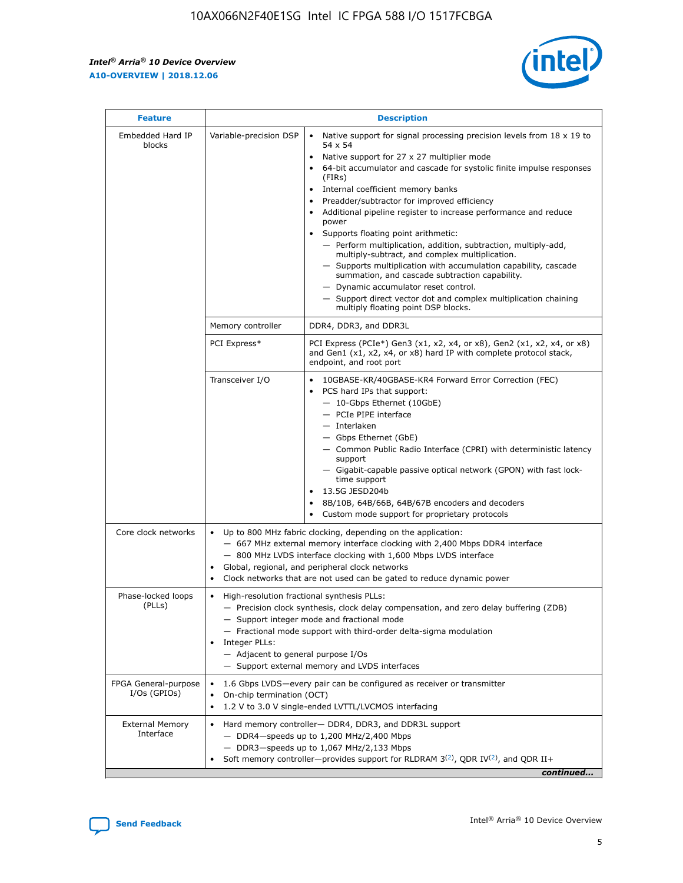| Feature | Description | |
|---|---|---|
| Embedded Hard IP blocks | Variable-precision DSP | • Native support for signal processing precision levels from 18 x 19 to 54 x 54<br>• Native support for 27 x 27 multiplier mode<br>• 64-bit accumulator and cascade for systolic finite impulse responses (FIRs)<br>• Internal coefficient memory banks<br>• Preadder/subtractor for improved efficiency<br>• Additional pipeline register to increase performance and reduce power<br>• Supports floating point arithmetic:<br>— Perform multiplication, addition, subtraction, multiply-add, multiply-subtract, and complex multiplication.<br>— Supports multiplication with accumulation capability, cascade summation, and cascade subtraction capability.<br>— Dynamic accumulator reset control.<br>— Support direct vector dot and complex multiplication chaining multiply floating point DSP blocks. |
| | Memory controller | DDR4, DDR3, and DDR3L |
| | PCI Express* | PCI Express (PCIe*) Gen3 (x1, x2, x4, or x8), Gen2 (x1, x2, x4, or x8) and Gen1 (x1, x2, x4, or x8) hard IP with complete protocol stack, endpoint, and root port |
| | Transceiver I/O | • 10GBASE-KR/40GBASE-KR4 Forward Error Correction (FEC)<br>• PCS hard IPs that support:<br>— 10-Gbps Ethernet (10GbE)<br>— PCIe PIPE interface<br>— Interlaken<br>— Gbps Ethernet (GbE)<br>— Common Public Radio Interface (CPRI) with deterministic latency support<br>— Gigabit-capable passive optical network (GPON) with fast lock-time support<br>• 13.5G JESD204b<br>• 8B/10B, 64B/66B, 64B/67B encoders and decoders<br>• Custom mode support for proprietary protocols |
| Core clock networks | • Up to 800 MHz fabric clocking, depending on the application:<br>— 667 MHz external memory interface clocking with 2,400 Mbps DDR4 interface<br>— 800 MHz LVDS interface clocking with 1,600 Mbps LVDS interface<br>• Global, regional, and peripheral clock networks<br>• Clock networks that are not used can be gated to reduce dynamic power | |
| Phase-locked loops (PLLs) | • High-resolution fractional synthesis PLLs:<br>— Precision clock synthesis, clock delay compensation, and zero delay buffering (ZDB)<br>— Support integer mode and fractional mode<br>— Fractional mode support with third-order delta-sigma modulation<br>• Integer PLLs:<br>— Adjacent to general purpose I/Os<br>— Support external memory and LVDS interfaces | |
| FPGA General-purpose I/Os (GPIOs) | • 1.6 Gbps LVDS—every pair can be configured as receiver or transmitter<br>• On-chip termination (OCT)<br>• 1.2 V to 3.0 V single-ended LVTTL/LVCMOS interfacing | |
| External Memory Interface | • Hard memory controller— DDR4, DDR3, and DDR3L support<br>— DDR4—speeds up to 1,200 MHz/2,400 Mbps<br>— DDR3—speeds up to 1,067 MHz/2,133 Mbps<br>• Soft memory controller—provides support for RLDRAM 3[(2)], QDR IV[(2)], and QDR II+ | |

*continued...*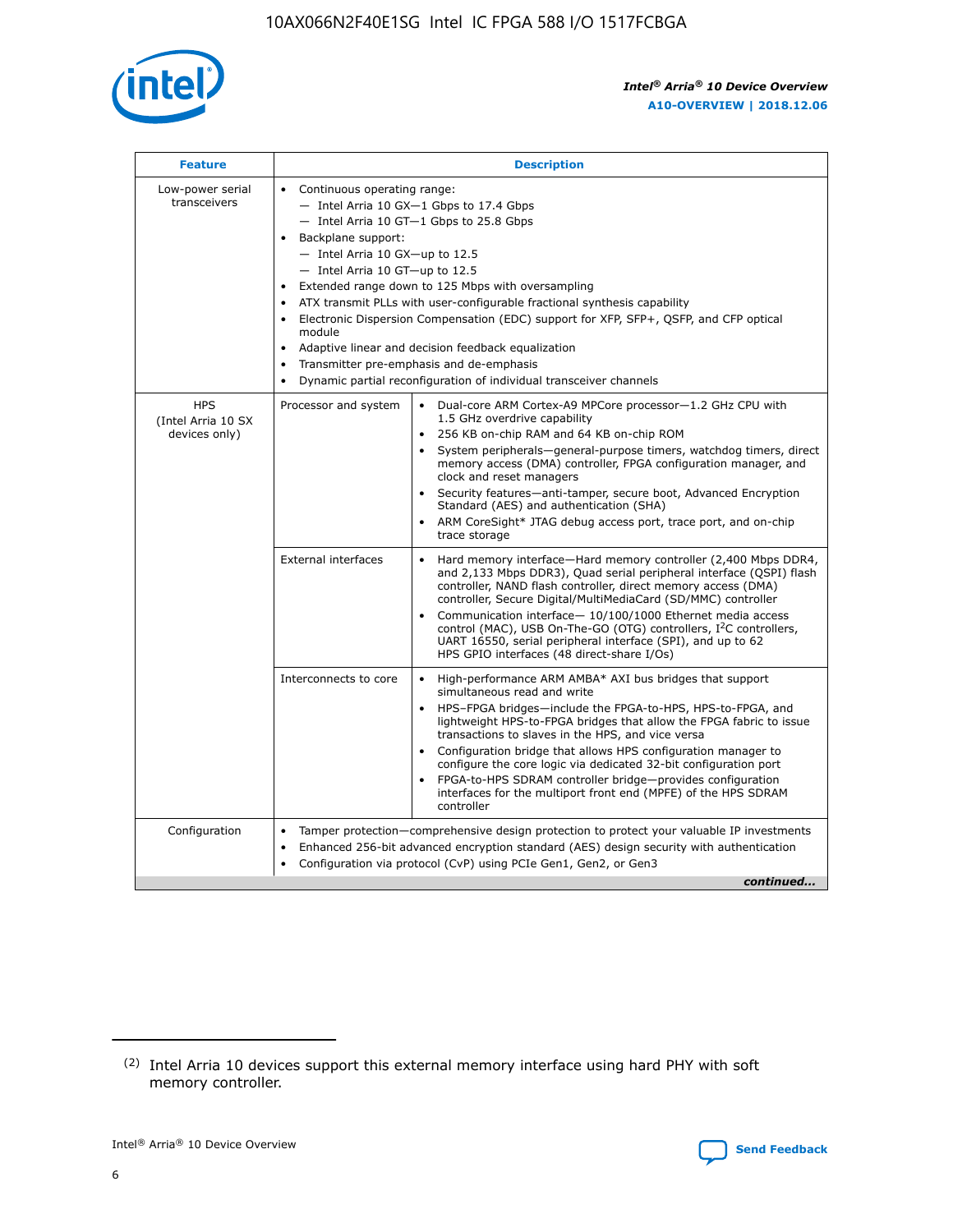| Feature | Description | |
|---|---|---|
| Low-power serial transceivers | • Continuous operating range:<br>— Intel Arria 10 GX—1 Gbps to 17.4 Gbps<br>— Intel Arria 10 GT—1 Gbps to 25.8 Gbps<br>• Backplane support:<br>— Intel Arria 10 GX—up to 12.5<br>— Intel Arria 10 GT—up to 12.5<br>• Extended range down to 125 Mbps with oversampling<br>• ATX transmit PLLs with user-configurable fractional synthesis capability<br>• Electronic Dispersion Compensation (EDC) support for XFP, SFP+, QSFP, and CFP optical module<br>• Adaptive linear and decision feedback equalization<br>• Transmitter pre-emphasis and de-emphasis<br>• Dynamic partial reconfiguration of individual transceiver channels | |
| HPS (Intel Arria 10 SX devices only) | Processor and system | • Dual-core ARM Cortex-A9 MPCore processor—1.2 GHz CPU with 1.5 GHz overdrive capability<br>• 256 KB on-chip RAM and 64 KB on-chip ROM<br>• System peripherals—general-purpose timers, watchdog timers, direct memory access (DMA) controller, FPGA configuration manager, and clock and reset managers<br>• Security features—anti-tamper, secure boot, Advanced Encryption Standard (AES) and authentication (SHA)<br>• ARM CoreSight* JTAG debug access port, trace port, and on-chip trace storage |
| | External interfaces | • Hard memory interface—Hard memory controller (2,400 Mbps DDR4, and 2,133 Mbps DDR3), Quad serial peripheral interface (QSPI) flash controller, NAND flash controller, direct memory access (DMA) controller, Secure Digital/MultiMediaCard (SD/MMC) controller<br>• Communication interface— 10/100/1000 Ethernet media access control (MAC), USB On-The-GO (OTG) controllers, I²C controllers, UART 16550, serial peripheral interface (SPI), and up to 62 HPS GPIO interfaces (48 direct-share I/Os) |
| | Interconnects to core | • High-performance ARM AMBA* AXI bus bridges that support simultaneous read and write<br>• HPS–FPGA bridges—include the FPGA-to-HPS, HPS-to-FPGA, and lightweight HPS-to-FPGA bridges that allow the FPGA fabric to issue transactions to slaves in the HPS, and vice versa<br>• Configuration bridge that allows HPS configuration manager to configure the core logic via dedicated 32-bit configuration port<br>• FPGA-to-HPS SDRAM controller bridge—provides configuration interfaces for the multiport front end (MPFE) of the HPS SDRAM controller |
| Configuration | • Tamper protection—comprehensive design protection to protect your valuable IP investments<br>• Enhanced 256-bit advanced encryption standard (AES) design security with authentication<br>• Configuration via protocol (CvP) using PCIe Gen1, Gen2, or Gen3 | |

*continued...*

(2) Intel Arria 10 devices support this external memory interface using hard PHY with soft memory controller.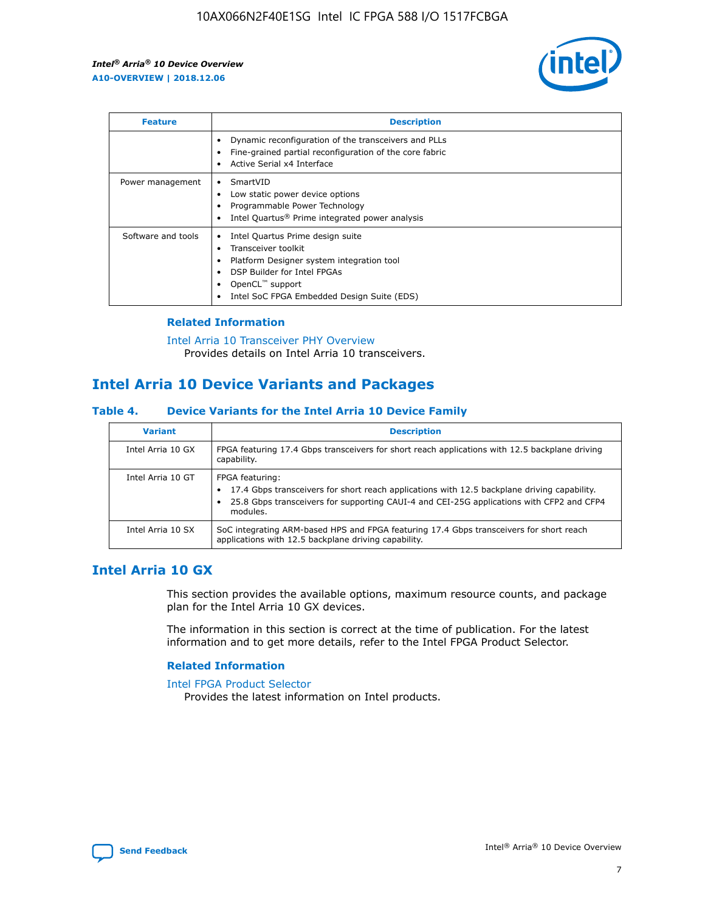| Feature | Description |
| --- | --- |
| | • Dynamic reconfiguration of the transceivers and PLLs<br>• Fine-grained partial reconfiguration of the core fabric<br>• Active Serial x4 Interface |
| Power management | • SmartVID<br>• Low static power device options<br>• Programmable Power Technology<br>• Intel Quartus® Prime integrated power analysis |
| Software and tools | • Intel Quartus Prime design suite<br>• Transceiver toolkit<br>• Platform Designer system integration tool<br>• DSP Builder for Intel FPGAs<br>• OpenCL™ support<br>• Intel SoC FPGA Embedded Design Suite (EDS) |

### Related Information

Intel Arria 10 Transceiver PHY Overview
Provides details on Intel Arria 10 transceivers.

## Intel Arria 10 Device Variants and Packages

### Table 4. Device Variants for the Intel Arria 10 Device Family

| Variant | Description |
| --- | --- |
| Intel Arria 10 GX | FPGA featuring 17.4 Gbps transceivers for short reach applications with 12.5 backplane driving capability. |
| Intel Arria 10 GT | FPGA featuring:<br>• 17.4 Gbps transceivers for short reach applications with 12.5 backplane driving capability.<br>• 25.8 Gbps transceivers for supporting CAUI-4 and CEI-25G applications with CFP2 and CFP4 modules. |
| Intel Arria 10 SX | SoC integrating ARM-based HPS and FPGA featuring 17.4 Gbps transceivers for short reach applications with 12.5 backplane driving capability. |

## Intel Arria 10 GX

This section provides the available options, maximum resource counts, and package plan for the Intel Arria 10 GX devices.

The information in this section is correct at the time of publication. For the latest information and to get more details, refer to the Intel FPGA Product Selector.

### Related Information

Intel FPGA Product Selector
Provides the latest information on Intel products.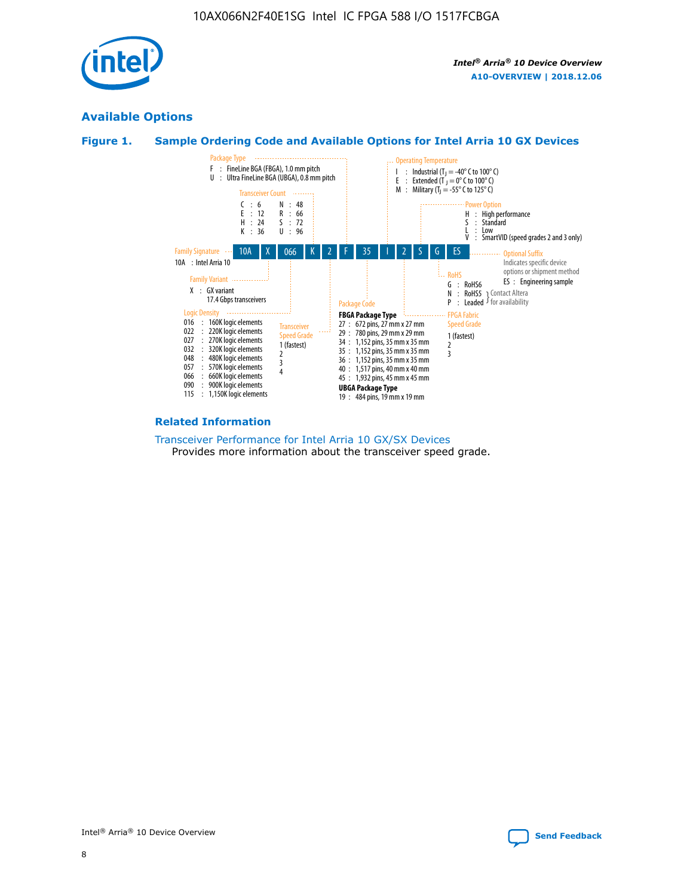## Available Options

### Figure 1. Sample Ordering Code and Available Options for Intel Arria 10 GX Devices

Sample ordering code: 10A X 066 K 2 F 35 I 2 S G ES

**Family Signature**
- 10A : Intel Arria 10

**Family Variant**
- X : GX variant
  17.4 Gbps transceivers

**Logic Density**
- 016 : 160K logic elements
- 022 : 220K logic elements
- 027 : 270K logic elements
- 032 : 320K logic elements
- 048 : 480K logic elements
- 057 : 570K logic elements
- 066 : 660K logic elements
- 090 : 900K logic elements
- 115 : 1,150K logic elements

**Transceiver Count**
- C : 6
- E : 12
- H : 24
- K : 36
- N : 48
- R : 66
- S : 72
- U : 96

**Transceiver Speed Grade**
- 1 (fastest)
- 2
- 3
- 4

**Package Type**
- F : FineLine BGA (FBGA), 1.0 mm pitch
- U : Ultra FineLine BGA (UBGA), 0.8 mm pitch

**Package Code**

**FBGA Package Type**
- 27 : 672 pins, 27 mm x 27 mm
- 29 : 780 pins, 29 mm x 29 mm
- 34 : 1,152 pins, 35 mm x 35 mm
- 35 : 1,152 pins, 35 mm x 35 mm
- 36 : 1,152 pins, 35 mm x 35 mm
- 40 : 1,517 pins, 40 mm x 40 mm
- 45 : 1,932 pins, 45 mm x 45 mm

**UBGA Package Type**
- 19 : 484 pins, 19 mm x 19 mm

**Operating Temperature**
- I : Industrial ($T_J$ = -40° C to 100° C)
- E : Extended ($T_J$ = 0° C to 100° C)
- M : Military ($T_J$ = -55° C to 125° C)

**FPGA Fabric Speed Grade**
- 1 (fastest)
- 2
- 3

**Power Option**
- H : High performance
- S : Standard
- L : Low
- V : SmartVID (speed grades 2 and 3 only)

**RoHS**
- G : RoHS6
- N : RoHS5 (Contact Altera for availability)
- P : Leaded (Contact Altera for availability)

**Optional Suffix**

Indicates specific device options or shipment method
- ES : Engineering sample

### Related Information

Transceiver Performance for Intel Arria 10 GX/SX Devices
Provides more information about the transceiver speed grade.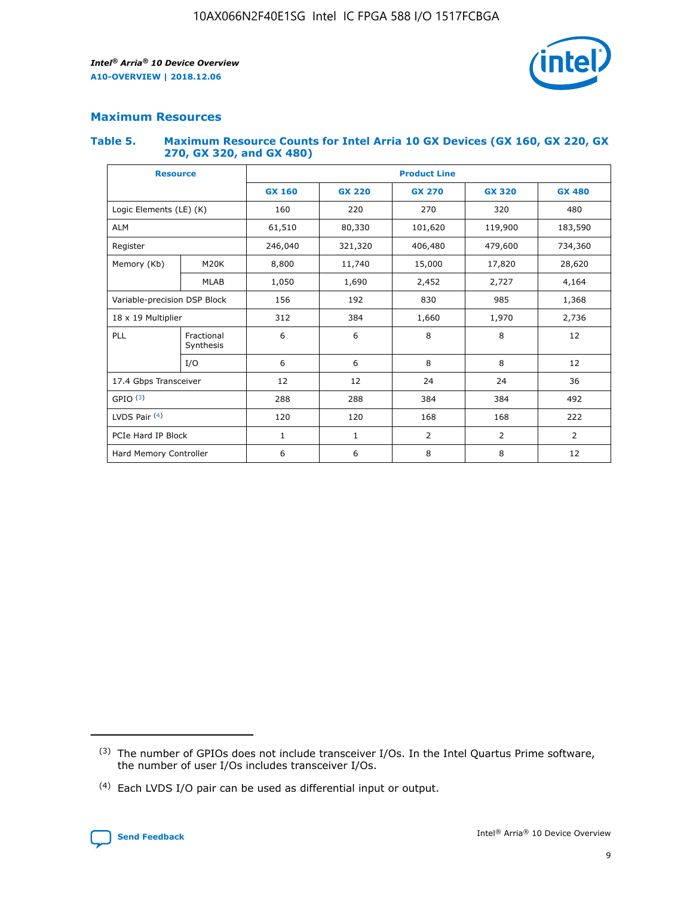## Maximum Resources

### Table 5. Maximum Resource Counts for Intel Arria 10 GX Devices (GX 160, GX 220, GX 270, GX 320, and GX 480)

| Resource | | Product Line | | | | |
|---|---|---|---|---|---|---|
| | | GX 160 | GX 220 | GX 270 | GX 320 | GX 480 |
| Logic Elements (LE) (K) | | 160 | 220 | 270 | 320 | 480 |
| ALM | | 61,510 | 80,330 | 101,620 | 119,900 | 183,590 |
| Register | | 246,040 | 321,320 | 406,480 | 479,600 | 734,360 |
| Memory (Kb) | M20K | 8,800 | 11,740 | 15,000 | 17,820 | 28,620 |
| | MLAB | 1,050 | 1,690 | 2,452 | 2,727 | 4,164 |
| Variable-precision DSP Block | | 156 | 192 | 830 | 985 | 1,368 |
| 18 x 19 Multiplier | | 312 | 384 | 1,660 | 1,970 | 2,736 |
| PLL | Fractional Synthesis | 6 | 6 | 8 | 8 | 12 |
| | I/O | 6 | 6 | 8 | 8 | 12 |
| 17.4 Gbps Transceiver | | 12 | 12 | 24 | 24 | 36 |
| GPIO (3) | | 288 | 288 | 384 | 384 | 492 |
| LVDS Pair (4) | | 120 | 120 | 168 | 168 | 222 |
| PCIe Hard IP Block | | 1 | 1 | 2 | 2 | 2 |
| Hard Memory Controller | | 6 | 6 | 8 | 8 | 12 |

(3) The number of GPIOs does not include transceiver I/Os. In the Intel Quartus Prime software, the number of user I/Os includes transceiver I/Os.

(4) Each LVDS I/O pair can be used as differential input or output.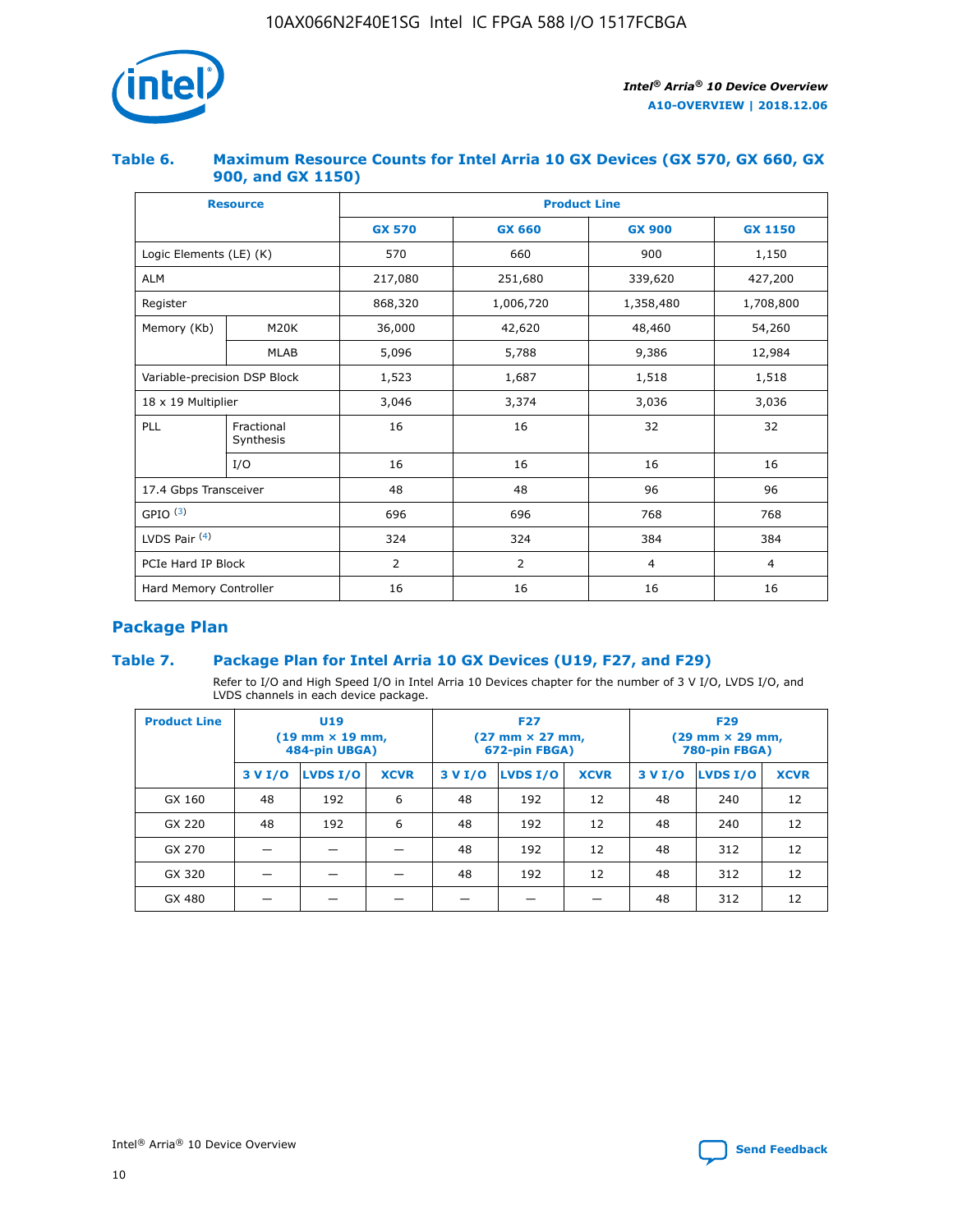### Table 6. Maximum Resource Counts for Intel Arria 10 GX Devices (GX 570, GX 660, GX 900, and GX 1150)

| Resource | | Product Line | | | |
|---|---|---|---|---|---|
| | | GX 570 | GX 660 | GX 900 | GX 1150 |
| Logic Elements (LE) (K) | | 570 | 660 | 900 | 1,150 |
| ALM | | 217,080 | 251,680 | 339,620 | 427,200 |
| Register | | 868,320 | 1,006,720 | 1,358,480 | 1,708,800 |
| Memory (Kb) | M20K | 36,000 | 42,620 | 48,460 | 54,260 |
| | MLAB | 5,096 | 5,788 | 9,386 | 12,984 |
| Variable-precision DSP Block | | 1,523 | 1,687 | 1,518 | 1,518 |
| 18 x 19 Multiplier | | 3,046 | 3,374 | 3,036 | 3,036 |
| PLL | Fractional Synthesis | 16 | 16 | 32 | 32 |
| | I/O | 16 | 16 | 16 | 16 |
| 17.4 Gbps Transceiver | | 48 | 48 | 96 | 96 |
| GPIO [(3)] | | 696 | 696 | 768 | 768 |
| LVDS Pair [(4)] | | 324 | 324 | 384 | 384 |
| PCIe Hard IP Block | | 2 | 2 | 4 | 4 |
| Hard Memory Controller | | 16 | 16 | 16 | 16 |

## Package Plan

### Table 7. Package Plan for Intel Arria 10 GX Devices (U19, F27, and F29)

Refer to I/O and High Speed I/O in Intel Arria 10 Devices chapter for the number of 3 V I/O, LVDS I/O, and LVDS channels in each device package.

| Product Line | U19 (19 mm × 19 mm, 484-pin UBGA) | | | F27 (27 mm × 27 mm, 672-pin FBGA) | | | F29 (29 mm × 29 mm, 780-pin FBGA) | | |
|---|---|---|---|---|---|---|---|---|---|
| | 3 V I/O | LVDS I/O | XCVR | 3 V I/O | LVDS I/O | XCVR | 3 V I/O | LVDS I/O | XCVR |
| GX 160 | 48 | 192 | 6 | 48 | 192 | 12 | 48 | 240 | 12 |
| GX 220 | 48 | 192 | 6 | 48 | 192 | 12 | 48 | 240 | 12 |
| GX 270 | — | — | — | 48 | 192 | 12 | 48 | 312 | 12 |
| GX 320 | — | — | — | 48 | 192 | 12 | 48 | 312 | 12 |
| GX 480 | — | — | — | — | — | — | 48 | 312 | 12 |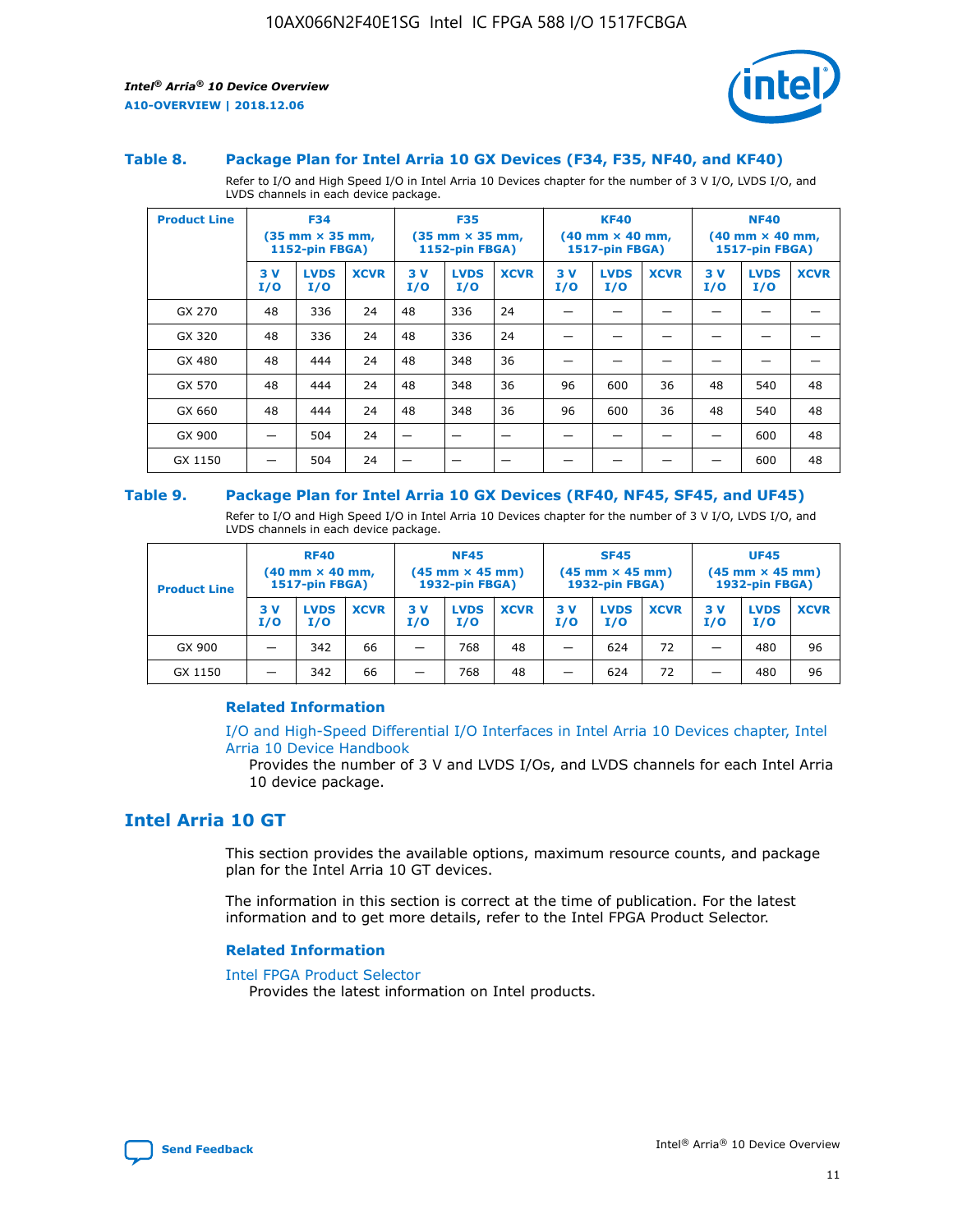### Table 8. Package Plan for Intel Arria 10 GX Devices (F34, F35, NF40, and KF40)

Refer to I/O and High Speed I/O in Intel Arria 10 Devices chapter for the number of 3 V I/O, LVDS I/O, and LVDS channels in each device package.

| Product Line | F34 (35 mm × 35 mm, 1152-pin FBGA) | | | F35 (35 mm × 35 mm, 1152-pin FBGA) | | | KF40 (40 mm × 40 mm, 1517-pin FBGA) | | | NF40 (40 mm × 40 mm, 1517-pin FBGA) | | |
|---|---|---|---|---|---|---|---|---|---|---|---|---|
| | 3 V I/O | LVDS I/O | XCVR | 3 V I/O | LVDS I/O | XCVR | 3 V I/O | LVDS I/O | XCVR | 3 V I/O | LVDS I/O | XCVR |
| GX 270 | 48 | 336 | 24 | 48 | 336 | 24 | — | — | — | — | — | — |
| GX 320 | 48 | 336 | 24 | 48 | 336 | 24 | — | — | — | — | — | — |
| GX 480 | 48 | 444 | 24 | 48 | 348 | 36 | — | — | — | — | — | — |
| GX 570 | 48 | 444 | 24 | 48 | 348 | 36 | 96 | 600 | 36 | 48 | 540 | 48 |
| GX 660 | 48 | 444 | 24 | 48 | 348 | 36 | 96 | 600 | 36 | 48 | 540 | 48 |
| GX 900 | — | 504 | 24 | — | — | — | — | — | — | — | 600 | 48 |
| GX 1150 | — | 504 | 24 | — | — | — | — | — | — | — | 600 | 48 |

### Table 9. Package Plan for Intel Arria 10 GX Devices (RF40, NF45, SF45, and UF45)

Refer to I/O and High Speed I/O in Intel Arria 10 Devices chapter for the number of 3 V I/O, LVDS I/O, and LVDS channels in each device package.

| Product Line | RF40 (40 mm × 40 mm, 1517-pin FBGA) | | | NF45 (45 mm × 45 mm) 1932-pin FBGA) | | | SF45 (45 mm × 45 mm) 1932-pin FBGA) | | | UF45 (45 mm × 45 mm) 1932-pin FBGA) | | |
|---|---|---|---|---|---|---|---|---|---|---|---|---|
| | 3 V I/O | LVDS I/O | XCVR | 3 V I/O | LVDS I/O | XCVR | 3 V I/O | LVDS I/O | XCVR | 3 V I/O | LVDS I/O | XCVR |
| GX 900 | — | 342 | 66 | — | 768 | 48 | — | 624 | 72 | — | 480 | 96 |
| GX 1150 | — | 342 | 66 | — | 768 | 48 | — | 624 | 72 | — | 480 | 96 |

#### Related Information

I/O and High-Speed Differential I/O Interfaces in Intel Arria 10 Devices chapter, Intel Arria 10 Device Handbook

Provides the number of 3 V and LVDS I/Os, and LVDS channels for each Intel Arria 10 device package.

## Intel Arria 10 GT

This section provides the available options, maximum resource counts, and package plan for the Intel Arria 10 GT devices.

The information in this section is correct at the time of publication. For the latest information and to get more details, refer to the Intel FPGA Product Selector.

#### Related Information

Intel FPGA Product Selector

Provides the latest information on Intel products.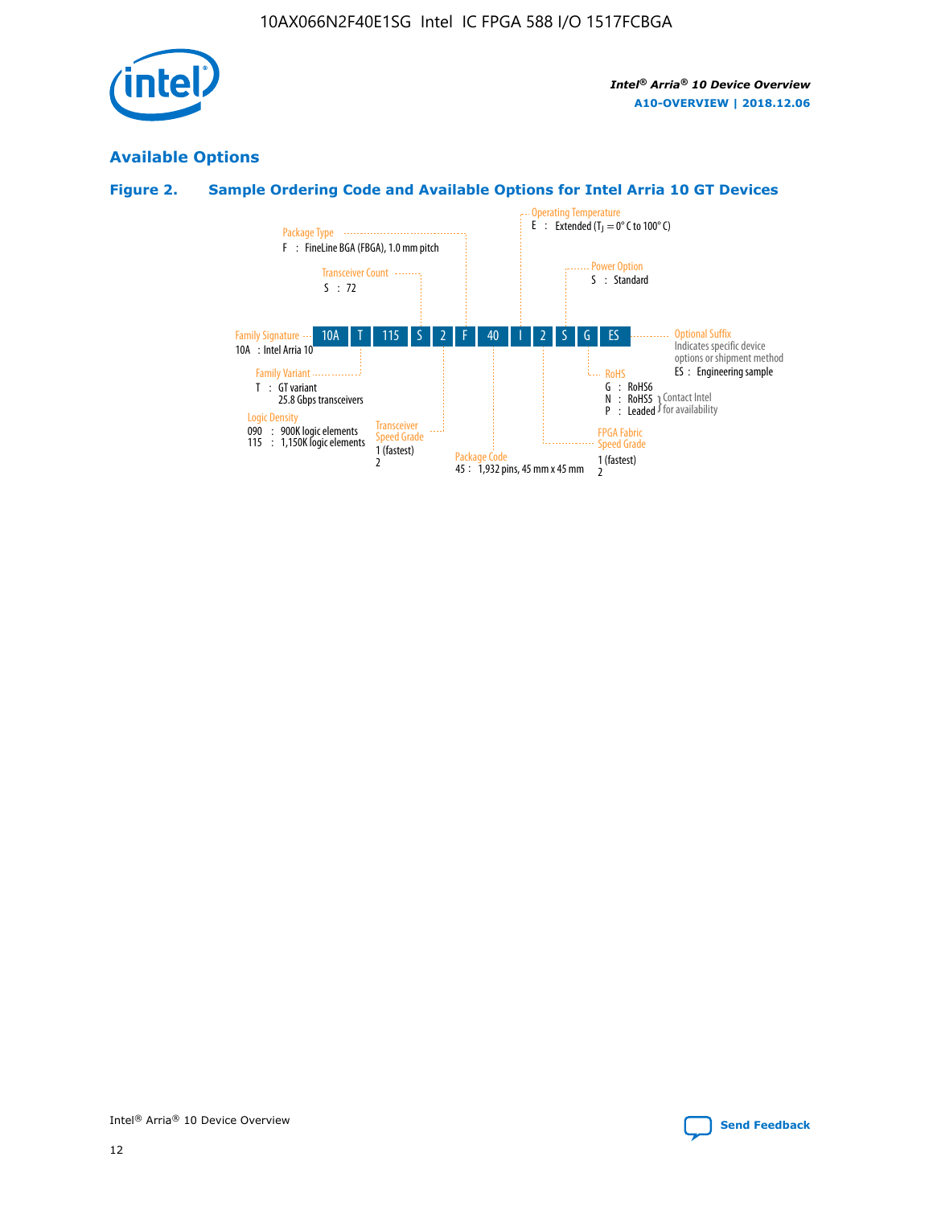## Available Options

### Figure 2. Sample Ordering Code and Available Options for Intel Arria 10 GT Devices

| 10A | T | 115 | S | 2 | F | 40 | I | 2 | S | G | ES |
|---|---|---|---|---|---|---|---|---|---|---|---|

**Family Signature**
10A : Intel Arria 10

**Family Variant**
T : GT variant
25.8 Gbps transceivers

**Logic Density**
090 : 900K logic elements
115 : 1,150K logic elements

**Transceiver Count**
S : 72

**Transceiver Speed Grade**
1 (fastest)
2

**Package Type**
F : FineLine BGA (FBGA), 1.0 mm pitch

**Package Code**
45 : 1,932 pins, 45 mm x 45 mm

**Operating Temperature**
E : Extended ($T_J$ = 0° C to 100° C)

**FPGA Fabric Speed Grade**
1 (fastest)
2

**Power Option**
S : Standard

**RoHS**
G : RoHS6
N : RoHS5 } Contact Intel for availability
P : Leaded } Contact Intel for availability

**Optional Suffix**
Indicates specific device options or shipment method
ES : Engineering sample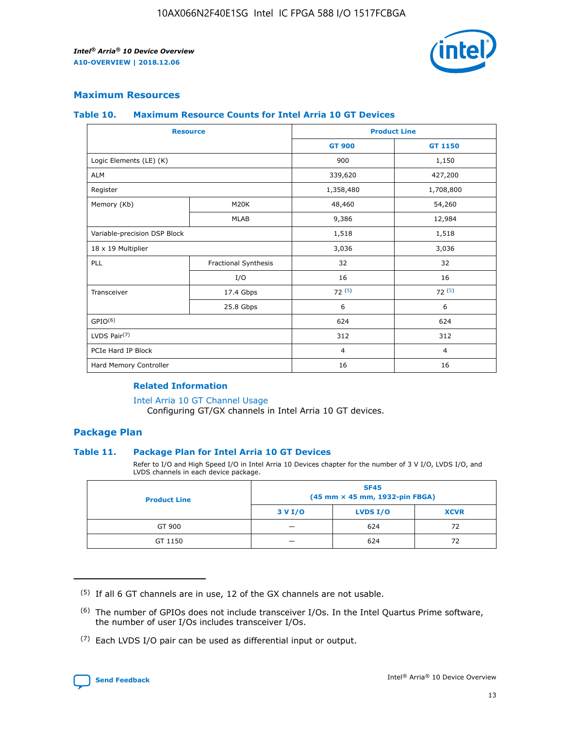## Maximum Resources

### Table 10. Maximum Resource Counts for Intel Arria 10 GT Devices

| Resource | | Product Line | |
|---|---|---|---|
| | | GT 900 | GT 1150 |
| Logic Elements (LE) (K) | | 900 | 1,150 |
| ALM | | 339,620 | 427,200 |
| Register | | 1,358,480 | 1,708,800 |
| Memory (Kb) | M20K | 48,460 | 54,260 |
| | MLAB | 9,386 | 12,984 |
| Variable-precision DSP Block | | 1,518 | 1,518 |
| 18 x 19 Multiplier | | 3,036 | 3,036 |
| PLL | Fractional Synthesis | 32 | 32 |
| | I/O | 16 | 16 |
| Transceiver | 17.4 Gbps | 72 (5) | 72 (5) |
| | 25.8 Gbps | 6 | 6 |
| GPIO(6) | | 624 | 624 |
| LVDS Pair(7) | | 312 | 312 |
| PCIe Hard IP Block | | 4 | 4 |
| Hard Memory Controller | | 16 | 16 |

**Related Information**

Intel Arria 10 GT Channel Usage
Configuring GT/GX channels in Intel Arria 10 GT devices.

## Package Plan

### Table 11. Package Plan for Intel Arria 10 GT Devices

Refer to I/O and High Speed I/O in Intel Arria 10 Devices chapter for the number of 3 V I/O, LVDS I/O, and LVDS channels in each device package.

| Product Line | SF45 (45 mm × 45 mm, 1932-pin FBGA) | | |
|---|---|---|---|
| | 3 V I/O | LVDS I/O | XCVR |
| GT 900 | — | 624 | 72 |
| GT 1150 | — | 624 | 72 |

(5) If all 6 GT channels are in use, 12 of the GX channels are not usable.

(6) The number of GPIOs does not include transceiver I/Os. In the Intel Quartus Prime software, the number of user I/Os includes transceiver I/Os.

(7) Each LVDS I/O pair can be used as differential input or output.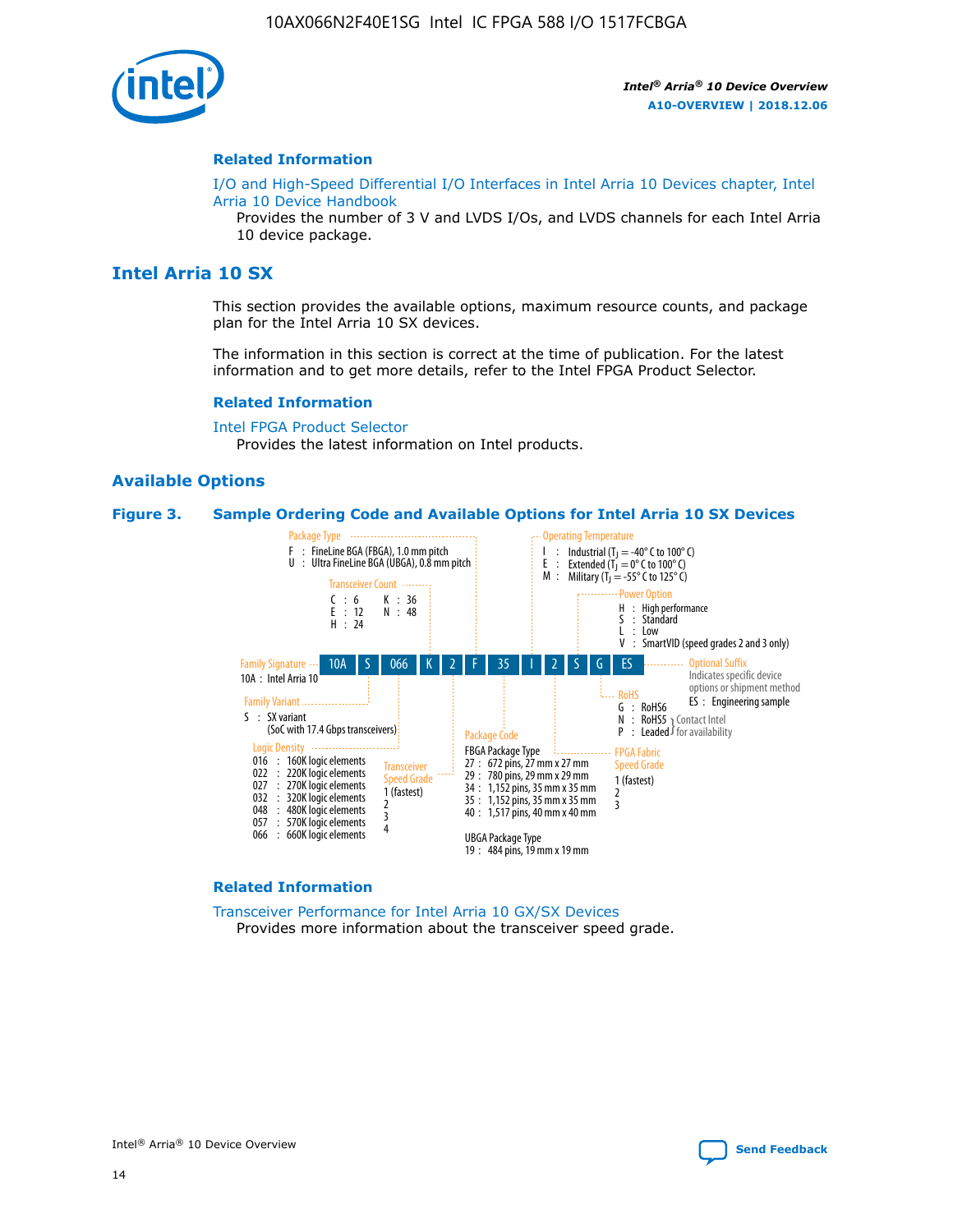## Related Information

I/O and High-Speed Differential I/O Interfaces in Intel Arria 10 Devices chapter, Intel Arria 10 Device Handbook
Provides the number of 3 V and LVDS I/Os, and LVDS channels for each Intel Arria 10 device package.

# Intel Arria 10 SX

This section provides the available options, maximum resource counts, and package plan for the Intel Arria 10 SX devices.

The information in this section is correct at the time of publication. For the latest information and to get more details, refer to the Intel FPGA Product Selector.

## Related Information

Intel FPGA Product Selector
Provides the latest information on Intel products.

## Available Options

### Figure 3. Sample Ordering Code and Available Options for Intel Arria 10 SX Devices

Sample ordering code: 10A S 066 K 2 F 35 I 2 S G ES

**Family Signature**
10A : Intel Arria 10

**Family Variant**
S : SX variant (SoC with 17.4 Gbps transceivers)

**Logic Density**
016 : 160K logic elements
022 : 220K logic elements
027 : 270K logic elements
032 : 320K logic elements
048 : 480K logic elements
057 : 570K logic elements
066 : 660K logic elements

**Transceiver Count**
C : 6
E : 12
H : 24
K : 36
N : 48

**Transceiver Speed Grade**
1 (fastest)
2
3
4

**Package Type**
F : FineLine BGA (FBGA), 1.0 mm pitch
U : Ultra FineLine BGA (UBGA), 0.8 mm pitch

**Package Code**
FBGA Package Type
27 : 672 pins, 27 mm x 27 mm
29 : 780 pins, 29 mm x 29 mm
34 : 1,152 pins, 35 mm x 35 mm
35 : 1,152 pins, 35 mm x 35 mm
40 : 1,517 pins, 40 mm x 40 mm

UBGA Package Type
19 : 484 pins, 19 mm x 19 mm

**Operating Temperature**
I : Industrial ($T_J$ = -40° C to 100° C)
E : Extended ($T_J$ = 0° C to 100° C)
M : Military ($T_J$ = -55° C to 125° C)

**FPGA Fabric Speed Grade**
1 (fastest)
2
3

**Power Option**
H : High performance
S : Standard
L : Low
V : SmartVID (speed grades 2 and 3 only)

**RoHS**
G : RoHS6
N : RoHS5 (Contact Intel for availability)
P : Leaded (Contact Intel for availability)

**Optional Suffix**
Indicates specific device options or shipment method
ES : Engineering sample

## Related Information

Transceiver Performance for Intel Arria 10 GX/SX Devices
Provides more information about the transceiver speed grade.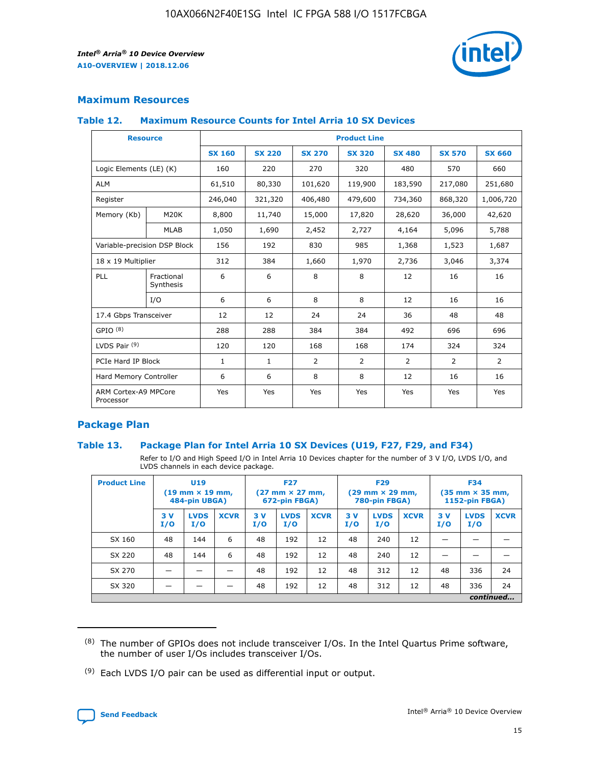## Maximum Resources

### Table 12. Maximum Resource Counts for Intel Arria 10 SX Devices

| Resource | | Product Line | | | | | | |
|---|---|---|---|---|---|---|---|---|
| | | SX 160 | SX 220 | SX 270 | SX 320 | SX 480 | SX 570 | SX 660 |
| Logic Elements (LE) (K) | | 160 | 220 | 270 | 320 | 480 | 570 | 660 |
| ALM | | 61,510 | 80,330 | 101,620 | 119,900 | 183,590 | 217,080 | 251,680 |
| Register | | 246,040 | 321,320 | 406,480 | 479,600 | 734,360 | 868,320 | 1,006,720 |
| Memory (Kb) | M20K | 8,800 | 11,740 | 15,000 | 17,820 | 28,620 | 36,000 | 42,620 |
| | MLAB | 1,050 | 1,690 | 2,452 | 2,727 | 4,164 | 5,096 | 5,788 |
| Variable-precision DSP Block | | 156 | 192 | 830 | 985 | 1,368 | 1,523 | 1,687 |
| 18 x 19 Multiplier | | 312 | 384 | 1,660 | 1,970 | 2,736 | 3,046 | 3,374 |
| PLL | Fractional Synthesis | 6 | 6 | 8 | 8 | 12 | 16 | 16 |
| | I/O | 6 | 6 | 8 | 8 | 12 | 16 | 16 |
| 17.4 Gbps Transceiver | | 12 | 12 | 24 | 24 | 36 | 48 | 48 |
| GPIO [8] | | 288 | 288 | 384 | 384 | 492 | 696 | 696 |
| LVDS Pair [9] | | 120 | 120 | 168 | 168 | 174 | 324 | 324 |
| PCIe Hard IP Block | | 1 | 1 | 2 | 2 | 2 | 2 | 2 |
| Hard Memory Controller | | 6 | 6 | 8 | 8 | 12 | 16 | 16 |
| ARM Cortex-A9 MPCore Processor | | Yes | Yes | Yes | Yes | Yes | Yes | Yes |

## Package Plan

### Table 13. Package Plan for Intel Arria 10 SX Devices (U19, F27, F29, and F34)

Refer to I/O and High Speed I/O in Intel Arria 10 Devices chapter for the number of 3 V I/O, LVDS I/O, and LVDS channels in each device package.

| Product Line | U19 (19 mm × 19 mm, 484-pin UBGA) | | | F27 (27 mm × 27 mm, 672-pin FBGA) | | | F29 (29 mm × 29 mm, 780-pin FBGA) | | | F34 (35 mm × 35 mm, 1152-pin FBGA) | | |
|---|---|---|---|---|---|---|---|---|---|---|---|---|
| | 3 V I/O | LVDS I/O | XCVR | 3 V I/O | LVDS I/O | XCVR | 3 V I/O | LVDS I/O | XCVR | 3 V I/O | LVDS I/O | XCVR |
| SX 160 | 48 | 144 | 6 | 48 | 192 | 12 | 48 | 240 | 12 | — | — | — |
| SX 220 | 48 | 144 | 6 | 48 | 192 | 12 | 48 | 240 | 12 | — | — | — |
| SX 270 | — | — | — | 48 | 192 | 12 | 48 | 312 | 12 | 48 | 336 | 24 |
| SX 320 | — | — | — | 48 | 192 | 12 | 48 | 312 | 12 | 48 | 336 | 24 |

*continued...*

(8) The number of GPIOs does not include transceiver I/Os. In the Intel Quartus Prime software, the number of user I/Os includes transceiver I/Os.

(9) Each LVDS I/O pair can be used as differential input or output.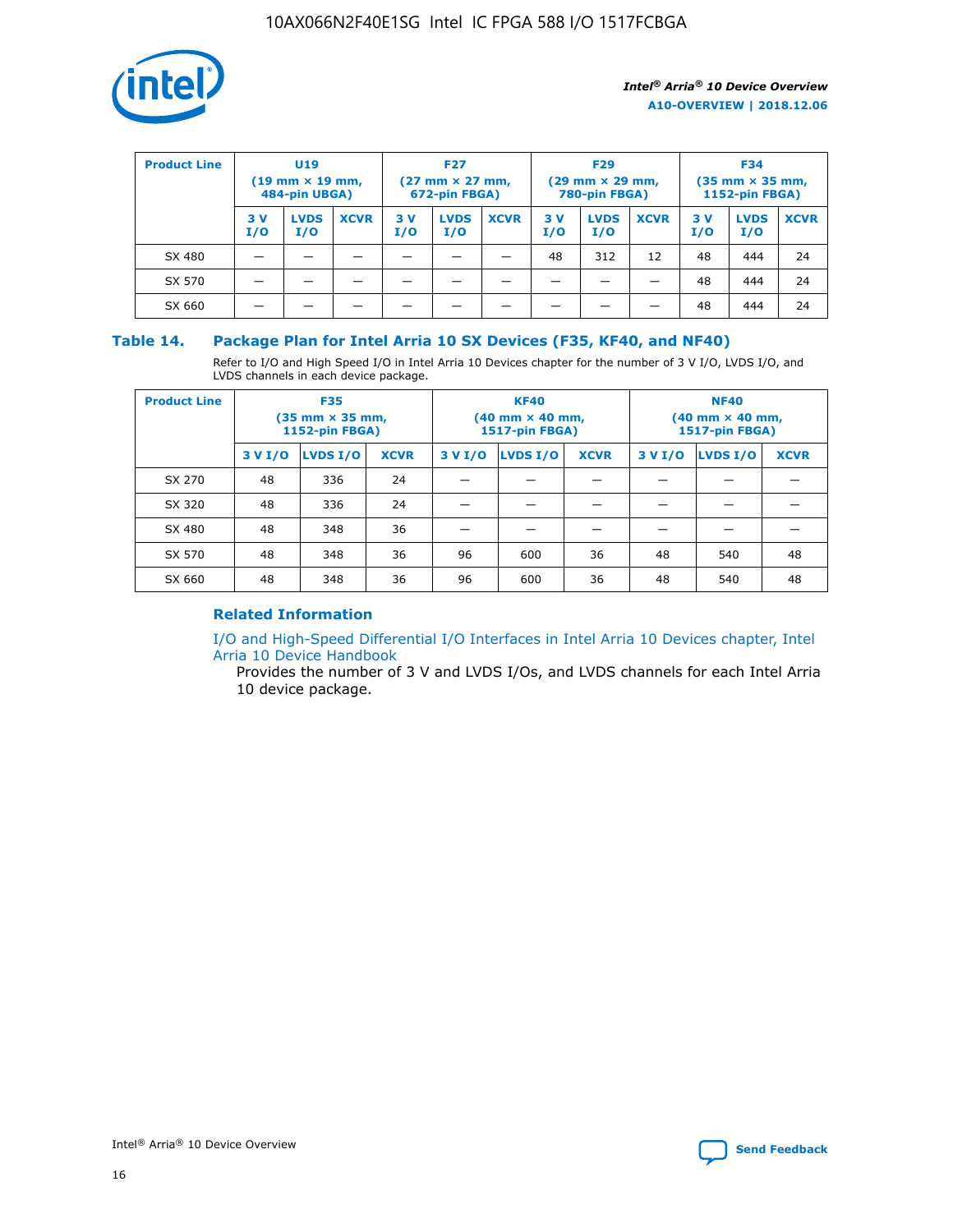| Product Line | U19 (19 mm × 19 mm, 484-pin UBGA) | | | F27 (27 mm × 27 mm, 672-pin FBGA) | | | F29 (29 mm × 29 mm, 780-pin FBGA) | | | F34 (35 mm × 35 mm, 1152-pin FBGA) | | |
|---|---|---|---|---|---|---|---|---|---|---|---|---|
| | 3 V I/O | LVDS I/O | XCVR | 3 V I/O | LVDS I/O | XCVR | 3 V I/O | LVDS I/O | XCVR | 3 V I/O | LVDS I/O | XCVR |
| SX 480 | — | — | — | — | — | — | 48 | 312 | 12 | 48 | 444 | 24 |
| SX 570 | — | — | — | — | — | — | — | — | — | 48 | 444 | 24 |
| SX 660 | — | — | — | — | — | — | — | — | — | 48 | 444 | 24 |

## Table 14. Package Plan for Intel Arria 10 SX Devices (F35, KF40, and NF40)

Refer to I/O and High Speed I/O in Intel Arria 10 Devices chapter for the number of 3 V I/O, LVDS I/O, and LVDS channels in each device package.

| Product Line | F35 (35 mm × 35 mm, 1152-pin FBGA) | | | KF40 (40 mm × 40 mm, 1517-pin FBGA) | | | NF40 (40 mm × 40 mm, 1517-pin FBGA) | | |
|---|---|---|---|---|---|---|---|---|---|
| | 3 V I/O | LVDS I/O | XCVR | 3 V I/O | LVDS I/O | XCVR | 3 V I/O | LVDS I/O | XCVR |
| SX 270 | 48 | 336 | 24 | — | — | — | — | — | — |
| SX 320 | 48 | 336 | 24 | — | — | — | — | — | — |
| SX 480 | 48 | 348 | 36 | — | — | — | — | — | — |
| SX 570 | 48 | 348 | 36 | 96 | 600 | 36 | 48 | 540 | 48 |
| SX 660 | 48 | 348 | 36 | 96 | 600 | 36 | 48 | 540 | 48 |

### Related Information

I/O and High-Speed Differential I/O Interfaces in Intel Arria 10 Devices chapter, Intel Arria 10 Device Handbook

Provides the number of 3 V and LVDS I/Os, and LVDS channels for each Intel Arria 10 device package.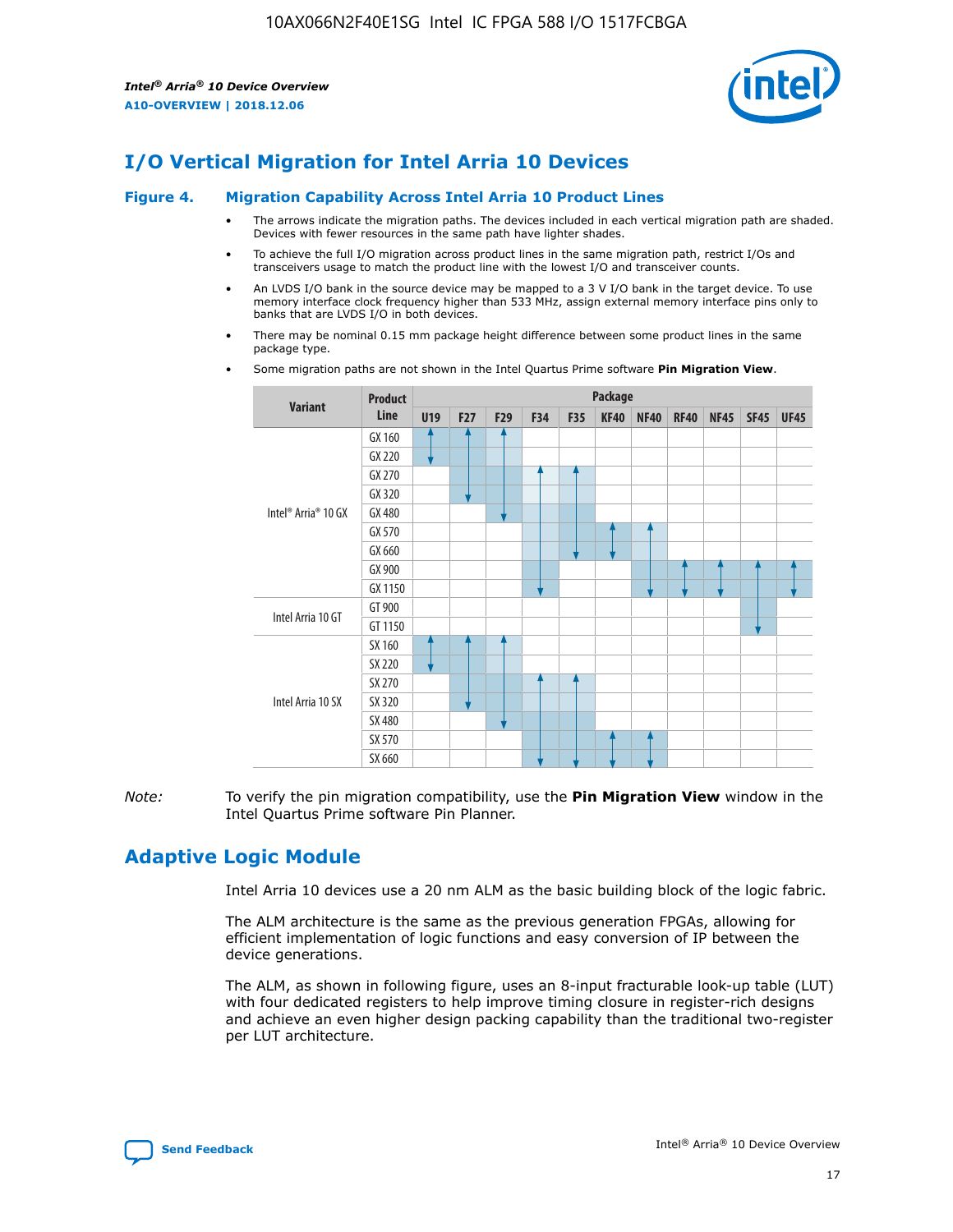# I/O Vertical Migration for Intel Arria 10 Devices

**Figure 4. Migration Capability Across Intel Arria 10 Product Lines**

- The arrows indicate the migration paths. The devices included in each vertical migration path are shaded. Devices with fewer resources in the same path have lighter shades.
- To achieve the full I/O migration across product lines in the same migration path, restrict I/Os and transceivers usage to match the product line with the lowest I/O and transceiver counts.
- An LVDS I/O bank in the source device may be mapped to a 3 V I/O bank in the target device. To use memory interface clock frequency higher than 533 MHz, assign external memory interface pins only to banks that are LVDS I/O in both devices.
- There may be nominal 0.15 mm package height difference between some product lines in the same package type.
- Some migration paths are not shown in the Intel Quartus Prime software **Pin Migration View**.

| Variant | Product Line | U19 | F27 | F29 | F34 | F35 | KF40 | NF40 | RF40 | NF45 | SF45 | UF45 |
|---|---|---|---|---|---|---|---|---|---|---|---|---|
| Intel® Arria® 10 GX | GX 160 | | | | | | | | | | | |
| | GX 220 | | | | | | | | | | | |
| | GX 270 | | | | | | | | | | | |
| | GX 320 | | | | | | | | | | | |
| | GX 480 | | | | | | | | | | | |
| | GX 570 | | | | | | | | | | | |
| | GX 660 | | | | | | | | | | | |
| | GX 900 | | | | | | | | | | | |
| | GX 1150 | | | | | | | | | | | |
| Intel Arria 10 GT | GT 900 | | | | | | | | | | | |
| | GT 1150 | | | | | | | | | | | |
| Intel Arria 10 SX | SX 160 | | | | | | | | | | | |
| | SX 220 | | | | | | | | | | | |
| | SX 270 | | | | | | | | | | | |
| | SX 320 | | | | | | | | | | | |
| | SX 480 | | | | | | | | | | | |
| | SX 570 | | | | | | | | | | | |
| | SX 660 | | | | | | | | | | | |

*Note:* To verify the pin migration compatibility, use the **Pin Migration View** window in the Intel Quartus Prime software Pin Planner.

# Adaptive Logic Module

Intel Arria 10 devices use a 20 nm ALM as the basic building block of the logic fabric.

The ALM architecture is the same as the previous generation FPGAs, allowing for efficient implementation of logic functions and easy conversion of IP between the device generations.

The ALM, as shown in following figure, uses an 8-input fracturable look-up table (LUT) with four dedicated registers to help improve timing closure in register-rich designs and achieve an even higher design packing capability than the traditional two-register per LUT architecture.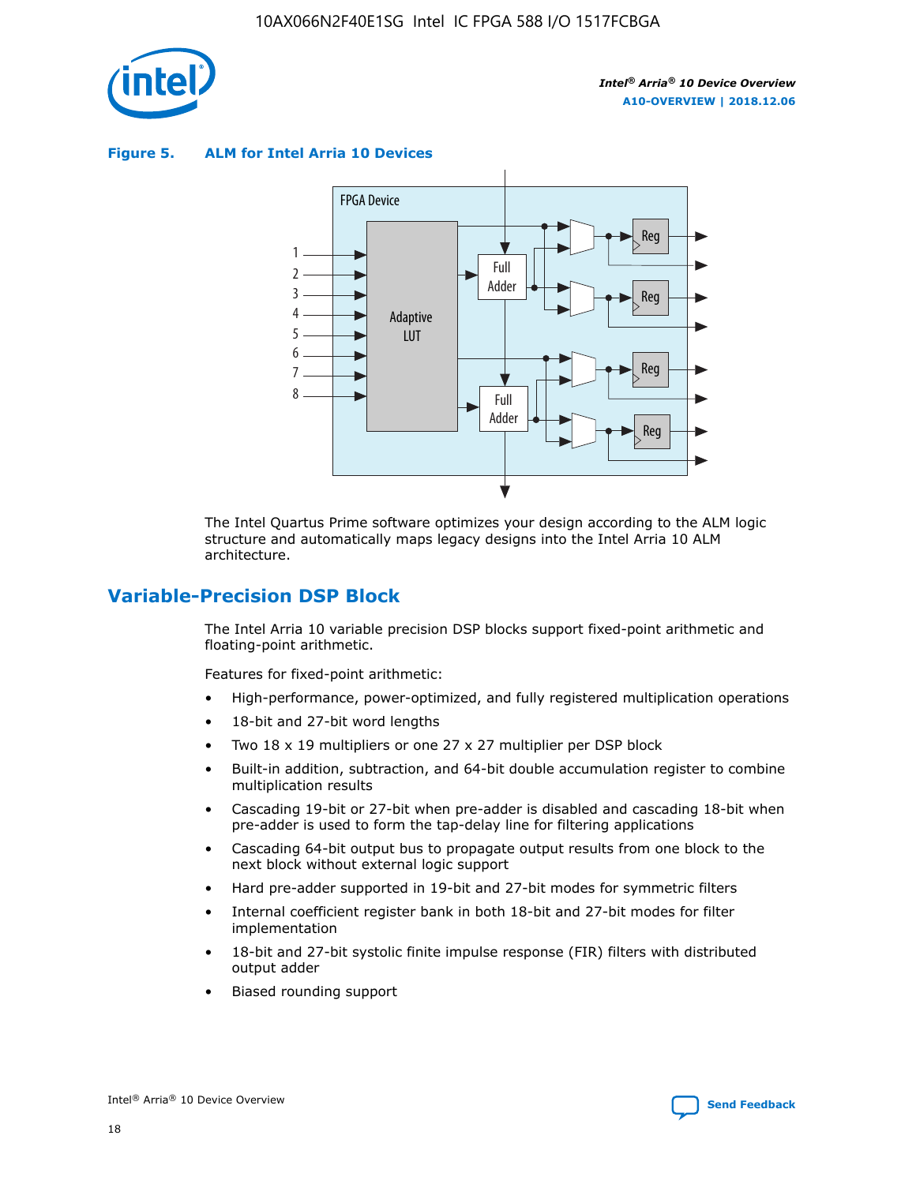**Figure 5. ALM for Intel Arria 10 Devices**

The Intel Quartus Prime software optimizes your design according to the ALM logic structure and automatically maps legacy designs into the Intel Arria 10 ALM architecture.

## Variable-Precision DSP Block

The Intel Arria 10 variable precision DSP blocks support fixed-point arithmetic and floating-point arithmetic.

Features for fixed-point arithmetic:

- High-performance, power-optimized, and fully registered multiplication operations
- 18-bit and 27-bit word lengths
- Two 18 x 19 multipliers or one 27 x 27 multiplier per DSP block
- Built-in addition, subtraction, and 64-bit double accumulation register to combine multiplication results
- Cascading 19-bit or 27-bit when pre-adder is disabled and cascading 18-bit when pre-adder is used to form the tap-delay line for filtering applications
- Cascading 64-bit output bus to propagate output results from one block to the next block without external logic support
- Hard pre-adder supported in 19-bit and 27-bit modes for symmetric filters
- Internal coefficient register bank in both 18-bit and 27-bit modes for filter implementation
- 18-bit and 27-bit systolic finite impulse response (FIR) filters with distributed output adder
- Biased rounding support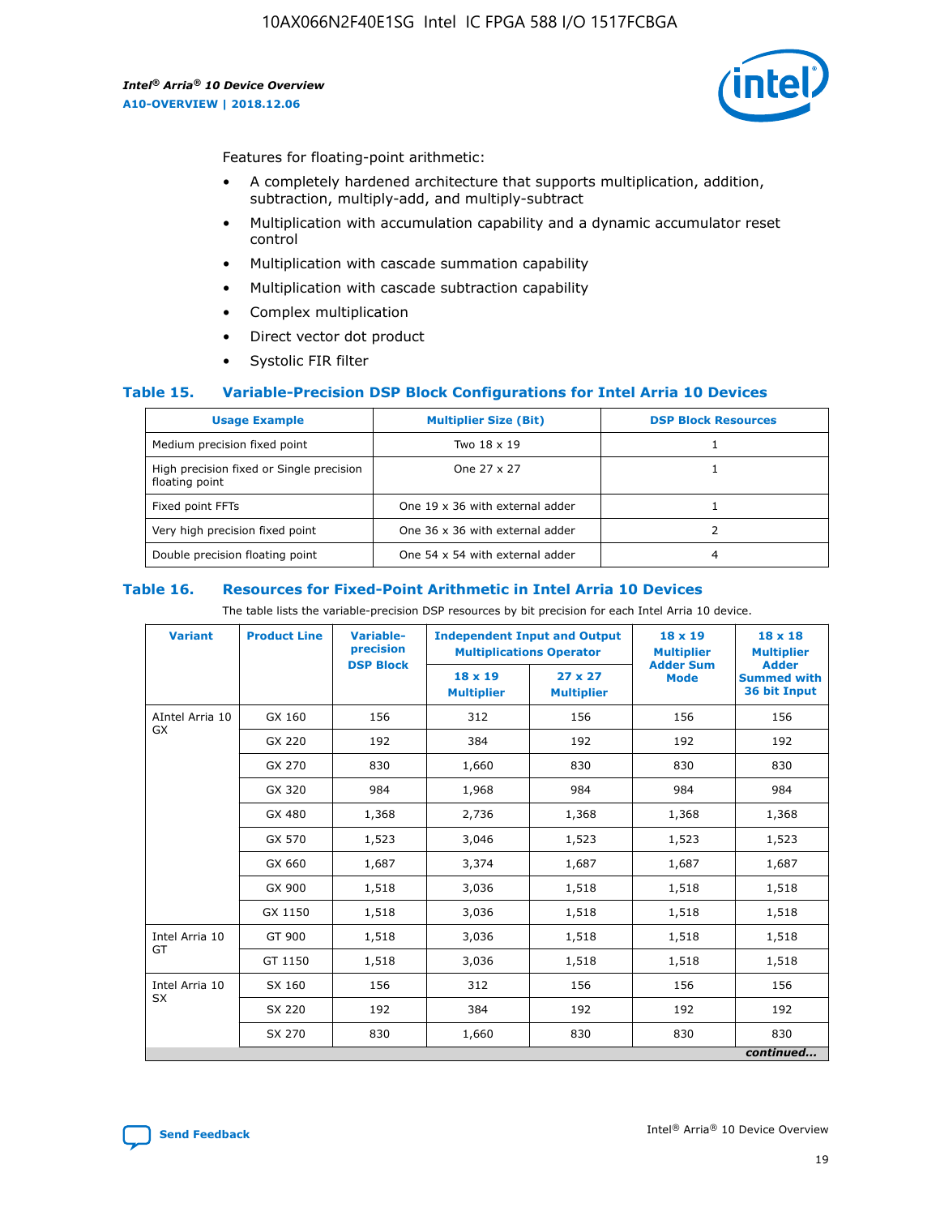Features for floating-point arithmetic:

- A completely hardened architecture that supports multiplication, addition, subtraction, multiply-add, and multiply-subtract
- Multiplication with accumulation capability and a dynamic accumulator reset control
- Multiplication with cascade summation capability
- Multiplication with cascade subtraction capability
- Complex multiplication
- Direct vector dot product
- Systolic FIR filter

### Table 15. Variable-Precision DSP Block Configurations for Intel Arria 10 Devices

| Usage Example | Multiplier Size (Bit) | DSP Block Resources |
|---|---|---|
| Medium precision fixed point | Two 18 x 19 | 1 |
| High precision fixed or Single precision floating point | One 27 x 27 | 1 |
| Fixed point FFTs | One 19 x 36 with external adder | 1 |
| Very high precision fixed point | One 36 x 36 with external adder | 2 |
| Double precision floating point | One 54 x 54 with external adder | 4 |

### Table 16. Resources for Fixed-Point Arithmetic in Intel Arria 10 Devices

The table lists the variable-precision DSP resources by bit precision for each Intel Arria 10 device.

| Variant | Product Line | Variable-precision DSP Block | Independent Input and Output Multiplications Operator | | 18 x 19 Multiplier Adder Sum Mode | 18 x 18 Multiplier Adder Summed with 36 bit Input |
|---|---|---|---|---|---|---|
| | | | 18 x 19 Multiplier | 27 x 27 Multiplier | | |
| AIntel Arria 10 GX | GX 160 | 156 | 312 | 156 | 156 | 156 |
| | GX 220 | 192 | 384 | 192 | 192 | 192 |
| | GX 270 | 830 | 1,660 | 830 | 830 | 830 |
| | GX 320 | 984 | 1,968 | 984 | 984 | 984 |
| | GX 480 | 1,368 | 2,736 | 1,368 | 1,368 | 1,368 |
| | GX 570 | 1,523 | 3,046 | 1,523 | 1,523 | 1,523 |
| | GX 660 | 1,687 | 3,374 | 1,687 | 1,687 | 1,687 |
| | GX 900 | 1,518 | 3,036 | 1,518 | 1,518 | 1,518 |
| | GX 1150 | 1,518 | 3,036 | 1,518 | 1,518 | 1,518 |
| Intel Arria 10 GT | GT 900 | 1,518 | 3,036 | 1,518 | 1,518 | 1,518 |
| | GT 1150 | 1,518 | 3,036 | 1,518 | 1,518 | 1,518 |
| Intel Arria 10 SX | SX 160 | 156 | 312 | 156 | 156 | 156 |
| | SX 220 | 192 | 384 | 192 | 192 | 192 |
| | SX 270 | 830 | 1,660 | 830 | 830 | 830 |

*continued...*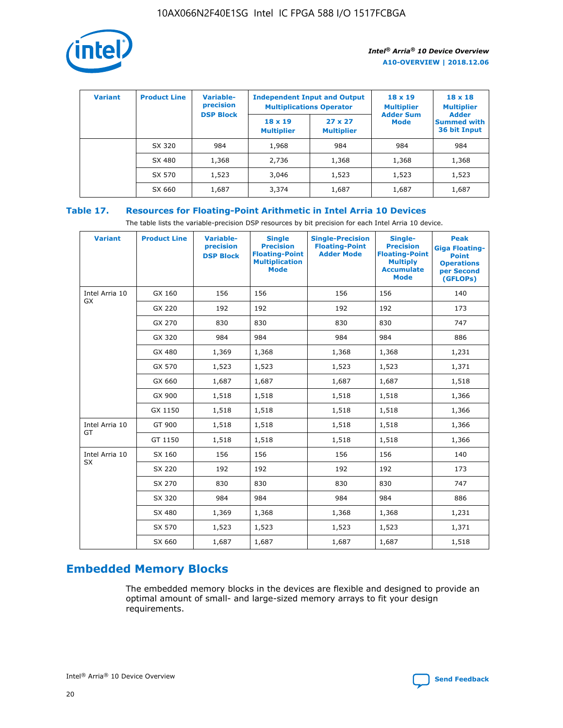| Variant | Product Line | Variable-precision DSP Block | Independent Input and Output Multiplications Operator | | 18 x 19 Multiplier Adder Sum Mode | 18 x 18 Multiplier Adder Summed with 36 bit Input |
|---|---|---|---|---|---|---|
| | | | 18 x 19 Multiplier | 27 x 27 Multiplier | | |
| | SX 320 | 984 | 1,968 | 984 | 984 | 984 |
| | SX 480 | 1,368 | 2,736 | 1,368 | 1,368 | 1,368 |
| | SX 570 | 1,523 | 3,046 | 1,523 | 1,523 | 1,523 |
| | SX 660 | 1,687 | 3,374 | 1,687 | 1,687 | 1,687 |

**Table 17. Resources for Floating-Point Arithmetic in Intel Arria 10 Devices**

The table lists the variable-precision DSP resources by bit precision for each Intel Arria 10 device.

| Variant | Product Line | Variable-precision DSP Block | Single Precision Floating-Point Multiplication Mode | Single-Precision Floating-Point Adder Mode | Single-Precision Floating-Point Multiply Accumulate Mode | Peak Giga Floating-Point Operations per Second (GFLOPs) |
|---|---|---|---|---|---|---|
| Intel Arria 10 GX | GX 160 | 156 | 156 | 156 | 156 | 140 |
| | GX 220 | 192 | 192 | 192 | 192 | 173 |
| | GX 270 | 830 | 830 | 830 | 830 | 747 |
| | GX 320 | 984 | 984 | 984 | 984 | 886 |
| | GX 480 | 1,369 | 1,368 | 1,368 | 1,368 | 1,231 |
| | GX 570 | 1,523 | 1,523 | 1,523 | 1,523 | 1,371 |
| | GX 660 | 1,687 | 1,687 | 1,687 | 1,687 | 1,518 |
| | GX 900 | 1,518 | 1,518 | 1,518 | 1,518 | 1,366 |
| | GX 1150 | 1,518 | 1,518 | 1,518 | 1,518 | 1,366 |
| Intel Arria 10 GT | GT 900 | 1,518 | 1,518 | 1,518 | 1,518 | 1,366 |
| | GT 1150 | 1,518 | 1,518 | 1,518 | 1,518 | 1,366 |
| Intel Arria 10 SX | SX 160 | 156 | 156 | 156 | 156 | 140 |
| | SX 220 | 192 | 192 | 192 | 192 | 173 |
| | SX 270 | 830 | 830 | 830 | 830 | 747 |
| | SX 320 | 984 | 984 | 984 | 984 | 886 |
| | SX 480 | 1,369 | 1,368 | 1,368 | 1,368 | 1,231 |
| | SX 570 | 1,523 | 1,523 | 1,523 | 1,523 | 1,371 |
| | SX 660 | 1,687 | 1,687 | 1,687 | 1,687 | 1,518 |

## Embedded Memory Blocks

The embedded memory blocks in the devices are flexible and designed to provide an optimal amount of small- and large-sized memory arrays to fit your design requirements.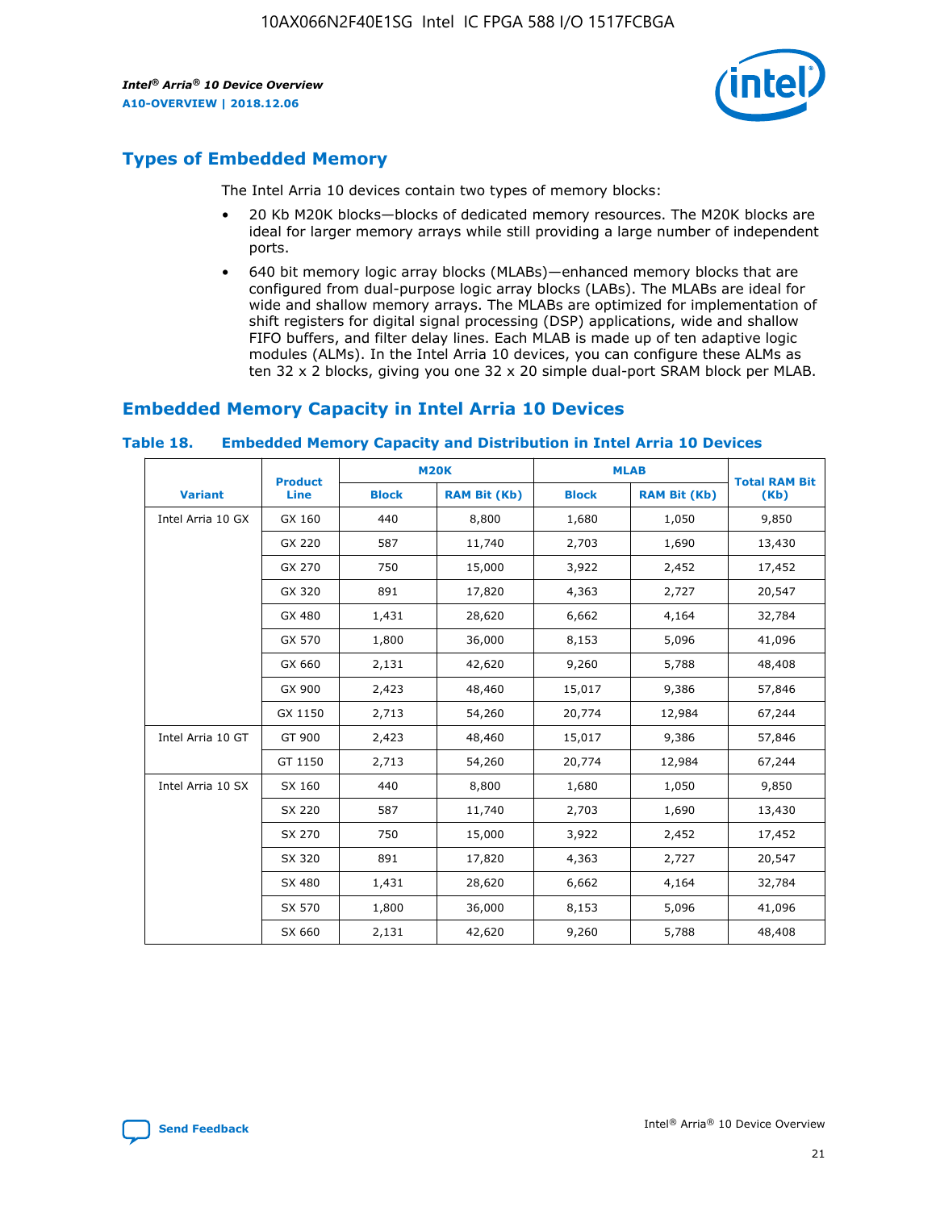## Types of Embedded Memory

The Intel Arria 10 devices contain two types of memory blocks:

- 20 Kb M20K blocks—blocks of dedicated memory resources. The M20K blocks are ideal for larger memory arrays while still providing a large number of independent ports.
- 640 bit memory logic array blocks (MLABs)—enhanced memory blocks that are configured from dual-purpose logic array blocks (LABs). The MLABs are ideal for wide and shallow memory arrays. The MLABs are optimized for implementation of shift registers for digital signal processing (DSP) applications, wide and shallow FIFO buffers, and filter delay lines. Each MLAB is made up of ten adaptive logic modules (ALMs). In the Intel Arria 10 devices, you can configure these ALMs as ten 32 x 2 blocks, giving you one 32 x 20 simple dual-port SRAM block per MLAB.

## Embedded Memory Capacity in Intel Arria 10 Devices

**Table 18. Embedded Memory Capacity and Distribution in Intel Arria 10 Devices**

| Variant | Product Line | M20K | | MLAB | | Total RAM Bit (Kb) |
|---|---|---|---|---|---|---|
| | | Block | RAM Bit (Kb) | Block | RAM Bit (Kb) | |
| Intel Arria 10 GX | GX 160 | 440 | 8,800 | 1,680 | 1,050 | 9,850 |
| | GX 220 | 587 | 11,740 | 2,703 | 1,690 | 13,430 |
| | GX 270 | 750 | 15,000 | 3,922 | 2,452 | 17,452 |
| | GX 320 | 891 | 17,820 | 4,363 | 2,727 | 20,547 |
| | GX 480 | 1,431 | 28,620 | 6,662 | 4,164 | 32,784 |
| | GX 570 | 1,800 | 36,000 | 8,153 | 5,096 | 41,096 |
| | GX 660 | 2,131 | 42,620 | 9,260 | 5,788 | 48,408 |
| | GX 900 | 2,423 | 48,460 | 15,017 | 9,386 | 57,846 |
| | GX 1150 | 2,713 | 54,260 | 20,774 | 12,984 | 67,244 |
| Intel Arria 10 GT | GT 900 | 2,423 | 48,460 | 15,017 | 9,386 | 57,846 |
| | GT 1150 | 2,713 | 54,260 | 20,774 | 12,984 | 67,244 |
| Intel Arria 10 SX | SX 160 | 440 | 8,800 | 1,680 | 1,050 | 9,850 |
| | SX 220 | 587 | 11,740 | 2,703 | 1,690 | 13,430 |
| | SX 270 | 750 | 15,000 | 3,922 | 2,452 | 17,452 |
| | SX 320 | 891 | 17,820 | 4,363 | 2,727 | 20,547 |
| | SX 480 | 1,431 | 28,620 | 6,662 | 4,164 | 32,784 |
| | SX 570 | 1,800 | 36,000 | 8,153 | 5,096 | 41,096 |
| | SX 660 | 2,131 | 42,620 | 9,260 | 5,788 | 48,408 |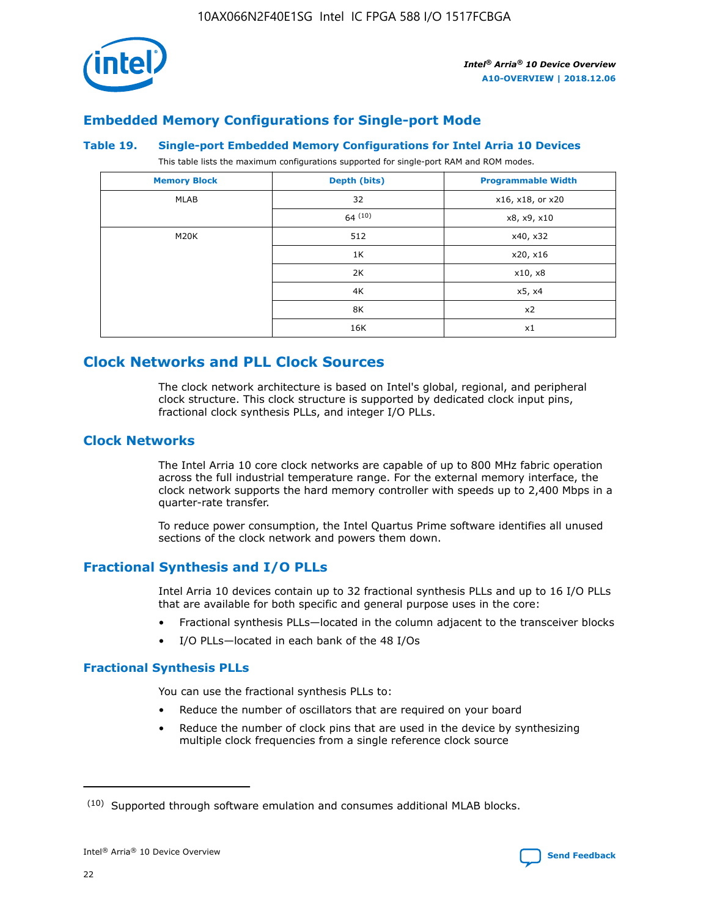## Embedded Memory Configurations for Single-port Mode

**Table 19. Single-port Embedded Memory Configurations for Intel Arria 10 Devices**

This table lists the maximum configurations supported for single-port RAM and ROM modes.

| Memory Block | Depth (bits) | Programmable Width |
|---|---|---|
| MLAB | 32 | x16, x18, or x20 |
| | 64 [10] | x8, x9, x10 |
| M20K | 512 | x40, x32 |
| | 1K | x20, x16 |
| | 2K | x10, x8 |
| | 4K | x5, x4 |
| | 8K | x2 |
| | 16K | x1 |

# Clock Networks and PLL Clock Sources

The clock network architecture is based on Intel's global, regional, and peripheral clock structure. This clock structure is supported by dedicated clock input pins, fractional clock synthesis PLLs, and integer I/O PLLs.

## Clock Networks

The Intel Arria 10 core clock networks are capable of up to 800 MHz fabric operation across the full industrial temperature range. For the external memory interface, the clock network supports the hard memory controller with speeds up to 2,400 Mbps in a quarter-rate transfer.

To reduce power consumption, the Intel Quartus Prime software identifies all unused sections of the clock network and powers them down.

## Fractional Synthesis and I/O PLLs

Intel Arria 10 devices contain up to 32 fractional synthesis PLLs and up to 16 I/O PLLs that are available for both specific and general purpose uses in the core:

- Fractional synthesis PLLs—located in the column adjacent to the transceiver blocks
- I/O PLLs—located in each bank of the 48 I/Os

### Fractional Synthesis PLLs

You can use the fractional synthesis PLLs to:

- Reduce the number of oscillators that are required on your board
- Reduce the number of clock pins that are used in the device by synthesizing multiple clock frequencies from a single reference clock source

(10) Supported through software emulation and consumes additional MLAB blocks.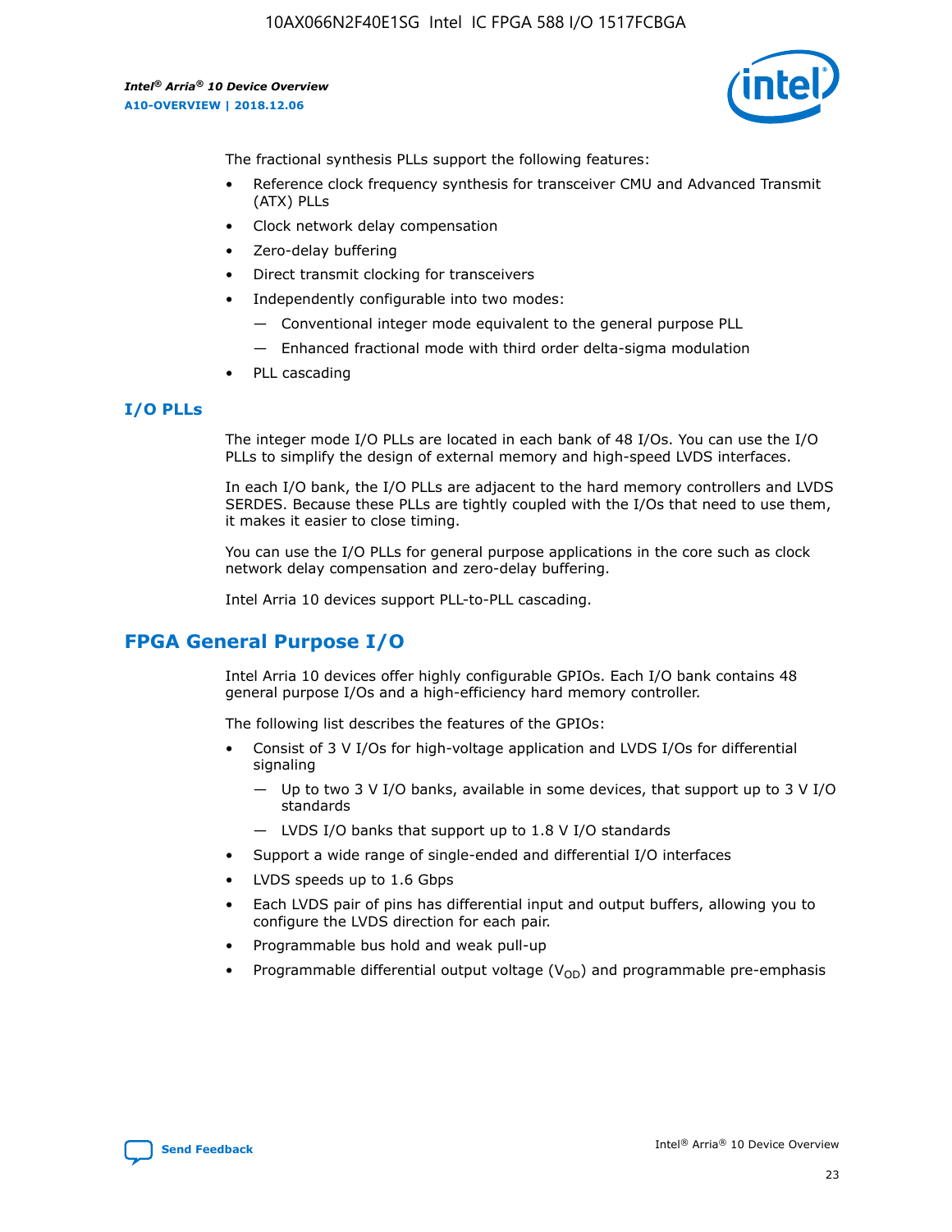The fractional synthesis PLLs support the following features:

- Reference clock frequency synthesis for transceiver CMU and Advanced Transmit (ATX) PLLs
- Clock network delay compensation
- Zero-delay buffering
- Direct transmit clocking for transceivers
- Independently configurable into two modes:
  - — Conventional integer mode equivalent to the general purpose PLL
  - — Enhanced fractional mode with third order delta-sigma modulation
- PLL cascading

### I/O PLLs

The integer mode I/O PLLs are located in each bank of 48 I/Os. You can use the I/O PLLs to simplify the design of external memory and high-speed LVDS interfaces.

In each I/O bank, the I/O PLLs are adjacent to the hard memory controllers and LVDS SERDES. Because these PLLs are tightly coupled with the I/Os that need to use them, it makes it easier to close timing.

You can use the I/O PLLs for general purpose applications in the core such as clock network delay compensation and zero-delay buffering.

Intel Arria 10 devices support PLL-to-PLL cascading.

## FPGA General Purpose I/O

Intel Arria 10 devices offer highly configurable GPIOs. Each I/O bank contains 48 general purpose I/Os and a high-efficiency hard memory controller.

The following list describes the features of the GPIOs:

- Consist of 3 V I/Os for high-voltage application and LVDS I/Os for differential signaling
  - — Up to two 3 V I/O banks, available in some devices, that support up to 3 V I/O standards
  - — LVDS I/O banks that support up to 1.8 V I/O standards
- Support a wide range of single-ended and differential I/O interfaces
- LVDS speeds up to 1.6 Gbps
- Each LVDS pair of pins has differential input and output buffers, allowing you to configure the LVDS direction for each pair.
- Programmable bus hold and weak pull-up
- Programmable differential output voltage ($V_{OD}$) and programmable pre-emphasis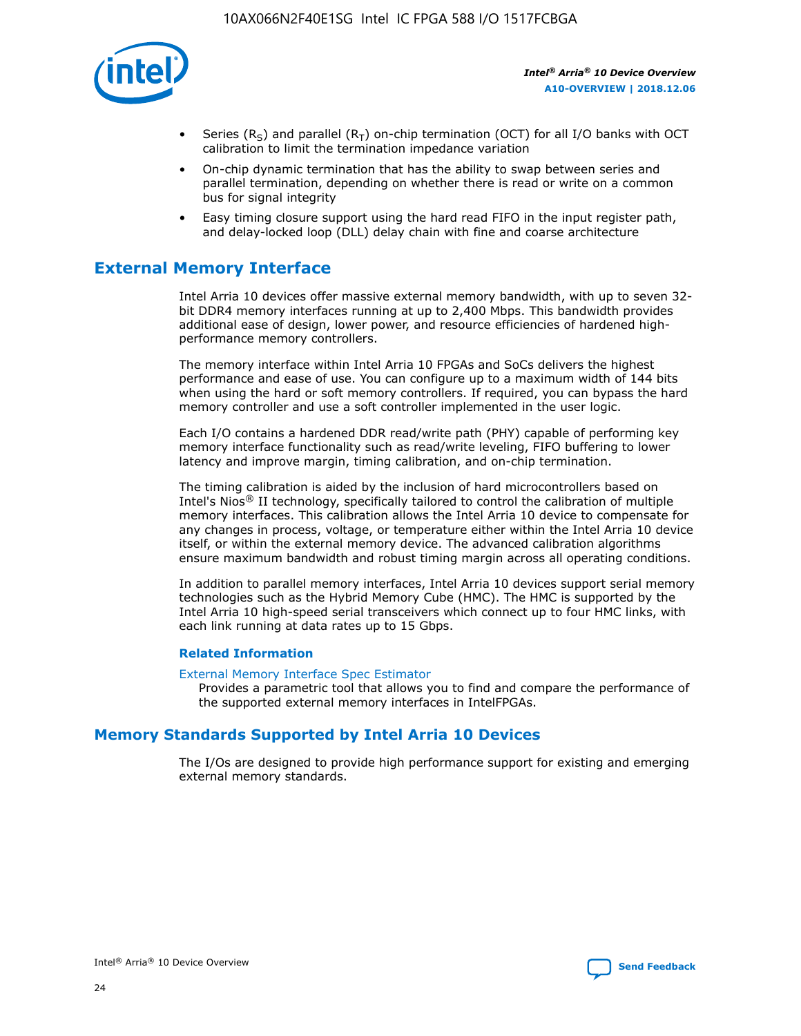- Series ($R_S$) and parallel ($R_T$) on-chip termination (OCT) for all I/O banks with OCT calibration to limit the termination impedance variation
- On-chip dynamic termination that has the ability to swap between series and parallel termination, depending on whether there is read or write on a common bus for signal integrity
- Easy timing closure support using the hard read FIFO in the input register path, and delay-locked loop (DLL) delay chain with fine and coarse architecture

## External Memory Interface

Intel Arria 10 devices offer massive external memory bandwidth, with up to seven 32-bit DDR4 memory interfaces running at up to 2,400 Mbps. This bandwidth provides additional ease of design, lower power, and resource efficiencies of hardened high-performance memory controllers.

The memory interface within Intel Arria 10 FPGAs and SoCs delivers the highest performance and ease of use. You can configure up to a maximum width of 144 bits when using the hard or soft memory controllers. If required, you can bypass the hard memory controller and use a soft controller implemented in the user logic.

Each I/O contains a hardened DDR read/write path (PHY) capable of performing key memory interface functionality such as read/write leveling, FIFO buffering to lower latency and improve margin, timing calibration, and on-chip termination.

The timing calibration is aided by the inclusion of hard microcontrollers based on Intel's Nios® II technology, specifically tailored to control the calibration of multiple memory interfaces. This calibration allows the Intel Arria 10 device to compensate for any changes in process, voltage, or temperature either within the Intel Arria 10 device itself, or within the external memory device. The advanced calibration algorithms ensure maximum bandwidth and robust timing margin across all operating conditions.

In addition to parallel memory interfaces, Intel Arria 10 devices support serial memory technologies such as the Hybrid Memory Cube (HMC). The HMC is supported by the Intel Arria 10 high-speed serial transceivers which connect up to four HMC links, with each link running at data rates up to 15 Gbps.

### Related Information

External Memory Interface Spec Estimator
Provides a parametric tool that allows you to find and compare the performance of the supported external memory interfaces in IntelFPGAs.

## Memory Standards Supported by Intel Arria 10 Devices

The I/Os are designed to provide high performance support for existing and emerging external memory standards.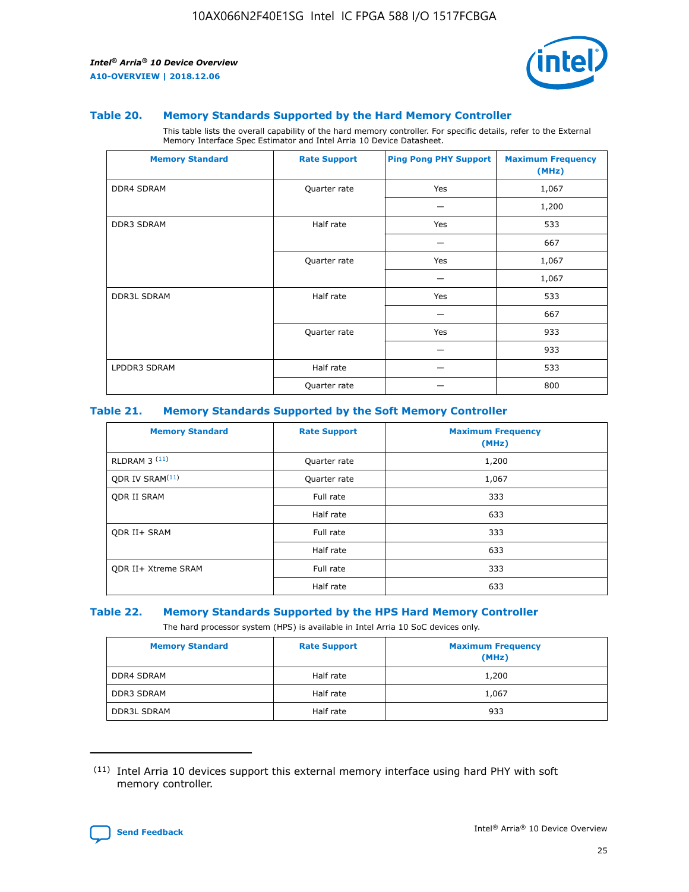### Table 20. Memory Standards Supported by the Hard Memory Controller

This table lists the overall capability of the hard memory controller. For specific details, refer to the External Memory Interface Spec Estimator and Intel Arria 10 Device Datasheet.

| Memory Standard | Rate Support | Ping Pong PHY Support | Maximum Frequency (MHz) |
|---|---|---|---|
| DDR4 SDRAM | Quarter rate | Yes | 1,067 |
| | | — | 1,200 |
| DDR3 SDRAM | Half rate | Yes | 533 |
| | | — | 667 |
| | Quarter rate | Yes | 1,067 |
| | | — | 1,067 |
| DDR3L SDRAM | Half rate | Yes | 533 |
| | | — | 667 |
| | Quarter rate | Yes | 933 |
| | | — | 933 |
| LPDDR3 SDRAM | Half rate | — | 533 |
| | Quarter rate | — | 800 |

### Table 21. Memory Standards Supported by the Soft Memory Controller

| Memory Standard | Rate Support | Maximum Frequency (MHz) |
|---|---|---|
| RLDRAM 3 [11] | Quarter rate | 1,200 |
| QDR IV SRAM[11] | Quarter rate | 1,067 |
| QDR II SRAM | Full rate | 333 |
| | Half rate | 633 |
| QDR II+ SRAM | Full rate | 333 |
| | Half rate | 633 |
| QDR II+ Xtreme SRAM | Full rate | 333 |
| | Half rate | 633 |

### Table 22. Memory Standards Supported by the HPS Hard Memory Controller

The hard processor system (HPS) is available in Intel Arria 10 SoC devices only.

| Memory Standard | Rate Support | Maximum Frequency (MHz) |
|---|---|---|
| DDR4 SDRAM | Half rate | 1,200 |
| DDR3 SDRAM | Half rate | 1,067 |
| DDR3L SDRAM | Half rate | 933 |

(11) Intel Arria 10 devices support this external memory interface using hard PHY with soft memory controller.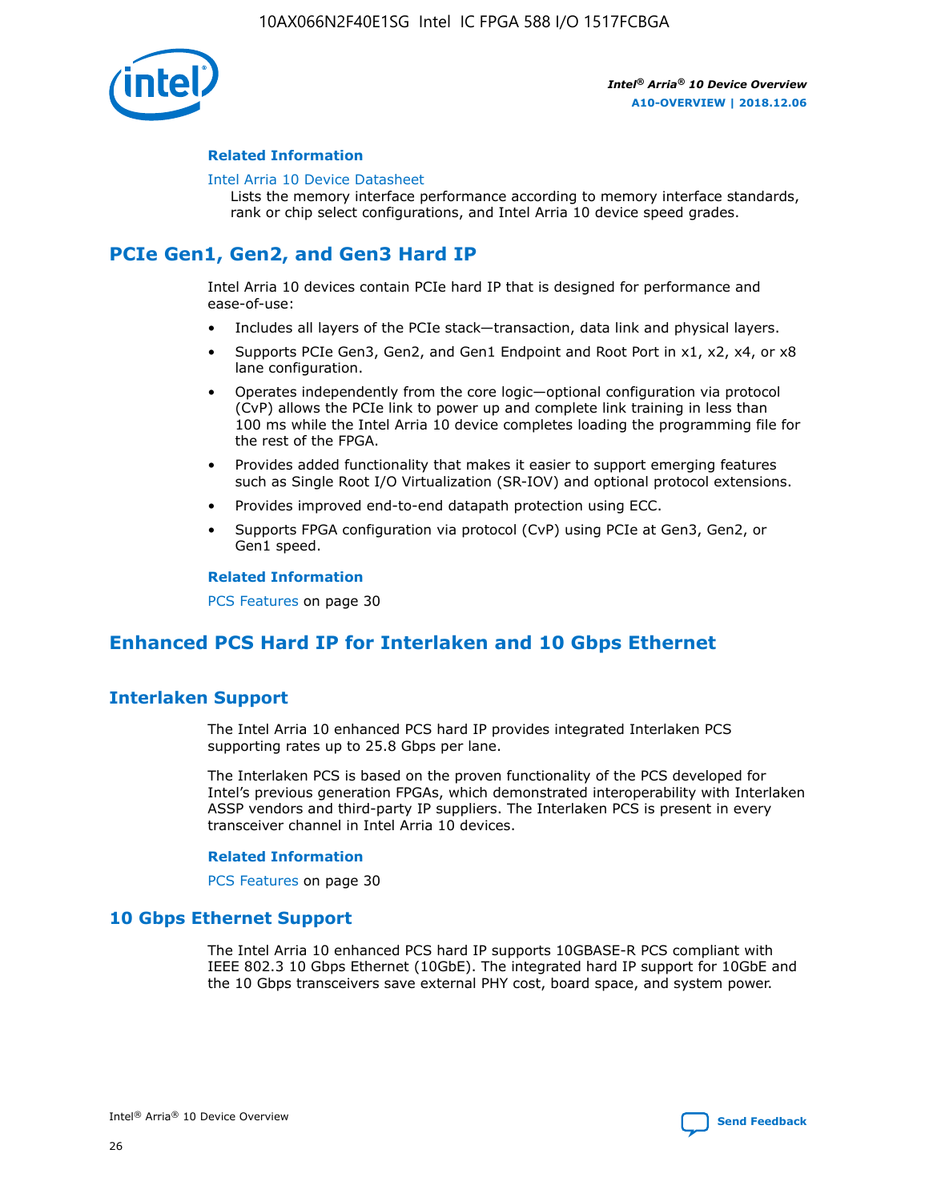**Related Information**

Intel Arria 10 Device Datasheet
Lists the memory interface performance according to memory interface standards, rank or chip select configurations, and Intel Arria 10 device speed grades.

## PCIe Gen1, Gen2, and Gen3 Hard IP

Intel Arria 10 devices contain PCIe hard IP that is designed for performance and ease-of-use:

- Includes all layers of the PCIe stack—transaction, data link and physical layers.
- Supports PCIe Gen3, Gen2, and Gen1 Endpoint and Root Port in x1, x2, x4, or x8 lane configuration.
- Operates independently from the core logic—optional configuration via protocol (CvP) allows the PCIe link to power up and complete link training in less than 100 ms while the Intel Arria 10 device completes loading the programming file for the rest of the FPGA.
- Provides added functionality that makes it easier to support emerging features such as Single Root I/O Virtualization (SR-IOV) and optional protocol extensions.
- Provides improved end-to-end datapath protection using ECC.
- Supports FPGA configuration via protocol (CvP) using PCIe at Gen3, Gen2, or Gen1 speed.

**Related Information**

PCS Features on page 30

## Enhanced PCS Hard IP for Interlaken and 10 Gbps Ethernet

### Interlaken Support

The Intel Arria 10 enhanced PCS hard IP provides integrated Interlaken PCS supporting rates up to 25.8 Gbps per lane.

The Interlaken PCS is based on the proven functionality of the PCS developed for Intel's previous generation FPGAs, which demonstrated interoperability with Interlaken ASSP vendors and third-party IP suppliers. The Interlaken PCS is present in every transceiver channel in Intel Arria 10 devices.

**Related Information**

PCS Features on page 30

### 10 Gbps Ethernet Support

The Intel Arria 10 enhanced PCS hard IP supports 10GBASE-R PCS compliant with IEEE 802.3 10 Gbps Ethernet (10GbE). The integrated hard IP support for 10GbE and the 10 Gbps transceivers save external PHY cost, board space, and system power.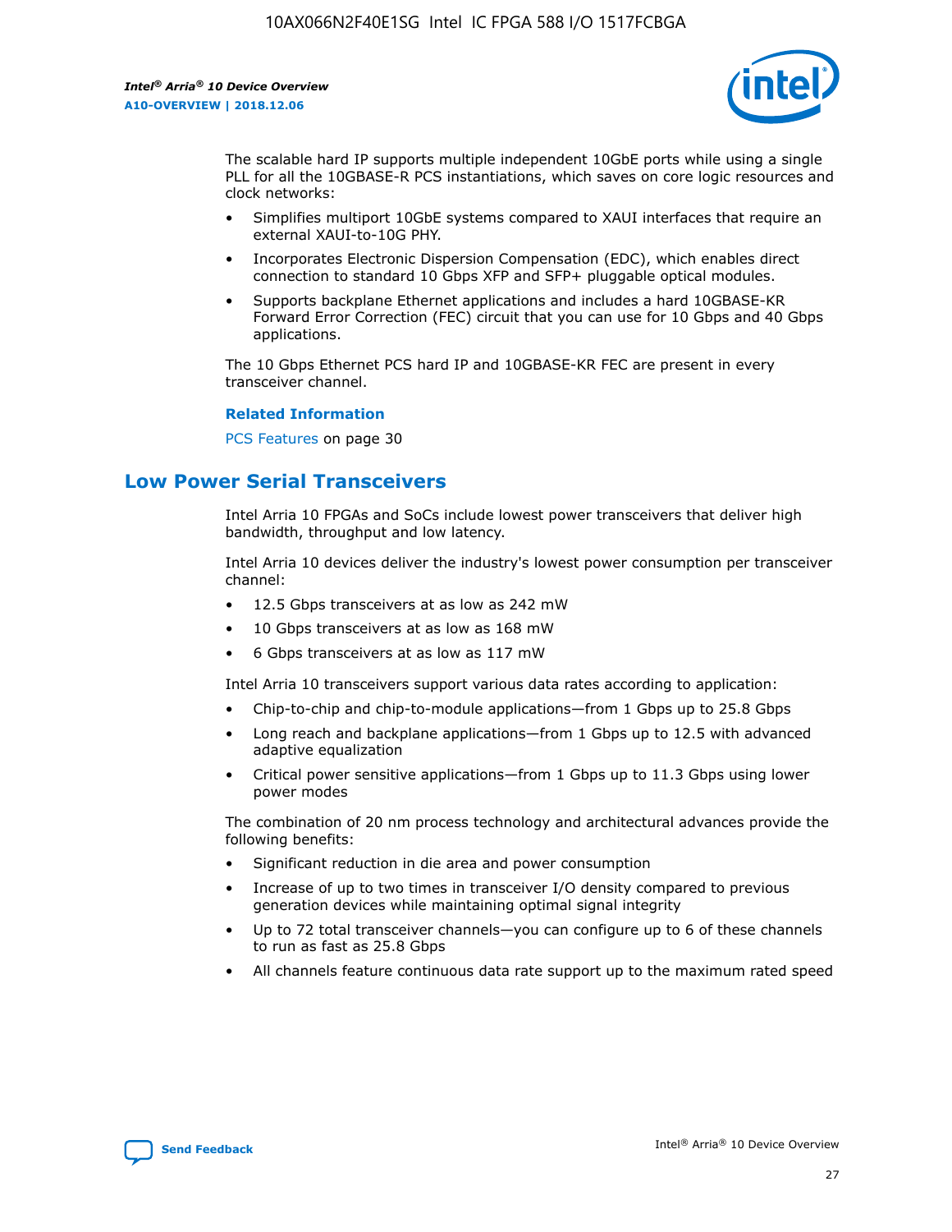The scalable hard IP supports multiple independent 10GbE ports while using a single PLL for all the 10GBASE-R PCS instantiations, which saves on core logic resources and clock networks:

- Simplifies multiport 10GbE systems compared to XAUI interfaces that require an external XAUI-to-10G PHY.
- Incorporates Electronic Dispersion Compensation (EDC), which enables direct connection to standard 10 Gbps XFP and SFP+ pluggable optical modules.
- Supports backplane Ethernet applications and includes a hard 10GBASE-KR Forward Error Correction (FEC) circuit that you can use for 10 Gbps and 40 Gbps applications.

The 10 Gbps Ethernet PCS hard IP and 10GBASE-KR FEC are present in every transceiver channel.

**Related Information**

PCS Features on page 30

## Low Power Serial Transceivers

Intel Arria 10 FPGAs and SoCs include lowest power transceivers that deliver high bandwidth, throughput and low latency.

Intel Arria 10 devices deliver the industry's lowest power consumption per transceiver channel:

- 12.5 Gbps transceivers at as low as 242 mW
- 10 Gbps transceivers at as low as 168 mW
- 6 Gbps transceivers at as low as 117 mW

Intel Arria 10 transceivers support various data rates according to application:

- Chip-to-chip and chip-to-module applications—from 1 Gbps up to 25.8 Gbps
- Long reach and backplane applications—from 1 Gbps up to 12.5 with advanced adaptive equalization
- Critical power sensitive applications—from 1 Gbps up to 11.3 Gbps using lower power modes

The combination of 20 nm process technology and architectural advances provide the following benefits:

- Significant reduction in die area and power consumption
- Increase of up to two times in transceiver I/O density compared to previous generation devices while maintaining optimal signal integrity
- Up to 72 total transceiver channels—you can configure up to 6 of these channels to run as fast as 25.8 Gbps
- All channels feature continuous data rate support up to the maximum rated speed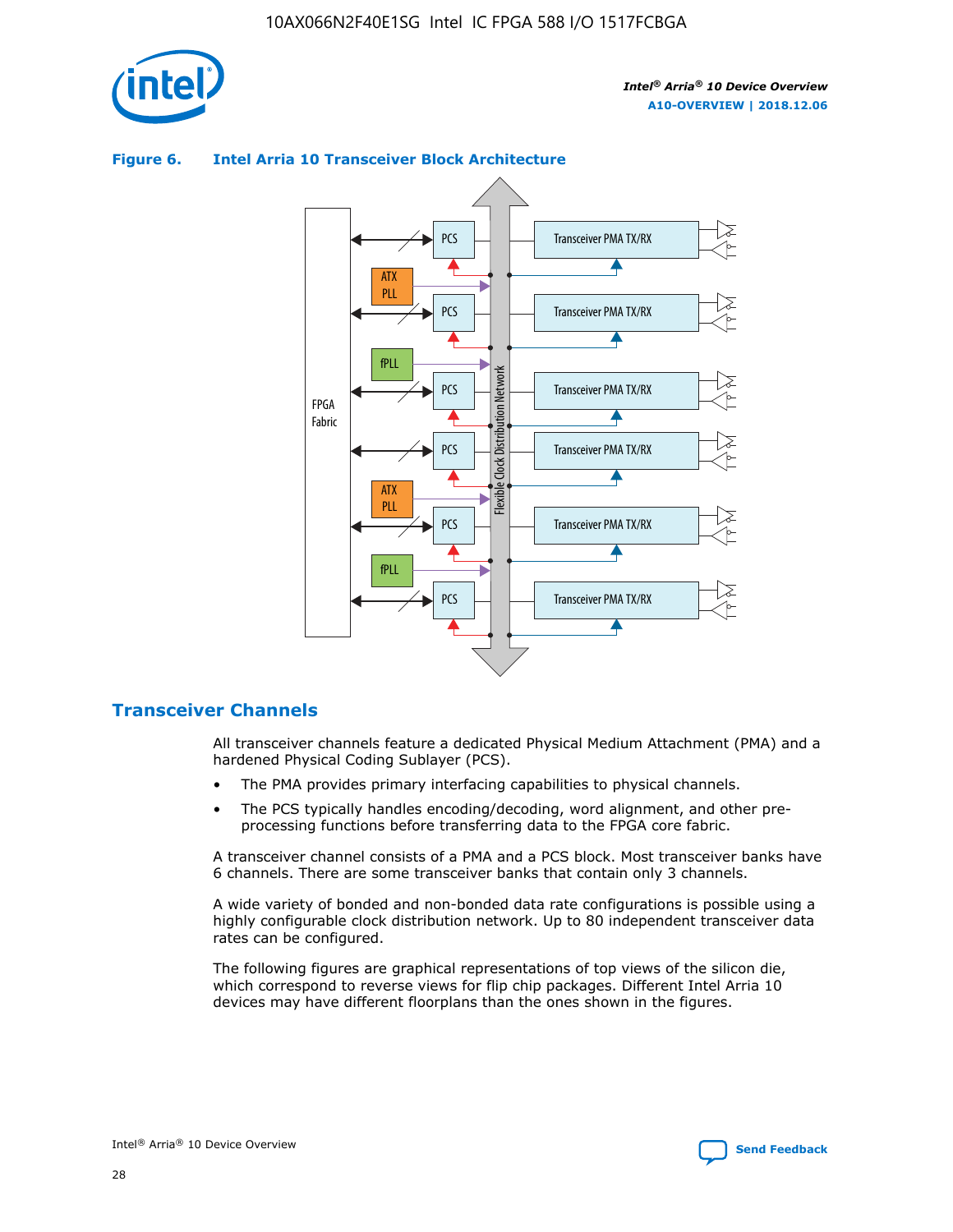**Figure 6. Intel Arria 10 Transceiver Block Architecture**

## Transceiver Channels

All transceiver channels feature a dedicated Physical Medium Attachment (PMA) and a hardened Physical Coding Sublayer (PCS).

- The PMA provides primary interfacing capabilities to physical channels.
- The PCS typically handles encoding/decoding, word alignment, and other pre-processing functions before transferring data to the FPGA core fabric.

A transceiver channel consists of a PMA and a PCS block. Most transceiver banks have 6 channels. There are some transceiver banks that contain only 3 channels.

A wide variety of bonded and non-bonded data rate configurations is possible using a highly configurable clock distribution network. Up to 80 independent transceiver data rates can be configured.

The following figures are graphical representations of top views of the silicon die, which correspond to reverse views for flip chip packages. Different Intel Arria 10 devices may have different floorplans than the ones shown in the figures.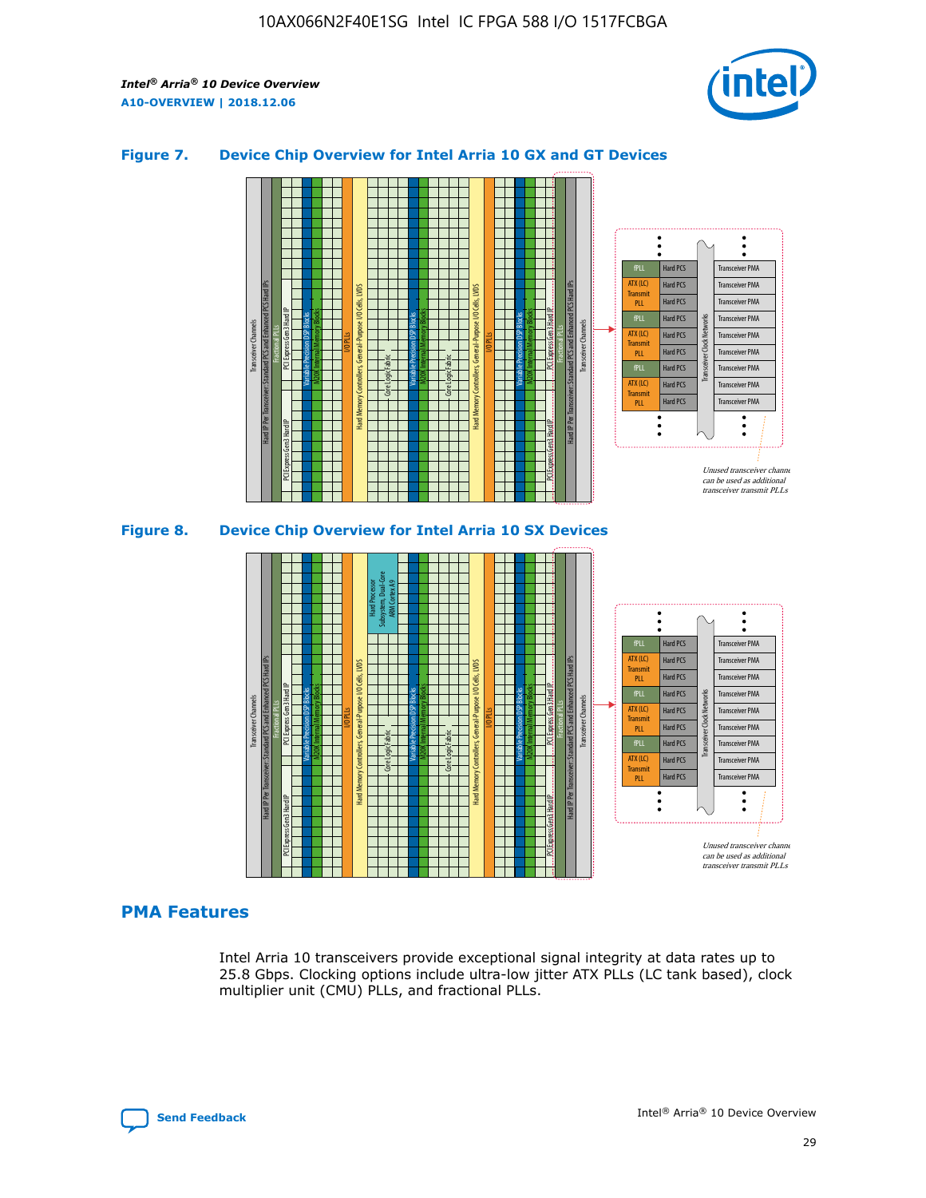## Figure 7. Device Chip Overview for Intel Arria 10 GX and GT Devices

Unused transceiver channels can be used as additional transceiver transmit PLLs

## Figure 8. Device Chip Overview for Intel Arria 10 SX Devices

Unused transceiver channels can be used as additional transceiver transmit PLLs

## PMA Features

Intel Arria 10 transceivers provide exceptional signal integrity at data rates up to 25.8 Gbps. Clocking options include ultra-low jitter ATX PLLs (LC tank based), clock multiplier unit (CMU) PLLs, and fractional PLLs.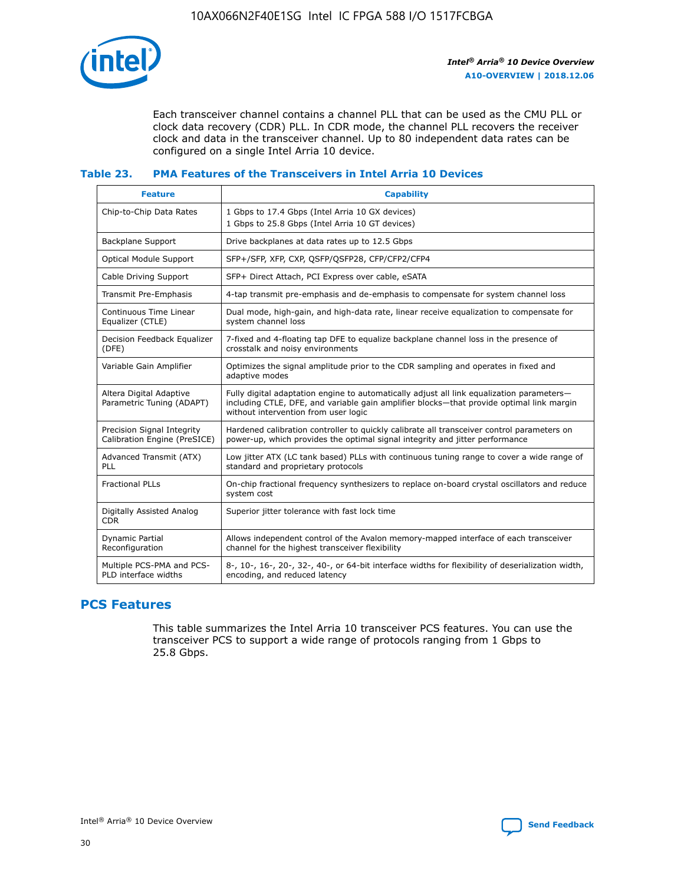Each transceiver channel contains a channel PLL that can be used as the CMU PLL or clock data recovery (CDR) PLL. In CDR mode, the channel PLL recovers the receiver clock and data in the transceiver channel. Up to 80 independent data rates can be configured on a single Intel Arria 10 device.

### Table 23. PMA Features of the Transceivers in Intel Arria 10 Devices

| Feature | Capability |
| --- | --- |
| Chip-to-Chip Data Rates | 1 Gbps to 17.4 Gbps (Intel Arria 10 GX devices)<br>1 Gbps to 25.8 Gbps (Intel Arria 10 GT devices) |
| Backplane Support | Drive backplanes at data rates up to 12.5 Gbps |
| Optical Module Support | SFP+/SFP, XFP, CXP, QSFP/QSFP28, CFP/CFP2/CFP4 |
| Cable Driving Support | SFP+ Direct Attach, PCI Express over cable, eSATA |
| Transmit Pre-Emphasis | 4-tap transmit pre-emphasis and de-emphasis to compensate for system channel loss |
| Continuous Time Linear Equalizer (CTLE) | Dual mode, high-gain, and high-data rate, linear receive equalization to compensate for system channel loss |
| Decision Feedback Equalizer (DFE) | 7-fixed and 4-floating tap DFE to equalize backplane channel loss in the presence of crosstalk and noisy environments |
| Variable Gain Amplifier | Optimizes the signal amplitude prior to the CDR sampling and operates in fixed and adaptive modes |
| Altera Digital Adaptive Parametric Tuning (ADAPT) | Fully digital adaptation engine to automatically adjust all link equalization parameters—including CTLE, DFE, and variable gain amplifier blocks—that provide optimal link margin without intervention from user logic |
| Precision Signal Integrity Calibration Engine (PreSICE) | Hardened calibration controller to quickly calibrate all transceiver control parameters on power-up, which provides the optimal signal integrity and jitter performance |
| Advanced Transmit (ATX) PLL | Low jitter ATX (LC tank based) PLLs with continuous tuning range to cover a wide range of standard and proprietary protocols |
| Fractional PLLs | On-chip fractional frequency synthesizers to replace on-board crystal oscillators and reduce system cost |
| Digitally Assisted Analog CDR | Superior jitter tolerance with fast lock time |
| Dynamic Partial Reconfiguration | Allows independent control of the Avalon memory-mapped interface of each transceiver channel for the highest transceiver flexibility |
| Multiple PCS-PMA and PCS-PLD interface widths | 8-, 10-, 16-, 20-, 32-, 40-, or 64-bit interface widths for flexibility of deserialization width, encoding, and reduced latency |

## PCS Features

This table summarizes the Intel Arria 10 transceiver PCS features. You can use the transceiver PCS to support a wide range of protocols ranging from 1 Gbps to 25.8 Gbps.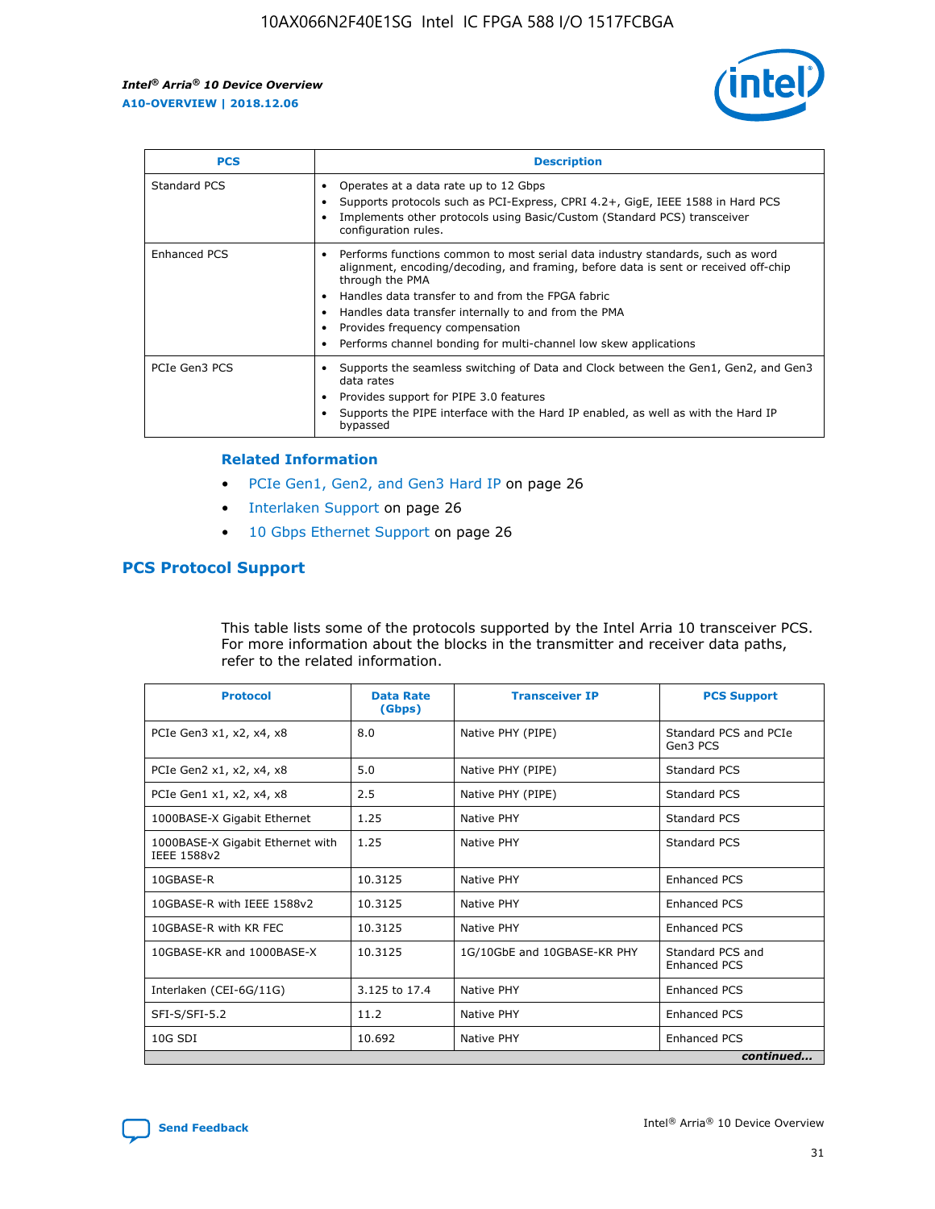| PCS | Description |
| --- | --- |
| Standard PCS | • Operates at a data rate up to 12 Gbps<br>• Supports protocols such as PCI-Express, CPRI 4.2+, GigE, IEEE 1588 in Hard PCS<br>• Implements other protocols using Basic/Custom (Standard PCS) transceiver configuration rules. |
| Enhanced PCS | • Performs functions common to most serial data industry standards, such as word alignment, encoding/decoding, and framing, before data is sent or received off-chip through the PMA<br>• Handles data transfer to and from the FPGA fabric<br>• Handles data transfer internally to and from the PMA<br>• Provides frequency compensation<br>• Performs channel bonding for multi-channel low skew applications |
| PCIe Gen3 PCS | • Supports the seamless switching of Data and Clock between the Gen1, Gen2, and Gen3 data rates<br>• Provides support for PIPE 3.0 features<br>• Supports the PIPE interface with the Hard IP enabled, as well as with the Hard IP bypassed |

### Related Information

- PCIe Gen1, Gen2, and Gen3 Hard IP on page 26
- Interlaken Support on page 26
- 10 Gbps Ethernet Support on page 26

## PCS Protocol Support

This table lists some of the protocols supported by the Intel Arria 10 transceiver PCS. For more information about the blocks in the transmitter and receiver data paths, refer to the related information.

| Protocol | Data Rate (Gbps) | Transceiver IP | PCS Support |
| --- | --- | --- | --- |
| PCIe Gen3 x1, x2, x4, x8 | 8.0 | Native PHY (PIPE) | Standard PCS and PCIe Gen3 PCS |
| PCIe Gen2 x1, x2, x4, x8 | 5.0 | Native PHY (PIPE) | Standard PCS |
| PCIe Gen1 x1, x2, x4, x8 | 2.5 | Native PHY (PIPE) | Standard PCS |
| 1000BASE-X Gigabit Ethernet | 1.25 | Native PHY | Standard PCS |
| 1000BASE-X Gigabit Ethernet with IEEE 1588v2 | 1.25 | Native PHY | Standard PCS |
| 10GBASE-R | 10.3125 | Native PHY | Enhanced PCS |
| 10GBASE-R with IEEE 1588v2 | 10.3125 | Native PHY | Enhanced PCS |
| 10GBASE-R with KR FEC | 10.3125 | Native PHY | Enhanced PCS |
| 10GBASE-KR and 1000BASE-X | 10.3125 | 1G/10GbE and 10GBASE-KR PHY | Standard PCS and Enhanced PCS |
| Interlaken (CEI-6G/11G) | 3.125 to 17.4 | Native PHY | Enhanced PCS |
| SFI-S/SFI-5.2 | 11.2 | Native PHY | Enhanced PCS |
| 10G SDI | 10.692 | Native PHY | Enhanced PCS |

*continued...*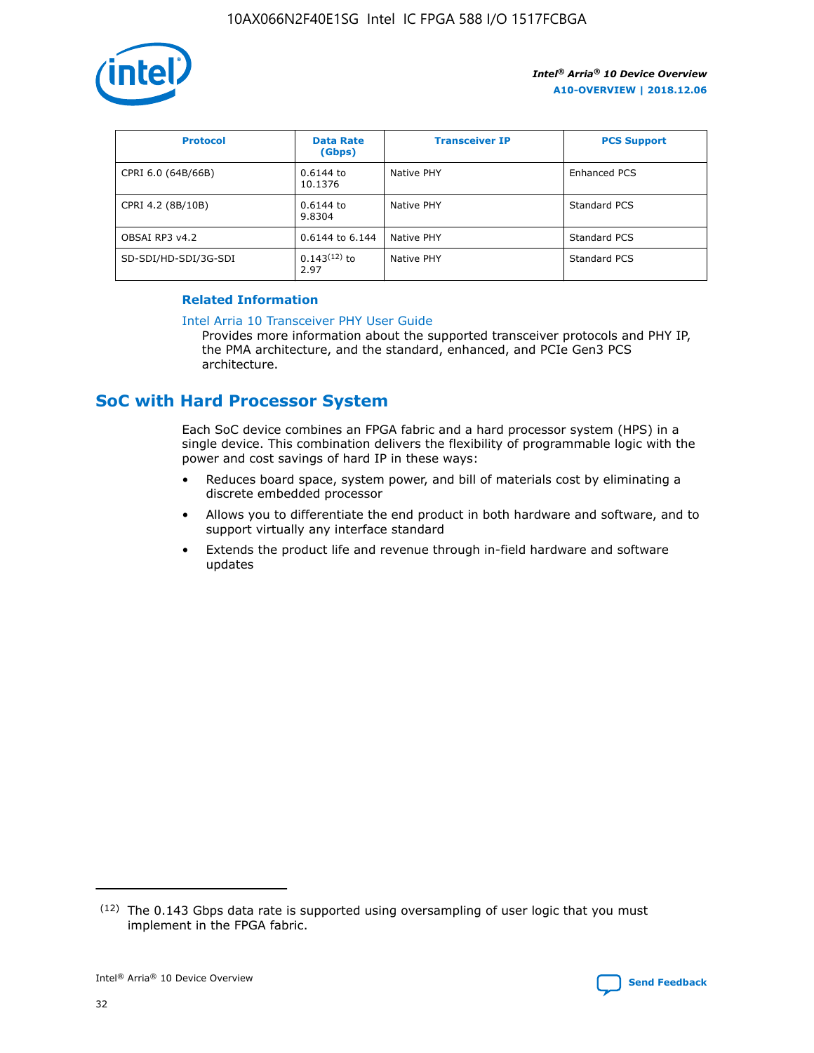| Protocol | Data Rate (Gbps) | Transceiver IP | PCS Support |
| --- | --- | --- | --- |
| CPRI 6.0 (64B/66B) | 0.6144 to 10.1376 | Native PHY | Enhanced PCS |
| CPRI 4.2 (8B/10B) | 0.6144 to 9.8304 | Native PHY | Standard PCS |
| OBSAI RP3 v4.2 | 0.6144 to 6.144 | Native PHY | Standard PCS |
| SD-SDI/HD-SDI/3G-SDI | 0.143[12] to 2.97 | Native PHY | Standard PCS |

**Related Information**

Intel Arria 10 Transceiver PHY User Guide

Provides more information about the supported transceiver protocols and PHY IP, the PMA architecture, and the standard, enhanced, and PCIe Gen3 PCS architecture.

## SoC with Hard Processor System

Each SoC device combines an FPGA fabric and a hard processor system (HPS) in a single device. This combination delivers the flexibility of programmable logic with the power and cost savings of hard IP in these ways:

- Reduces board space, system power, and bill of materials cost by eliminating a discrete embedded processor
- Allows you to differentiate the end product in both hardware and software, and to support virtually any interface standard
- Extends the product life and revenue through in-field hardware and software updates

(12) The 0.143 Gbps data rate is supported using oversampling of user logic that you must implement in the FPGA fabric.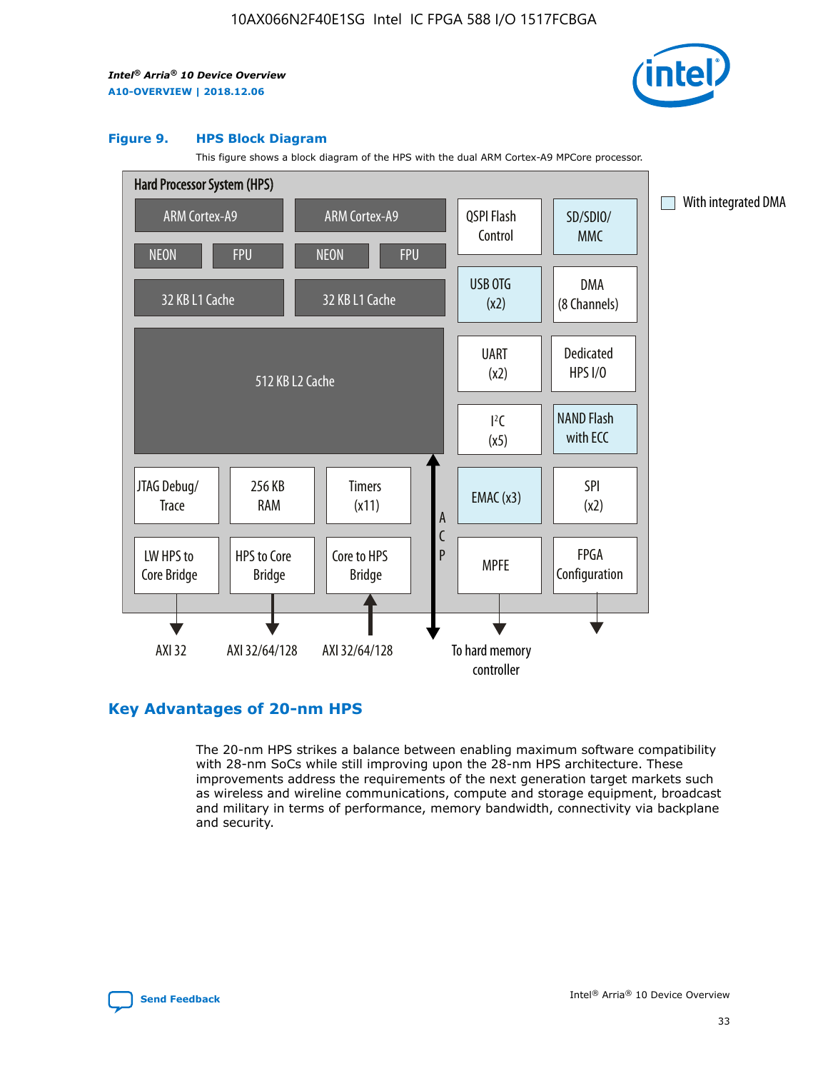**Figure 9. HPS Block Diagram**

This figure shows a block diagram of the HPS with the dual ARM Cortex-A9 MPCore processor.

Hard Processor System (HPS)

- ARM Cortex-A9 (NEON, FPU, 32 KB L1 Cache)
- ARM Cortex-A9 (NEON, FPU, 32 KB L1 Cache)
- 512 KB L2 Cache
- QSPI Flash Control
- SD/SDIO/MMC
- USB OTG (x2)
- DMA (8 Channels)
- UART (x2)
- Dedicated HPS I/O
- $I^2C$ (x5)
- NAND Flash with ECC
- JTAG Debug/Trace
- 256 KB RAM
- Timers (x11)
- EMAC (x3)
- SPI (x2)
- LW HPS to Core Bridge — AXI 32
- HPS to Core Bridge — AXI 32/64/128
- Core to HPS Bridge — AXI 32/64/128
- ACP
- MPFE — To hard memory controller
- FPGA Configuration

With integrated DMA: SD/SDIO/MMC, USB OTG (x2), NAND Flash with ECC, EMAC (x3)

## Key Advantages of 20-nm HPS

The 20-nm HPS strikes a balance between enabling maximum software compatibility with 28-nm SoCs while still improving upon the 28-nm HPS architecture. These improvements address the requirements of the next generation target markets such as wireless and wireline communications, compute and storage equipment, broadcast and military in terms of performance, memory bandwidth, connectivity via backplane and security.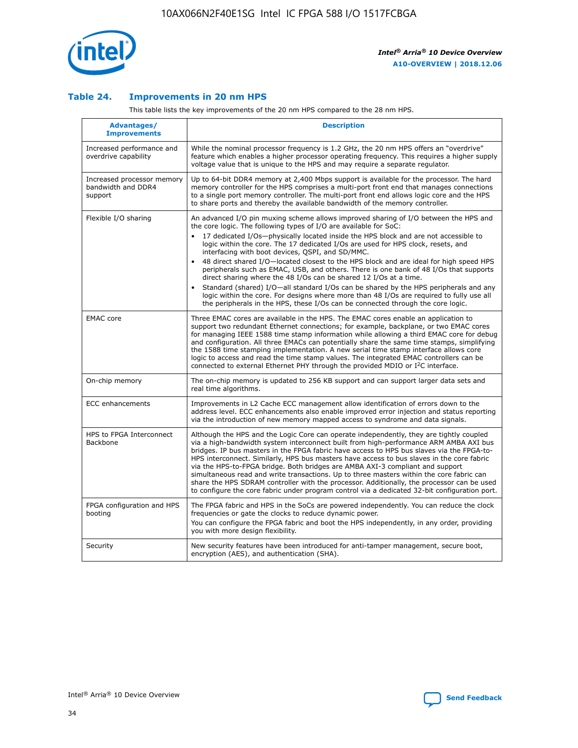## Table 24. Improvements in 20 nm HPS

This table lists the key improvements of the 20 nm HPS compared to the 28 nm HPS.

| Advantages/ Improvements | Description |
| --- | --- |
| Increased performance and overdrive capability | While the nominal processor frequency is 1.2 GHz, the 20 nm HPS offers an "overdrive" feature which enables a higher processor operating frequency. This requires a higher supply voltage value that is unique to the HPS and may require a separate regulator. |
| Increased processor memory bandwidth and DDR4 support | Up to 64-bit DDR4 memory at 2,400 Mbps support is available for the processor. The hard memory controller for the HPS comprises a multi-port front end that manages connections to a single port memory controller. The multi-port front end allows logic core and the HPS to share ports and thereby the available bandwidth of the memory controller. |
| Flexible I/O sharing | An advanced I/O pin muxing scheme allows improved sharing of I/O between the HPS and the core logic. The following types of I/O are available for SoC:<br>• 17 dedicated I/Os—physically located inside the HPS block and are not accessible to logic within the core. The 17 dedicated I/Os are used for HPS clock, resets, and interfacing with boot devices, QSPI, and SD/MMC.<br>• 48 direct shared I/O—located closest to the HPS block and are ideal for high speed HPS peripherals such as EMAC, USB, and others. There is one bank of 48 I/Os that supports direct sharing where the 48 I/Os can be shared 12 I/Os at a time.<br>• Standard (shared) I/O—all standard I/Os can be shared by the HPS peripherals and any logic within the core. For designs where more than 48 I/Os are required to fully use all the peripherals in the HPS, these I/Os can be connected through the core logic. |
| EMAC core | Three EMAC cores are available in the HPS. The EMAC cores enable an application to support two redundant Ethernet connections; for example, backplane, or two EMAC cores for managing IEEE 1588 time stamp information while allowing a third EMAC core for debug and configuration. All three EMACs can potentially share the same time stamps, simplifying the 1588 time stamping implementation. A new serial time stamp interface allows core logic to access and read the time stamp values. The integrated EMAC controllers can be connected to external Ethernet PHY through the provided MDIO or I$^2$C interface. |
| On-chip memory | The on-chip memory is updated to 256 KB support and can support larger data sets and real time algorithms. |
| ECC enhancements | Improvements in L2 Cache ECC management allow identification of errors down to the address level. ECC enhancements also enable improved error injection and status reporting via the introduction of new memory mapped access to syndrome and data signals. |
| HPS to FPGA Interconnect Backbone | Although the HPS and the Logic Core can operate independently, they are tightly coupled via a high-bandwidth system interconnect built from high-performance ARM AMBA AXI bus bridges. IP bus masters in the FPGA fabric have access to HPS bus slaves via the FPGA-to-HPS interconnect. Similarly, HPS bus masters have access to bus slaves in the core fabric via the HPS-to-FPGA bridge. Both bridges are AMBA AXI-3 compliant and support simultaneous read and write transactions. Up to three masters within the core fabric can share the HPS SDRAM controller with the processor. Additionally, the processor can be used to configure the core fabric under program control via a dedicated 32-bit configuration port. |
| FPGA configuration and HPS booting | The FPGA fabric and HPS in the SoCs are powered independently. You can reduce the clock frequencies or gate the clocks to reduce dynamic power.<br>You can configure the FPGA fabric and boot the HPS independently, in any order, providing you with more design flexibility. |
| Security | New security features have been introduced for anti-tamper management, secure boot, encryption (AES), and authentication (SHA). |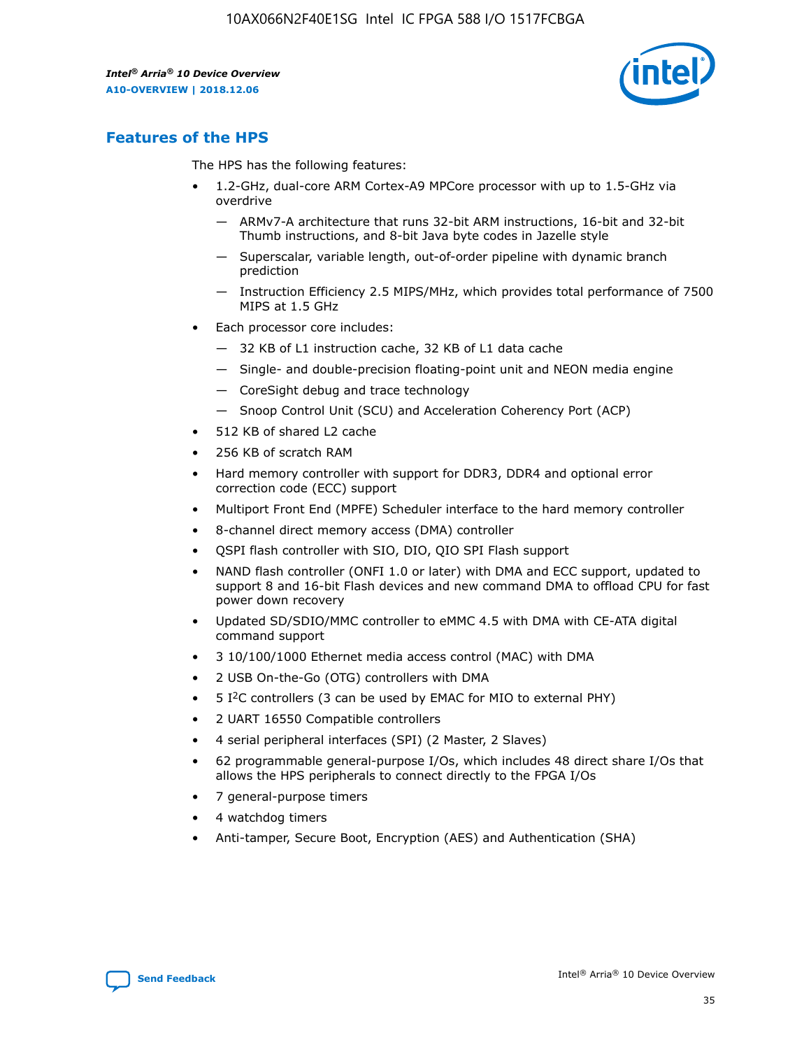## Features of the HPS

The HPS has the following features:

- 1.2-GHz, dual-core ARM Cortex-A9 MPCore processor with up to 1.5-GHz via overdrive
  - — ARMv7-A architecture that runs 32-bit ARM instructions, 16-bit and 32-bit Thumb instructions, and 8-bit Java byte codes in Jazelle style
  - — Superscalar, variable length, out-of-order pipeline with dynamic branch prediction
  - — Instruction Efficiency 2.5 MIPS/MHz, which provides total performance of 7500 MIPS at 1.5 GHz
- Each processor core includes:
  - — 32 KB of L1 instruction cache, 32 KB of L1 data cache
  - — Single- and double-precision floating-point unit and NEON media engine
  - — CoreSight debug and trace technology
  - — Snoop Control Unit (SCU) and Acceleration Coherency Port (ACP)
- 512 KB of shared L2 cache
- 256 KB of scratch RAM
- Hard memory controller with support for DDR3, DDR4 and optional error correction code (ECC) support
- Multiport Front End (MPFE) Scheduler interface to the hard memory controller
- 8-channel direct memory access (DMA) controller
- QSPI flash controller with SIO, DIO, QIO SPI Flash support
- NAND flash controller (ONFI 1.0 or later) with DMA and ECC support, updated to support 8 and 16-bit Flash devices and new command DMA to offload CPU for fast power down recovery
- Updated SD/SDIO/MMC controller to eMMC 4.5 with DMA with CE-ATA digital command support
- 3 10/100/1000 Ethernet media access control (MAC) with DMA
- 2 USB On-the-Go (OTG) controllers with DMA
- 5 I²C controllers (3 can be used by EMAC for MIO to external PHY)
- 2 UART 16550 Compatible controllers
- 4 serial peripheral interfaces (SPI) (2 Master, 2 Slaves)
- 62 programmable general-purpose I/Os, which includes 48 direct share I/Os that allows the HPS peripherals to connect directly to the FPGA I/Os
- 7 general-purpose timers
- 4 watchdog timers
- Anti-tamper, Secure Boot, Encryption (AES) and Authentication (SHA)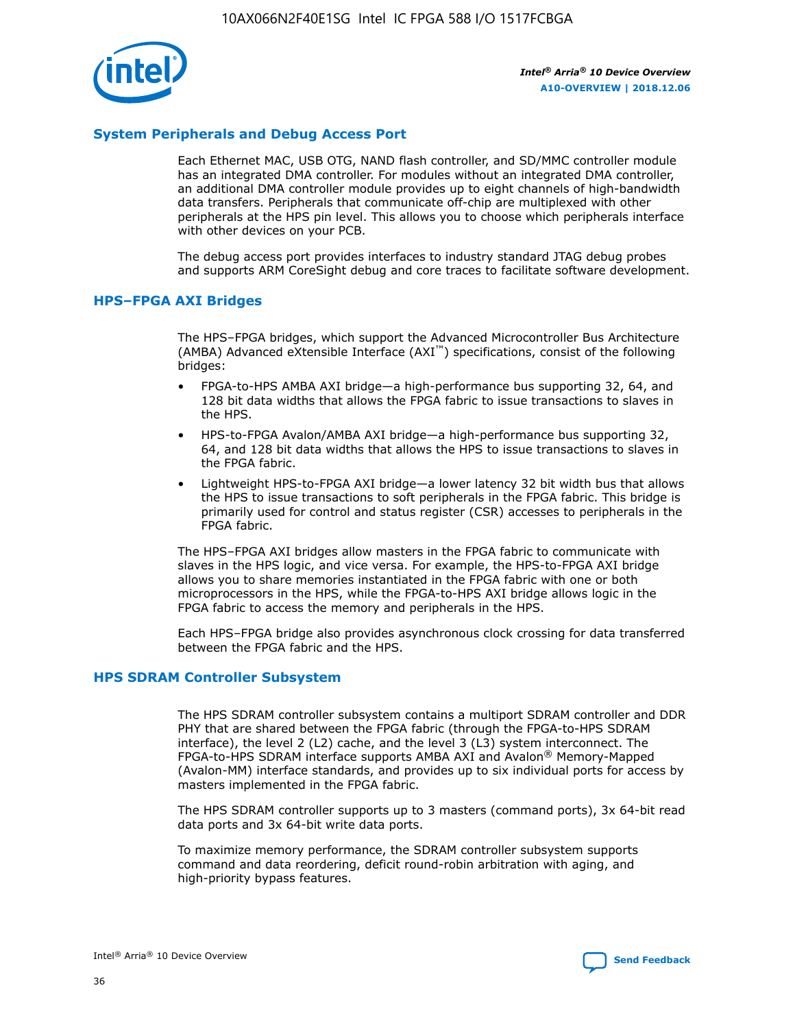## System Peripherals and Debug Access Port

Each Ethernet MAC, USB OTG, NAND flash controller, and SD/MMC controller module has an integrated DMA controller. For modules without an integrated DMA controller, an additional DMA controller module provides up to eight channels of high-bandwidth data transfers. Peripherals that communicate off-chip are multiplexed with other peripherals at the HPS pin level. This allows you to choose which peripherals interface with other devices on your PCB.

The debug access port provides interfaces to industry standard JTAG debug probes and supports ARM CoreSight debug and core traces to facilitate software development.

## HPS–FPGA AXI Bridges

The HPS–FPGA bridges, which support the Advanced Microcontroller Bus Architecture (AMBA) Advanced eXtensible Interface (AXI™) specifications, consist of the following bridges:

- FPGA-to-HPS AMBA AXI bridge—a high-performance bus supporting 32, 64, and 128 bit data widths that allows the FPGA fabric to issue transactions to slaves in the HPS.
- HPS-to-FPGA Avalon/AMBA AXI bridge—a high-performance bus supporting 32, 64, and 128 bit data widths that allows the HPS to issue transactions to slaves in the FPGA fabric.
- Lightweight HPS-to-FPGA AXI bridge—a lower latency 32 bit width bus that allows the HPS to issue transactions to soft peripherals in the FPGA fabric. This bridge is primarily used for control and status register (CSR) accesses to peripherals in the FPGA fabric.

The HPS–FPGA AXI bridges allow masters in the FPGA fabric to communicate with slaves in the HPS logic, and vice versa. For example, the HPS-to-FPGA AXI bridge allows you to share memories instantiated in the FPGA fabric with one or both microprocessors in the HPS, while the FPGA-to-HPS AXI bridge allows logic in the FPGA fabric to access the memory and peripherals in the HPS.

Each HPS–FPGA bridge also provides asynchronous clock crossing for data transferred between the FPGA fabric and the HPS.

## HPS SDRAM Controller Subsystem

The HPS SDRAM controller subsystem contains a multiport SDRAM controller and DDR PHY that are shared between the FPGA fabric (through the FPGA-to-HPS SDRAM interface), the level 2 (L2) cache, and the level 3 (L3) system interconnect. The FPGA-to-HPS SDRAM interface supports AMBA AXI and Avalon® Memory-Mapped (Avalon-MM) interface standards, and provides up to six individual ports for access by masters implemented in the FPGA fabric.

The HPS SDRAM controller supports up to 3 masters (command ports), 3x 64-bit read data ports and 3x 64-bit write data ports.

To maximize memory performance, the SDRAM controller subsystem supports command and data reordering, deficit round-robin arbitration with aging, and high-priority bypass features.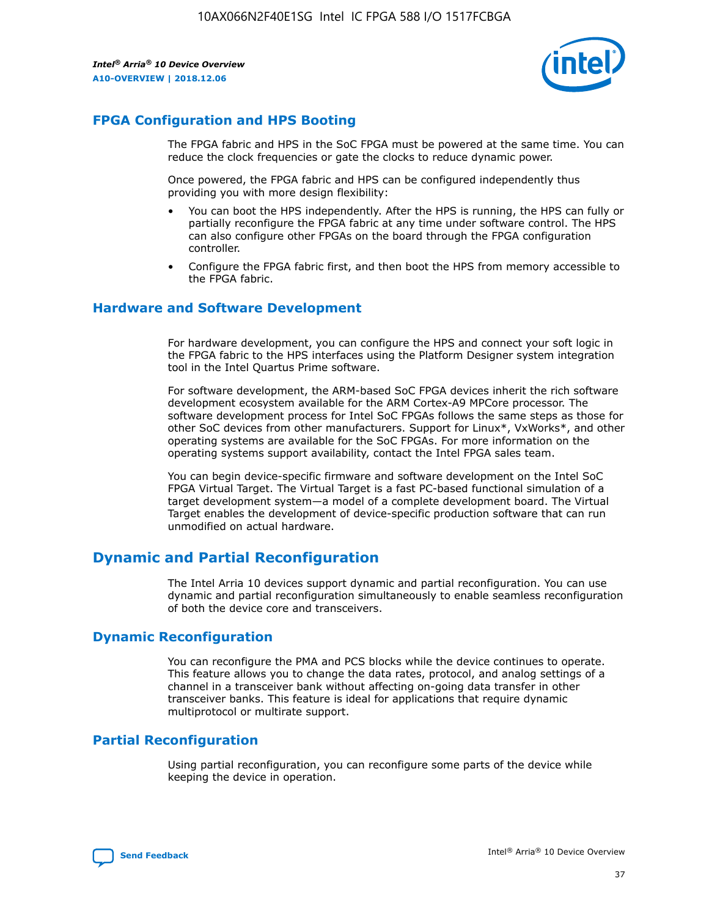## FPGA Configuration and HPS Booting

The FPGA fabric and HPS in the SoC FPGA must be powered at the same time. You can reduce the clock frequencies or gate the clocks to reduce dynamic power.

Once powered, the FPGA fabric and HPS can be configured independently thus providing you with more design flexibility:

- You can boot the HPS independently. After the HPS is running, the HPS can fully or partially reconfigure the FPGA fabric at any time under software control. The HPS can also configure other FPGAs on the board through the FPGA configuration controller.
- Configure the FPGA fabric first, and then boot the HPS from memory accessible to the FPGA fabric.

## Hardware and Software Development

For hardware development, you can configure the HPS and connect your soft logic in the FPGA fabric to the HPS interfaces using the Platform Designer system integration tool in the Intel Quartus Prime software.

For software development, the ARM-based SoC FPGA devices inherit the rich software development ecosystem available for the ARM Cortex-A9 MPCore processor. The software development process for Intel SoC FPGAs follows the same steps as those for other SoC devices from other manufacturers. Support for Linux*, VxWorks*, and other operating systems are available for the SoC FPGAs. For more information on the operating systems support availability, contact the Intel FPGA sales team.

You can begin device-specific firmware and software development on the Intel SoC FPGA Virtual Target. The Virtual Target is a fast PC-based functional simulation of a target development system—a model of a complete development board. The Virtual Target enables the development of device-specific production software that can run unmodified on actual hardware.

## Dynamic and Partial Reconfiguration

The Intel Arria 10 devices support dynamic and partial reconfiguration. You can use dynamic and partial reconfiguration simultaneously to enable seamless reconfiguration of both the device core and transceivers.

## Dynamic Reconfiguration

You can reconfigure the PMA and PCS blocks while the device continues to operate. This feature allows you to change the data rates, protocol, and analog settings of a channel in a transceiver bank without affecting on-going data transfer in other transceiver banks. This feature is ideal for applications that require dynamic multiprotocol or multirate support.

## Partial Reconfiguration

Using partial reconfiguration, you can reconfigure some parts of the device while keeping the device in operation.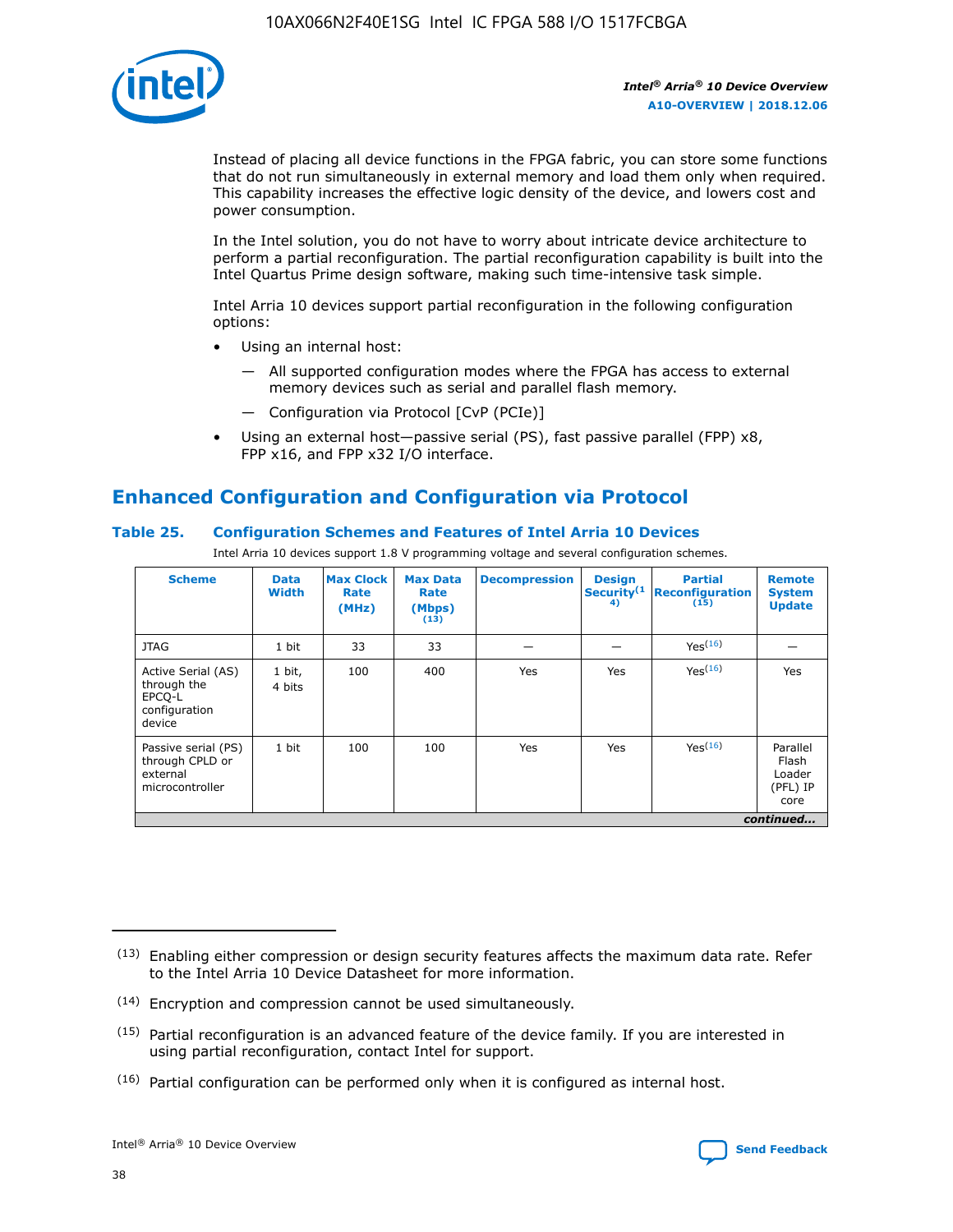Instead of placing all device functions in the FPGA fabric, you can store some functions that do not run simultaneously in external memory and load them only when required. This capability increases the effective logic density of the device, and lowers cost and power consumption.

In the Intel solution, you do not have to worry about intricate device architecture to perform a partial reconfiguration. The partial reconfiguration capability is built into the Intel Quartus Prime design software, making such time-intensive task simple.

Intel Arria 10 devices support partial reconfiguration in the following configuration options:

- Using an internal host:
  - — All supported configuration modes where the FPGA has access to external memory devices such as serial and parallel flash memory.
  - — Configuration via Protocol [CvP (PCIe)]
- Using an external host—passive serial (PS), fast passive parallel (FPP) x8, FPP x16, and FPP x32 I/O interface.

## Enhanced Configuration and Configuration via Protocol

### Table 25. Configuration Schemes and Features of Intel Arria 10 Devices

Intel Arria 10 devices support 1.8 V programming voltage and several configuration schemes.

| Scheme | Data Width | Max Clock Rate (MHz) | Max Data Rate (Mbps) (13) | Decompression | Design Security(14) | Partial Reconfiguration (15) | Remote System Update |
|---|---|---|---|---|---|---|---|
| JTAG | 1 bit | 33 | 33 | — | — | Yes(16) | — |
| Active Serial (AS) through the EPCQ-L configuration device | 1 bit, 4 bits | 100 | 400 | Yes | Yes | Yes(16) | Yes |
| Passive serial (PS) through CPLD or external microcontroller | 1 bit | 100 | 100 | Yes | Yes | Yes(16) | Parallel Flash Loader (PFL) IP core |

*continued...*

(13) Enabling either compression or design security features affects the maximum data rate. Refer to the Intel Arria 10 Device Datasheet for more information.

(14) Encryption and compression cannot be used simultaneously.

(15) Partial reconfiguration is an advanced feature of the device family. If you are interested in using partial reconfiguration, contact Intel for support.

(16) Partial configuration can be performed only when it is configured as internal host.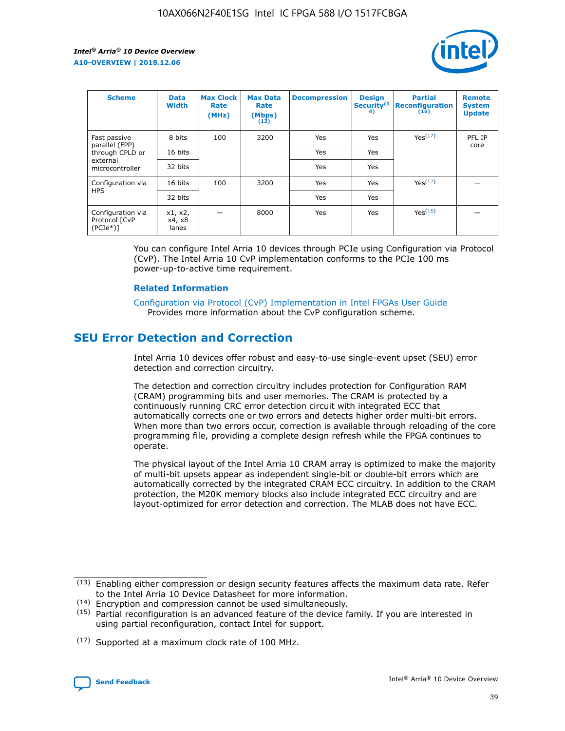| Scheme | Data Width | Max Clock Rate (MHz) | Max Data Rate (Mbps) (13) | Decompression | Design Security(14) | Partial Reconfiguration (15) | Remote System Update |
|---|---|---|---|---|---|---|---|
| Fast passive parallel (FPP) through CPLD or external microcontroller | 8 bits | 100 | 3200 | Yes | Yes | Yes(17) | PFL IP core |
| | 16 bits | | | Yes | Yes | | |
| | 32 bits | | | Yes | Yes | | |
| Configuration via HPS | 16 bits | 100 | 3200 | Yes | Yes | Yes(17) | — |
| | 32 bits | | | Yes | Yes | | |
| Configuration via Protocol [CvP (PCIe*)] | x1, x2, x4, x8 lanes | — | 8000 | Yes | Yes | Yes(16) | — |

You can configure Intel Arria 10 devices through PCIe using Configuration via Protocol (CvP). The Intel Arria 10 CvP implementation conforms to the PCIe 100 ms power-up-to-active time requirement.

### Related Information

Configuration via Protocol (CvP) Implementation in Intel FPGAs User Guide
Provides more information about the CvP configuration scheme.

## SEU Error Detection and Correction

Intel Arria 10 devices offer robust and easy-to-use single-event upset (SEU) error detection and correction circuitry.

The detection and correction circuitry includes protection for Configuration RAM (CRAM) programming bits and user memories. The CRAM is protected by a continuously running CRC error detection circuit with integrated ECC that automatically corrects one or two errors and detects higher order multi-bit errors. When more than two errors occur, correction is available through reloading of the core programming file, providing a complete design refresh while the FPGA continues to operate.

The physical layout of the Intel Arria 10 CRAM array is optimized to make the majority of multi-bit upsets appear as independent single-bit or double-bit errors which are automatically corrected by the integrated CRAM ECC circuitry. In addition to the CRAM protection, the M20K memory blocks also include integrated ECC circuitry and are layout-optimized for error detection and correction. The MLAB does not have ECC.

(13) Enabling either compression or design security features affects the maximum data rate. Refer to the Intel Arria 10 Device Datasheet for more information.

(14) Encryption and compression cannot be used simultaneously.

(15) Partial reconfiguration is an advanced feature of the device family. If you are interested in using partial reconfiguration, contact Intel for support.

(17) Supported at a maximum clock rate of 100 MHz.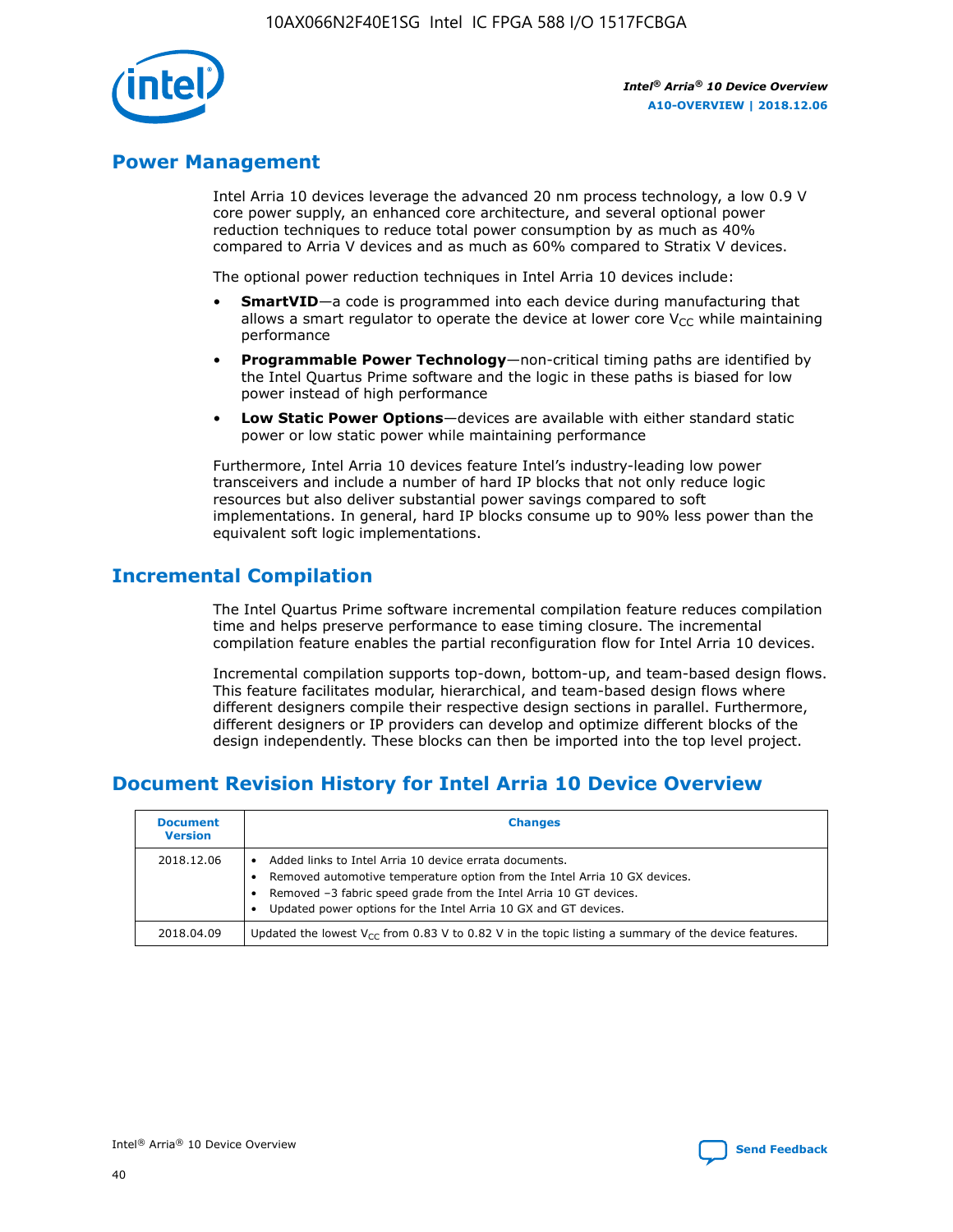## Power Management

Intel Arria 10 devices leverage the advanced 20 nm process technology, a low 0.9 V core power supply, an enhanced core architecture, and several optional power reduction techniques to reduce total power consumption by as much as 40% compared to Arria V devices and as much as 60% compared to Stratix V devices.

The optional power reduction techniques in Intel Arria 10 devices include:

- **SmartVID**—a code is programmed into each device during manufacturing that allows a smart regulator to operate the device at lower core $V_{CC}$ while maintaining performance
- **Programmable Power Technology**—non-critical timing paths are identified by the Intel Quartus Prime software and the logic in these paths is biased for low power instead of high performance
- **Low Static Power Options**—devices are available with either standard static power or low static power while maintaining performance

Furthermore, Intel Arria 10 devices feature Intel's industry-leading low power transceivers and include a number of hard IP blocks that not only reduce logic resources but also deliver substantial power savings compared to soft implementations. In general, hard IP blocks consume up to 90% less power than the equivalent soft logic implementations.

## Incremental Compilation

The Intel Quartus Prime software incremental compilation feature reduces compilation time and helps preserve performance to ease timing closure. The incremental compilation feature enables the partial reconfiguration flow for Intel Arria 10 devices.

Incremental compilation supports top-down, bottom-up, and team-based design flows. This feature facilitates modular, hierarchical, and team-based design flows where different designers compile their respective design sections in parallel. Furthermore, different designers or IP providers can develop and optimize different blocks of the design independently. These blocks can then be imported into the top level project.

## Document Revision History for Intel Arria 10 Device Overview

| Document Version | Changes |
| --- | --- |
| 2018.12.06 | • Added links to Intel Arria 10 device errata documents.<br>• Removed automotive temperature option from the Intel Arria 10 GX devices.<br>• Removed –3 fabric speed grade from the Intel Arria 10 GT devices.<br>• Updated power options for the Intel Arria 10 GX and GT devices. |
| 2018.04.09 | Updated the lowest $V_{CC}$ from 0.83 V to 0.82 V in the topic listing a summary of the device features. |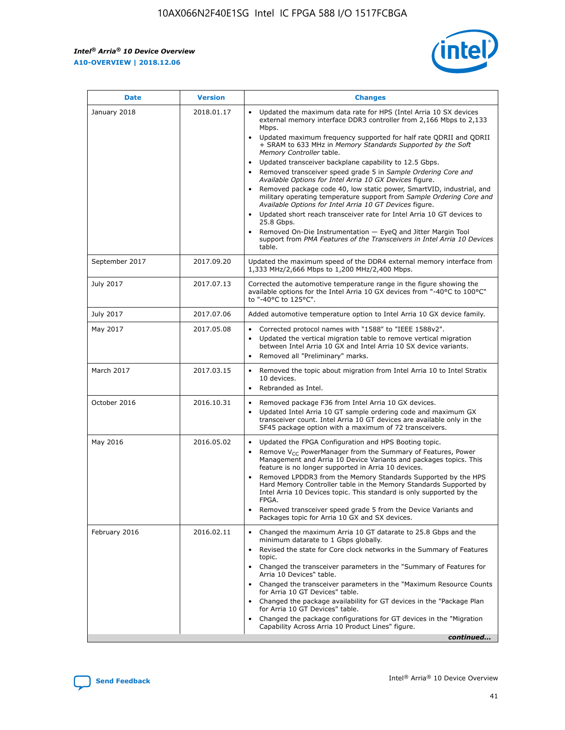| Date | Version | Changes |
| --- | --- | --- |
| January 2018 | 2018.01.17 | • Updated the maximum data rate for HPS (Intel Arria 10 SX devices external memory interface DDR3 controller from 2,166 Mbps to 2,133 Mbps.<br>• Updated maximum frequency supported for half rate QDRII and QDRII + SRAM to 633 MHz in *Memory Standards Supported by the Soft Memory Controller* table.<br>• Updated transceiver backplane capability to 12.5 Gbps.<br>• Removed transceiver speed grade 5 in *Sample Ordering Core and Available Options for Intel Arria 10 GX Devices* figure.<br>• Removed package code 40, low static power, SmartVID, industrial, and military operating temperature support from *Sample Ordering Core and Available Options for Intel Arria 10 GT Devices* figure.<br>• Updated short reach transceiver rate for Intel Arria 10 GT devices to 25.8 Gbps.<br>• Removed On-Die Instrumentation — EyeQ and Jitter Margin Tool support from *PMA Features of the Transceivers in Intel Arria 10 Devices* table. |
| September 2017 | 2017.09.20 | Updated the maximum speed of the DDR4 external memory interface from 1,333 MHz/2,666 Mbps to 1,200 MHz/2,400 Mbps. |
| July 2017 | 2017.07.13 | Corrected the automotive temperature range in the figure showing the available options for the Intel Arria 10 GX devices from "-40°C to 100°C" to "-40°C to 125°C". |
| July 2017 | 2017.07.06 | Added automotive temperature option to Intel Arria 10 GX device family. |
| May 2017 | 2017.05.08 | • Corrected protocol names with "1588" to "IEEE 1588v2".<br>• Updated the vertical migration table to remove vertical migration between Intel Arria 10 GX and Intel Arria 10 SX device variants.<br>• Removed all "Preliminary" marks. |
| March 2017 | 2017.03.15 | • Removed the topic about migration from Intel Arria 10 to Intel Stratix 10 devices.<br>• Rebranded as Intel. |
| October 2016 | 2016.10.31 | • Removed package F36 from Intel Arria 10 GX devices.<br>• Updated Intel Arria 10 GT sample ordering code and maximum GX transceiver count. Intel Arria 10 GT devices are available only in the SF45 package option with a maximum of 72 transceivers. |
| May 2016 | 2016.05.02 | • Updated the FPGA Configuration and HPS Booting topic.<br>• Remove $V_{CC}$ PowerManager from the Summary of Features, Power Management and Arria 10 Device Variants and packages topics. This feature is no longer supported in Arria 10 devices.<br>• Removed LPDDR3 from the Memory Standards Supported by the HPS Hard Memory Controller table in the Memory Standards Supported by Intel Arria 10 Devices topic. This standard is only supported by the FPGA.<br>• Removed transceiver speed grade 5 from the Device Variants and Packages topic for Arria 10 GX and SX devices. |
| February 2016 | 2016.02.11 | • Changed the maximum Arria 10 GT datarate to 25.8 Gbps and the minimum datarate to 1 Gbps globally.<br>• Revised the state for Core clock networks in the Summary of Features topic.<br>• Changed the transceiver parameters in the "Summary of Features for Arria 10 Devices" table.<br>• Changed the transceiver parameters in the "Maximum Resource Counts for Arria 10 GT Devices" table.<br>• Changed the package availability for GT devices in the "Package Plan for Arria 10 GT Devices" table.<br>• Changed the package configurations for GT devices in the "Migration Capability Across Arria 10 Product Lines" figure. |

*continued...*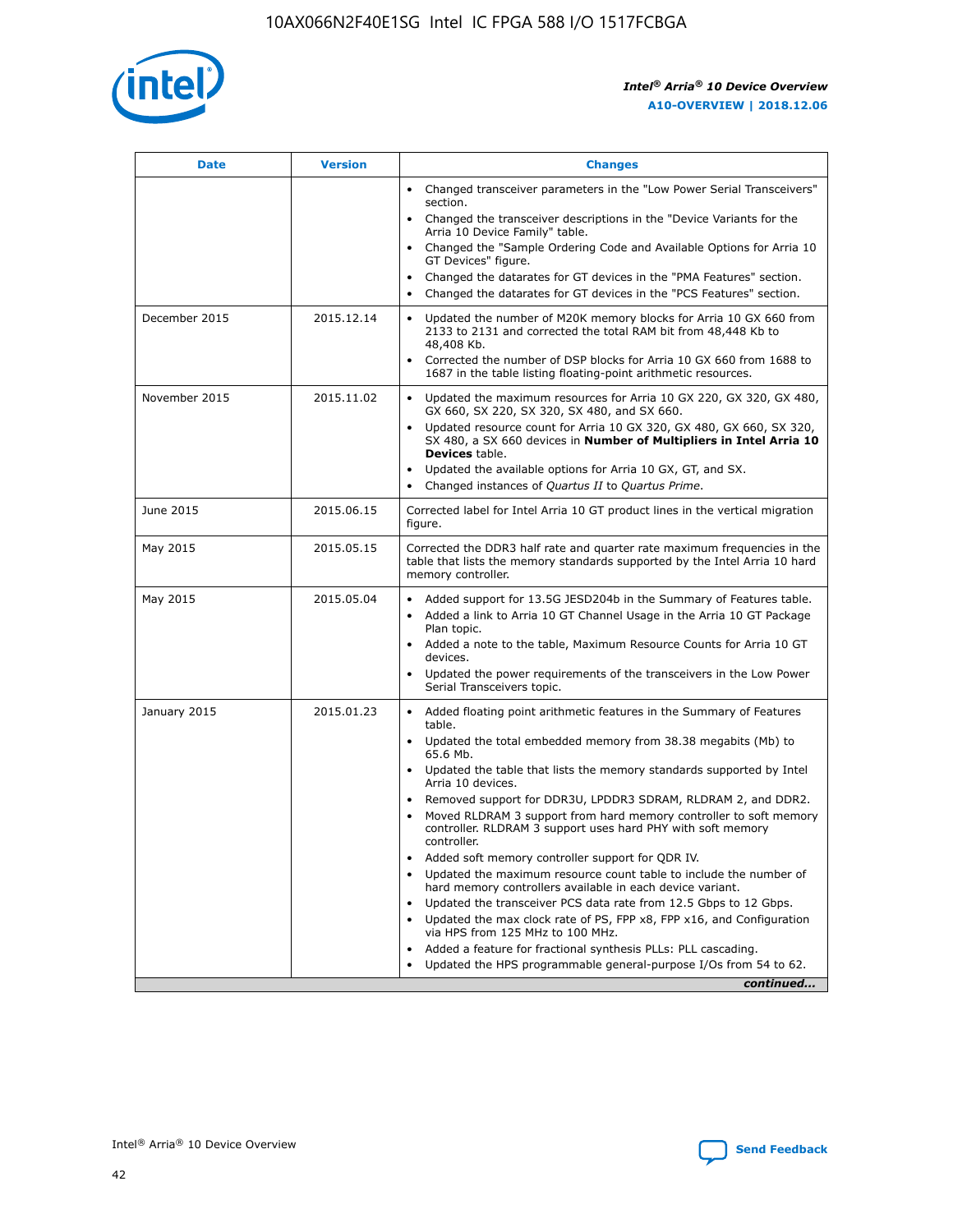| Date | Version | Changes |
| --- | --- | --- |
| | | • Changed transceiver parameters in the "Low Power Serial Transceivers" section.<br>• Changed the transceiver descriptions in the "Device Variants for the Arria 10 Device Family" table.<br>• Changed the "Sample Ordering Code and Available Options for Arria 10 GT Devices" figure.<br>• Changed the datarates for GT devices in the "PMA Features" section.<br>• Changed the datarates for GT devices in the "PCS Features" section. |
| December 2015 | 2015.12.14 | • Updated the number of M20K memory blocks for Arria 10 GX 660 from 2133 to 2131 and corrected the total RAM bit from 48,448 Kb to 48,408 Kb.<br>• Corrected the number of DSP blocks for Arria 10 GX 660 from 1688 to 1687 in the table listing floating-point arithmetic resources. |
| November 2015 | 2015.11.02 | • Updated the maximum resources for Arria 10 GX 220, GX 320, GX 480, GX 660, SX 220, SX 320, SX 480, and SX 660.<br>• Updated resource count for Arria 10 GX 320, GX 480, GX 660, SX 320, SX 480, a SX 660 devices in **Number of Multipliers in Intel Arria 10 Devices** table.<br>• Updated the available options for Arria 10 GX, GT, and SX.<br>• Changed instances of *Quartus II* to *Quartus Prime*. |
| June 2015 | 2015.06.15 | Corrected label for Intel Arria 10 GT product lines in the vertical migration figure. |
| May 2015 | 2015.05.15 | Corrected the DDR3 half rate and quarter rate maximum frequencies in the table that lists the memory standards supported by the Intel Arria 10 hard memory controller. |
| May 2015 | 2015.05.04 | • Added support for 13.5G JESD204b in the Summary of Features table.<br>• Added a link to Arria 10 GT Channel Usage in the Arria 10 GT Package Plan topic.<br>• Added a note to the table, Maximum Resource Counts for Arria 10 GT devices.<br>• Updated the power requirements of the transceivers in the Low Power Serial Transceivers topic. |
| January 2015 | 2015.01.23 | • Added floating point arithmetic features in the Summary of Features table.<br>• Updated the total embedded memory from 38.38 megabits (Mb) to 65.6 Mb.<br>• Updated the table that lists the memory standards supported by Intel Arria 10 devices.<br>• Removed support for DDR3U, LPDDR3 SDRAM, RLDRAM 2, and DDR2.<br>• Moved RLDRAM 3 support from hard memory controller to soft memory controller. RLDRAM 3 support uses hard PHY with soft memory controller.<br>• Added soft memory controller support for QDR IV.<br>• Updated the maximum resource count table to include the number of hard memory controllers available in each device variant.<br>• Updated the transceiver PCS data rate from 12.5 Gbps to 12 Gbps.<br>• Updated the max clock rate of PS, FPP x8, FPP x16, and Configuration via HPS from 125 MHz to 100 MHz.<br>• Added a feature for fractional synthesis PLLs: PLL cascading.<br>• Updated the HPS programmable general-purpose I/Os from 54 to 62. |

*continued...*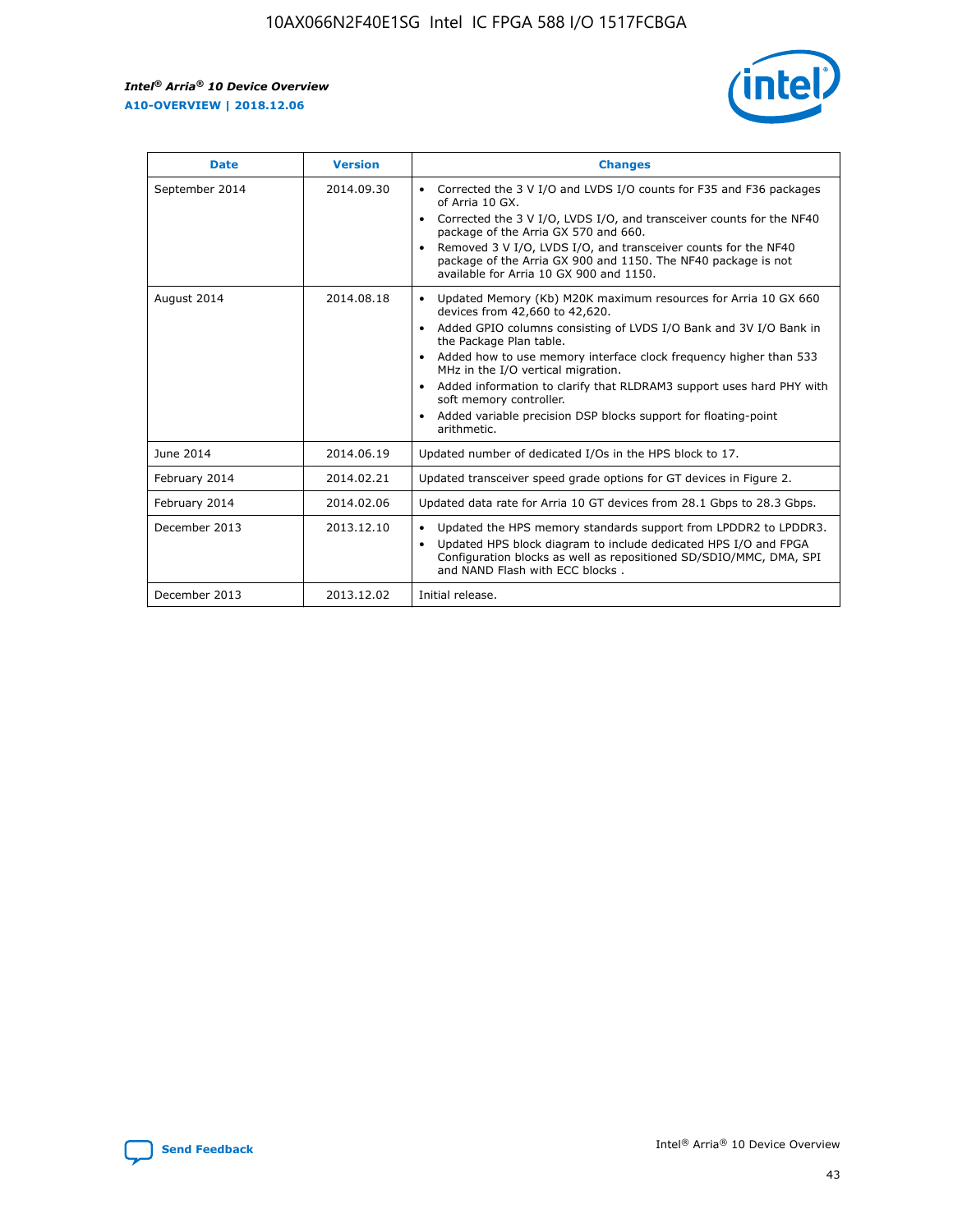| Date | Version | Changes |
| --- | --- | --- |
| September 2014 | 2014.09.30 | • Corrected the 3 V I/O and LVDS I/O counts for F35 and F36 packages of Arria 10 GX.<br>• Corrected the 3 V I/O, LVDS I/O, and transceiver counts for the NF40 package of the Arria GX 570 and 660.<br>• Removed 3 V I/O, LVDS I/O, and transceiver counts for the NF40 package of the Arria GX 900 and 1150. The NF40 package is not available for Arria 10 GX 900 and 1150. |
| August 2014 | 2014.08.18 | • Updated Memory (Kb) M20K maximum resources for Arria 10 GX 660 devices from 42,660 to 42,620.<br>• Added GPIO columns consisting of LVDS I/O Bank and 3V I/O Bank in the Package Plan table.<br>• Added how to use memory interface clock frequency higher than 533 MHz in the I/O vertical migration.<br>• Added information to clarify that RLDRAM3 support uses hard PHY with soft memory controller.<br>• Added variable precision DSP blocks support for floating-point arithmetic. |
| June 2014 | 2014.06.19 | Updated number of dedicated I/Os in the HPS block to 17. |
| February 2014 | 2014.02.21 | Updated transceiver speed grade options for GT devices in Figure 2. |
| February 2014 | 2014.02.06 | Updated data rate for Arria 10 GT devices from 28.1 Gbps to 28.3 Gbps. |
| December 2013 | 2013.12.10 | • Updated the HPS memory standards support from LPDDR2 to LPDDR3.<br>• Updated HPS block diagram to include dedicated HPS I/O and FPGA Configuration blocks as well as repositioned SD/SDIO/MMC, DMA, SPI and NAND Flash with ECC blocks . |
| December 2013 | 2013.12.02 | Initial release. |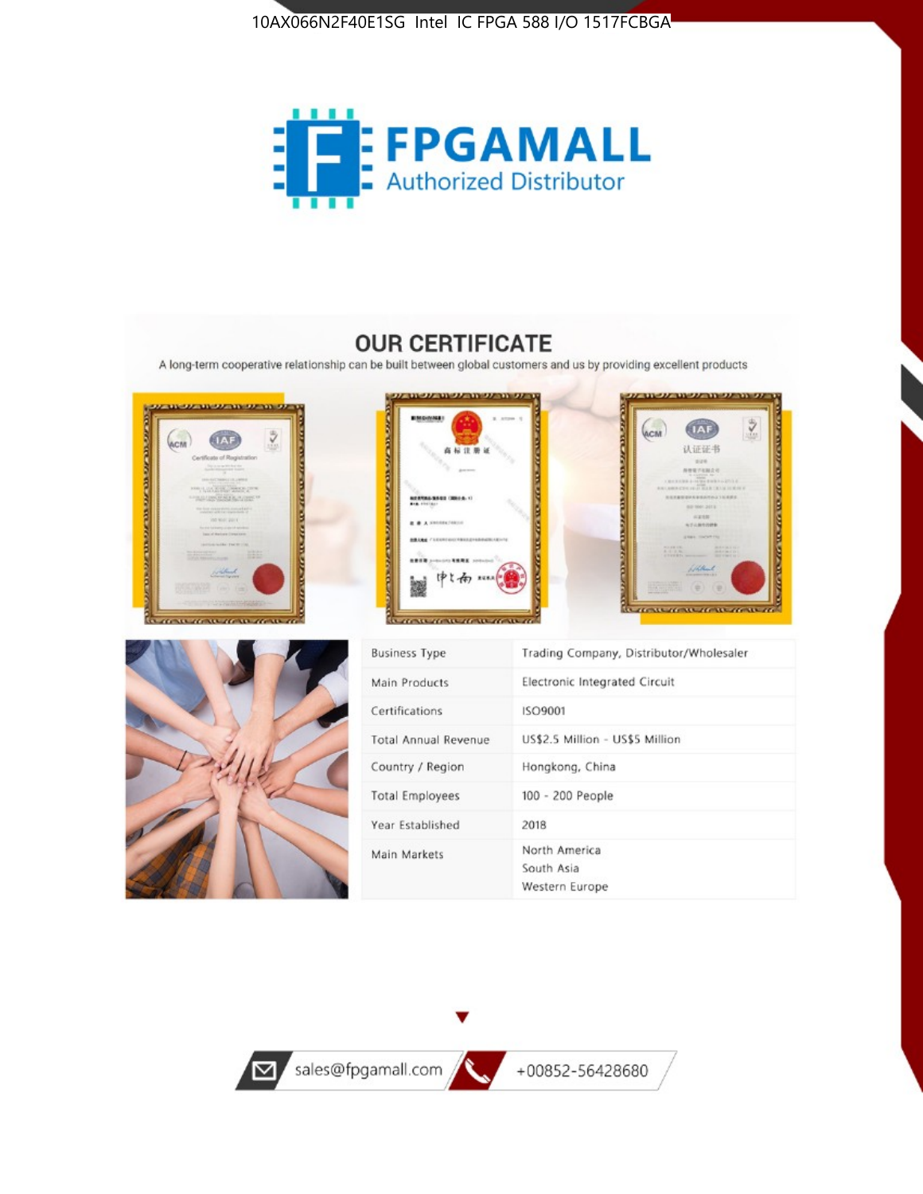FPGAMALL
Authorized Distributor

## OUR CERTIFICATE

A long-term cooperative relationship can be built between global customers and us by providing excellent products

| | |
|---|---|
| Business Type | Trading Company, Distributor/Wholesaler |
| Main Products | Electronic Integrated Circuit |
| Certifications | ISO9001 |
| Total Annual Revenue | US$2.5 Million - US$5 Million |
| Country / Region | Hongkong, China |
| Total Employees | 100 - 200 People |
| Year Established | 2018 |
| Main Markets | North America<br>South Asia<br>Western Europe |

sales@fpgamall.com

+00852-56428680